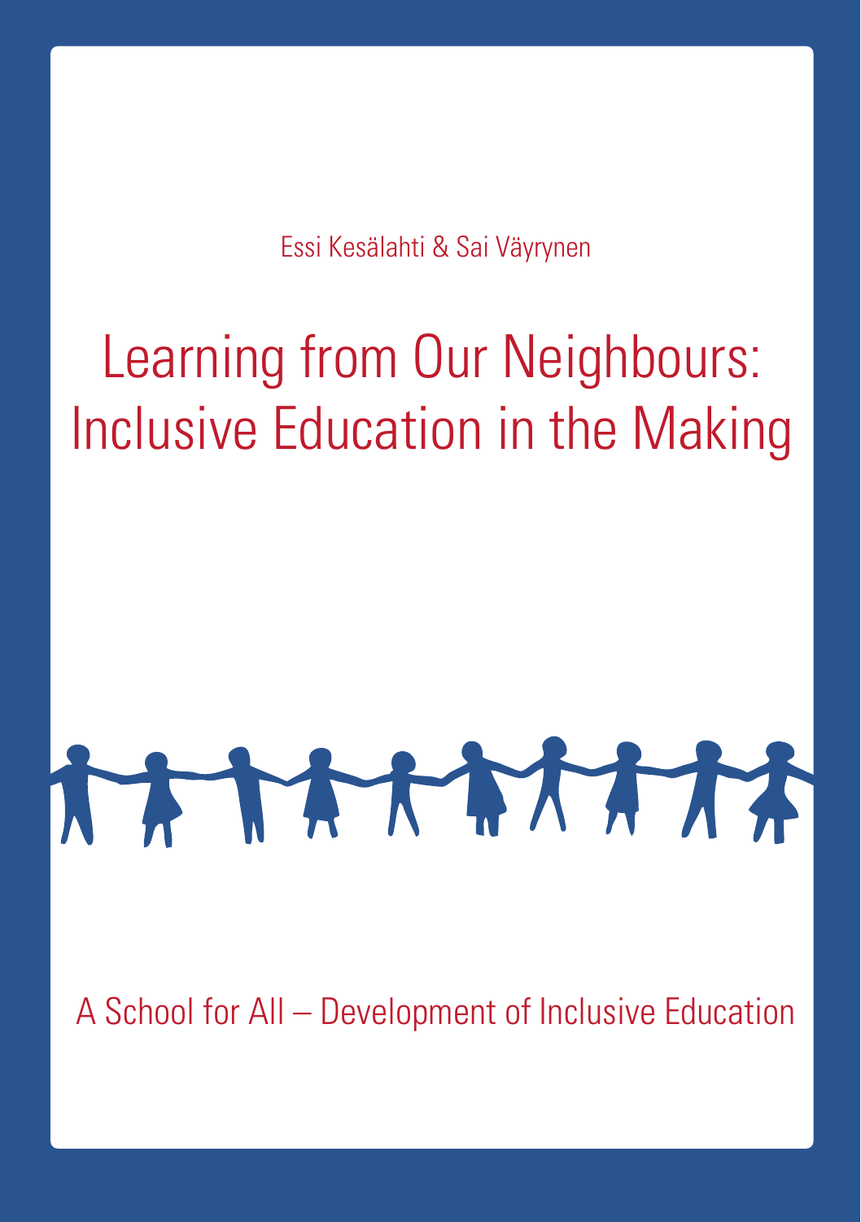Essi Kesälahti & Sai Väyrynen

# Learning from Our Neighbours: Inclusive Education in the Making

A School for All – Development of Inclusive Education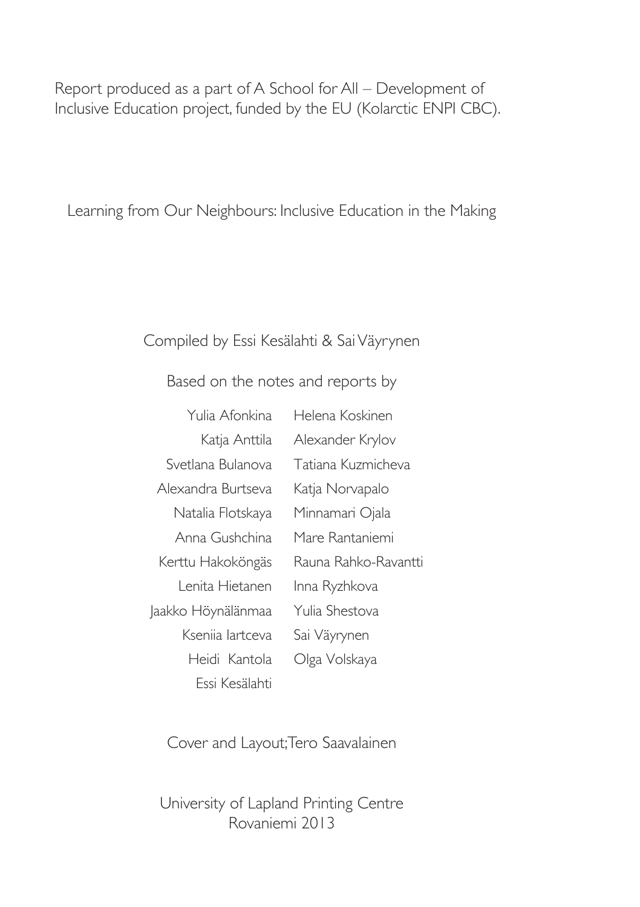Report produced as a part of A School for All – Development of Inclusive Education project, funded by the EU (Kolarctic ENPI CBC).

Learning from Our Neighbours: Inclusive Education in the Making

Compiled by Essi Kesälahti & Sai Väyrynen

Based on the notes and reports by

Yulia Afonkina
Katja Anttila
Svetlana Bulanova
Alexandra Burtseva
Natalia Flotskaya
Anna Gushchina
Kerttu Hakoköngäs
Lenita Hietanen
Jaakko Höynälänmaa
Kseniia Iartceva
Heidi Kantola
Essi Kesälahti
Helena Koskinen
Alexander Krylov
Tatiana Kuzmicheva
Katja Norvapalo
Minnamari Ojala
Mare Rantaniemi
Rauna Rahko-Ravantti
Inna Ryzhkova
Yulia Shestova
Sai Väyrynen
Olga Volskaya

Cover and Layout;Tero Saavalainen

University of Lapland Printing Centre
Rovaniemi 2013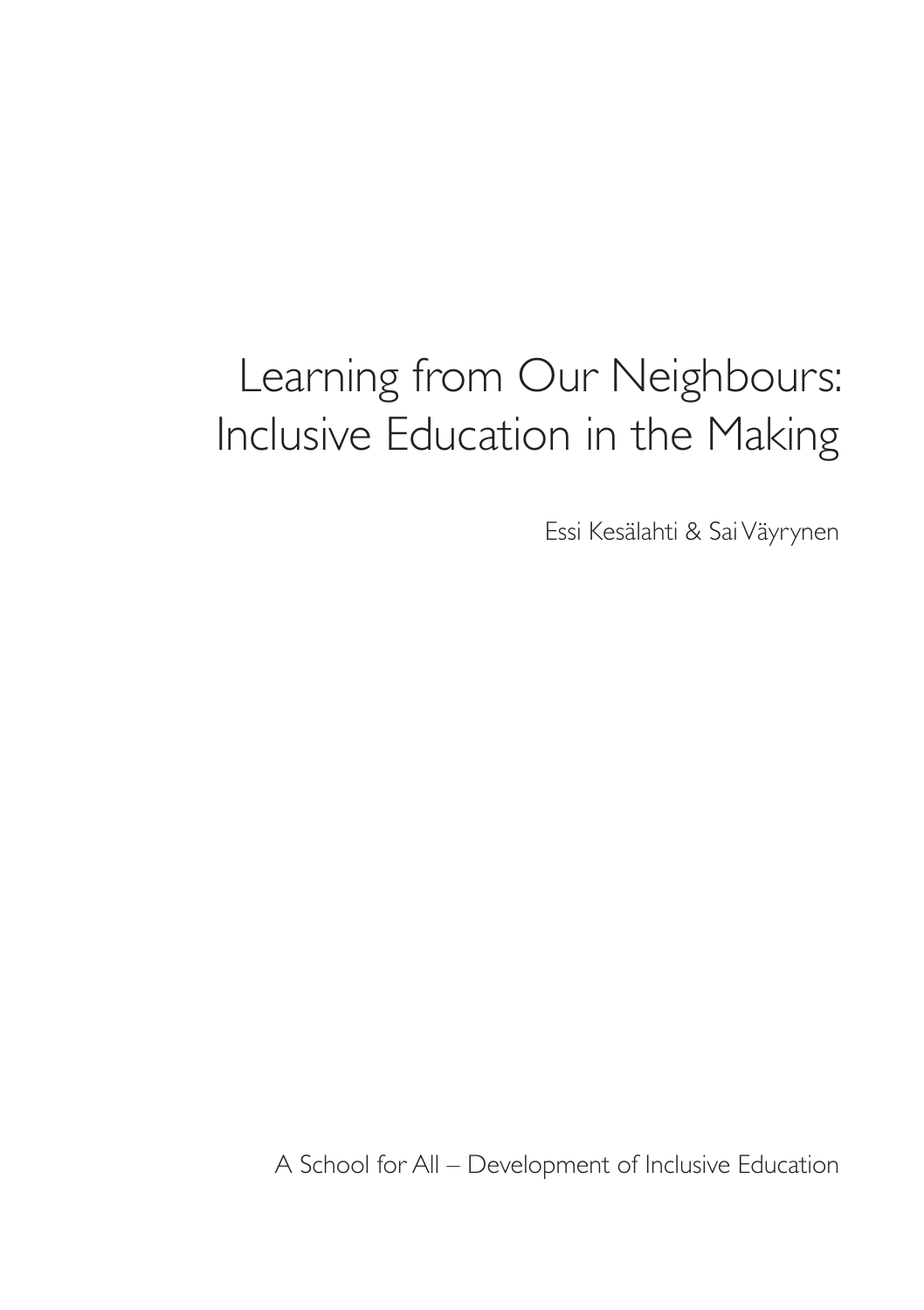# Learning from Our Neighbours: Inclusive Education in the Making

Essi Kesälahti & Sai Väyrynen

A School for All – Development of Inclusive Education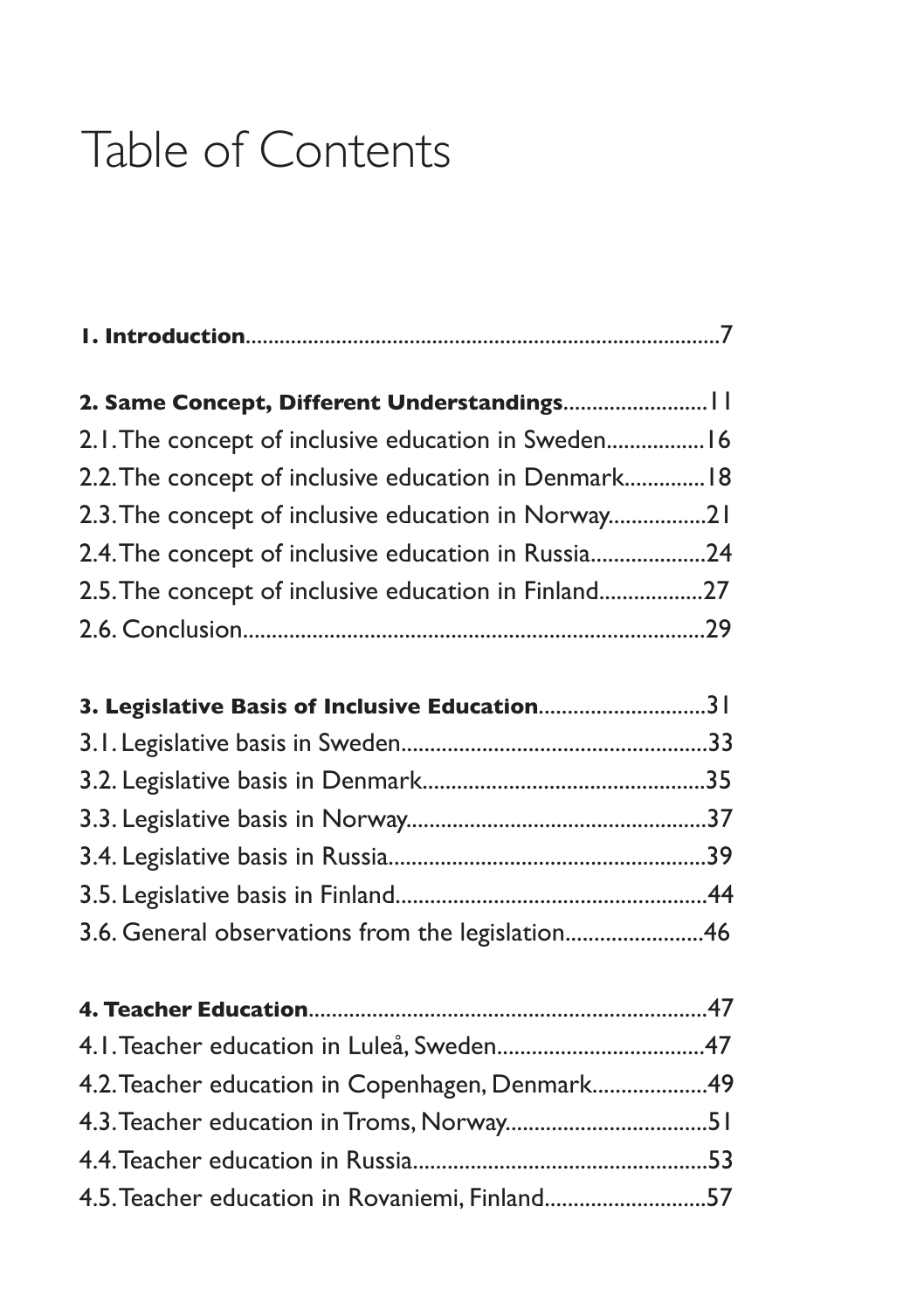# Table of Contents

**1. Introduction**.....7

**2. Same Concept, Different Understandings**.....11

2.1. The concept of inclusive education in Sweden.....16

2.2. The concept of inclusive education in Denmark.....18

2.3. The concept of inclusive education in Norway.....21

2.4. The concept of inclusive education in Russia.....24

2.5. The concept of inclusive education in Finland.....27

2.6. Conclusion.....29

**3. Legislative Basis of Inclusive Education**.....31

3.1. Legislative basis in Sweden.....33

3.2. Legislative basis in Denmark.....35

3.3. Legislative basis in Norway.....37

3.4. Legislative basis in Russia.....39

3.5. Legislative basis in Finland.....44

3.6. General observations from the legislation.....46

**4. Teacher Education**.....47

4.1. Teacher education in Luleå, Sweden.....47

4.2. Teacher education in Copenhagen, Denmark.....49

4.3. Teacher education in Troms, Norway.....51

4.4. Teacher education in Russia.....53

4.5. Teacher education in Rovaniemi, Finland.....57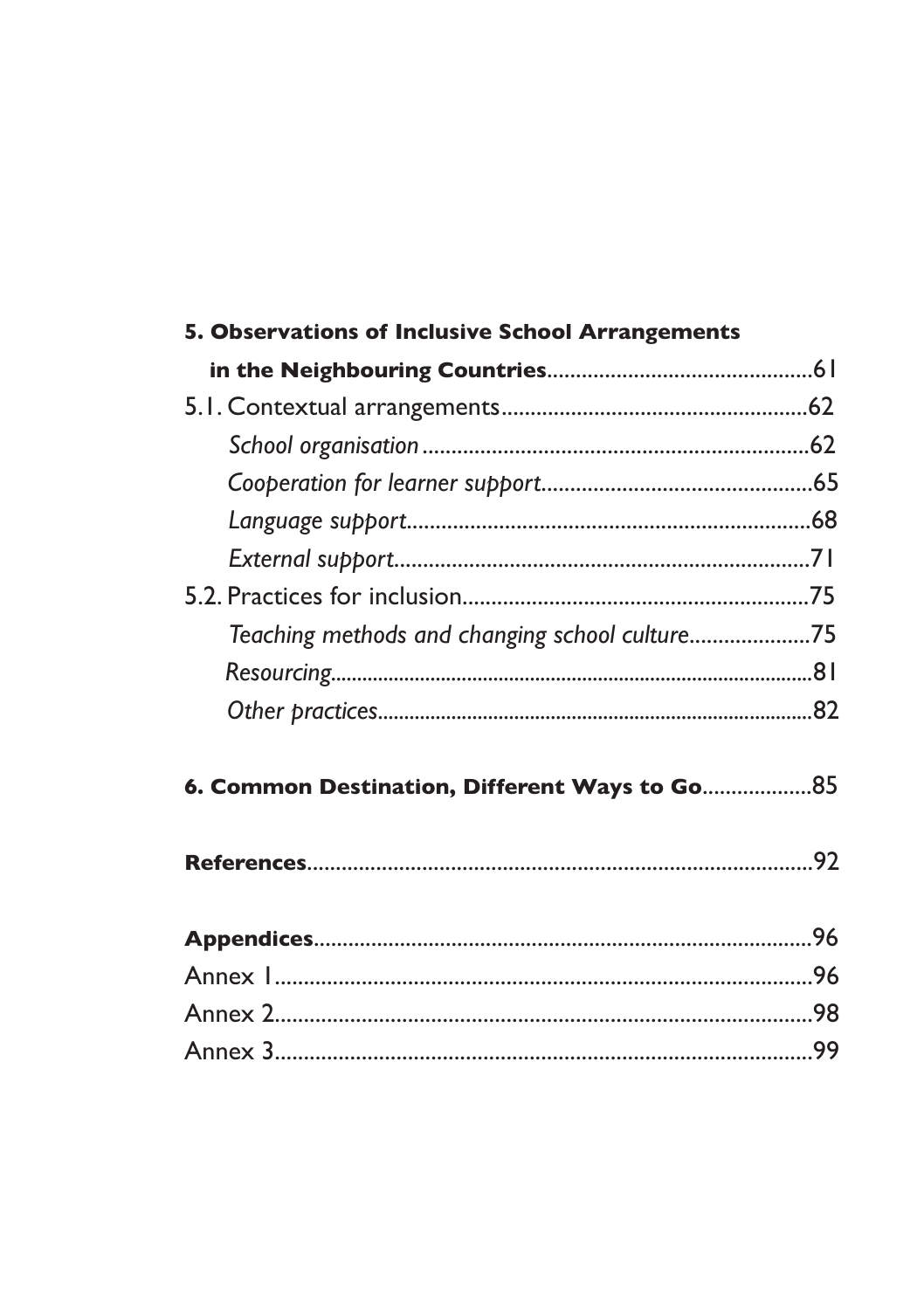**5. Observations of Inclusive School Arrangements in the Neighbouring Countries**.............................................61

5.1. Contextual arrangements....................................................62

*School organisation*....................................................................62

*Cooperation for learner support*...............................................65

*Language support*......................................................................68

*External support*.........................................................................71

5.2. Practices for inclusion............................................................75

*Teaching methods and changing school culture*.....................75

*Resourcing*...................................................................................81

*Other practices*............................................................................82

**6. Common Destination, Different Ways to Go**..................85

**References**..........................................................................................92

**Appendices**.......................................................................................96

Annex 1..............................................................................................96

Annex 2..............................................................................................98

Annex 3..............................................................................................99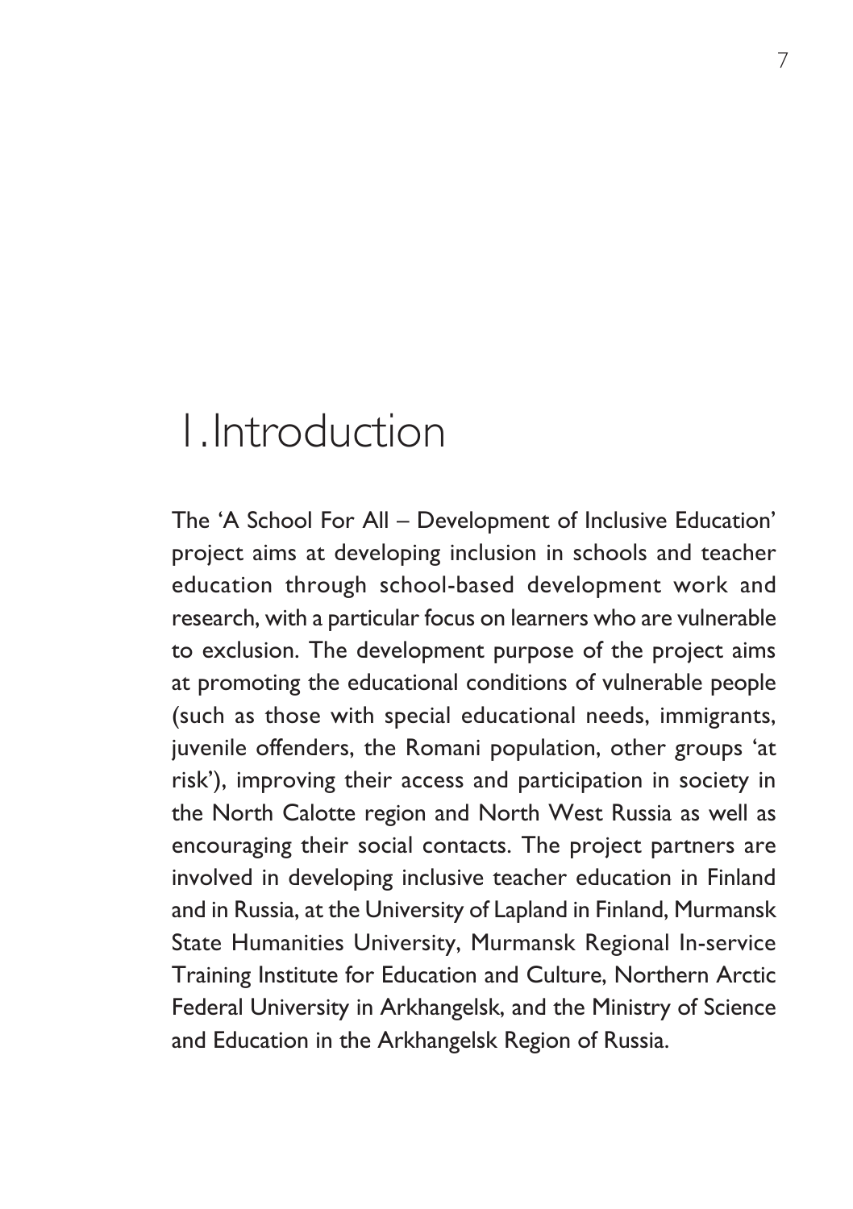# 1. Introduction

The 'A School For All – Development of Inclusive Education' project aims at developing inclusion in schools and teacher education through school-based development work and research, with a particular focus on learners who are vulnerable to exclusion. The development purpose of the project aims at promoting the educational conditions of vulnerable people (such as those with special educational needs, immigrants, juvenile offenders, the Romani population, other groups 'at risk'), improving their access and participation in society in the North Calotte region and North West Russia as well as encouraging their social contacts. The project partners are involved in developing inclusive teacher education in Finland and in Russia, at the University of Lapland in Finland, Murmansk State Humanities University, Murmansk Regional In-service Training Institute for Education and Culture, Northern Arctic Federal University in Arkhangelsk, and the Ministry of Science and Education in the Arkhangelsk Region of Russia.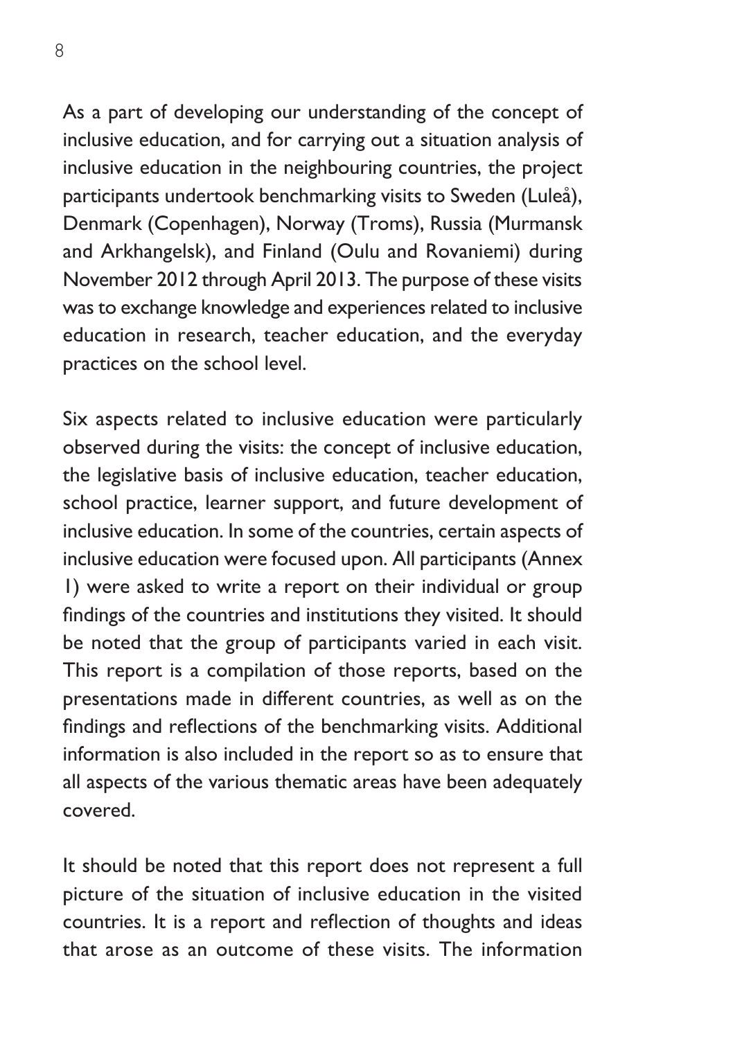As a part of developing our understanding of the concept of inclusive education, and for carrying out a situation analysis of inclusive education in the neighbouring countries, the project participants undertook benchmarking visits to Sweden (Luleå), Denmark (Copenhagen), Norway (Troms), Russia (Murmansk and Arkhangelsk), and Finland (Oulu and Rovaniemi) during November 2012 through April 2013. The purpose of these visits was to exchange knowledge and experiences related to inclusive education in research, teacher education, and the everyday practices on the school level.

Six aspects related to inclusive education were particularly observed during the visits: the concept of inclusive education, the legislative basis of inclusive education, teacher education, school practice, learner support, and future development of inclusive education. In some of the countries, certain aspects of inclusive education were focused upon. All participants (Annex 1) were asked to write a report on their individual or group findings of the countries and institutions they visited. It should be noted that the group of participants varied in each visit. This report is a compilation of those reports, based on the presentations made in different countries, as well as on the findings and reflections of the benchmarking visits. Additional information is also included in the report so as to ensure that all aspects of the various thematic areas have been adequately covered.

It should be noted that this report does not represent a full picture of the situation of inclusive education in the visited countries. It is a report and reflection of thoughts and ideas that arose as an outcome of these visits. The information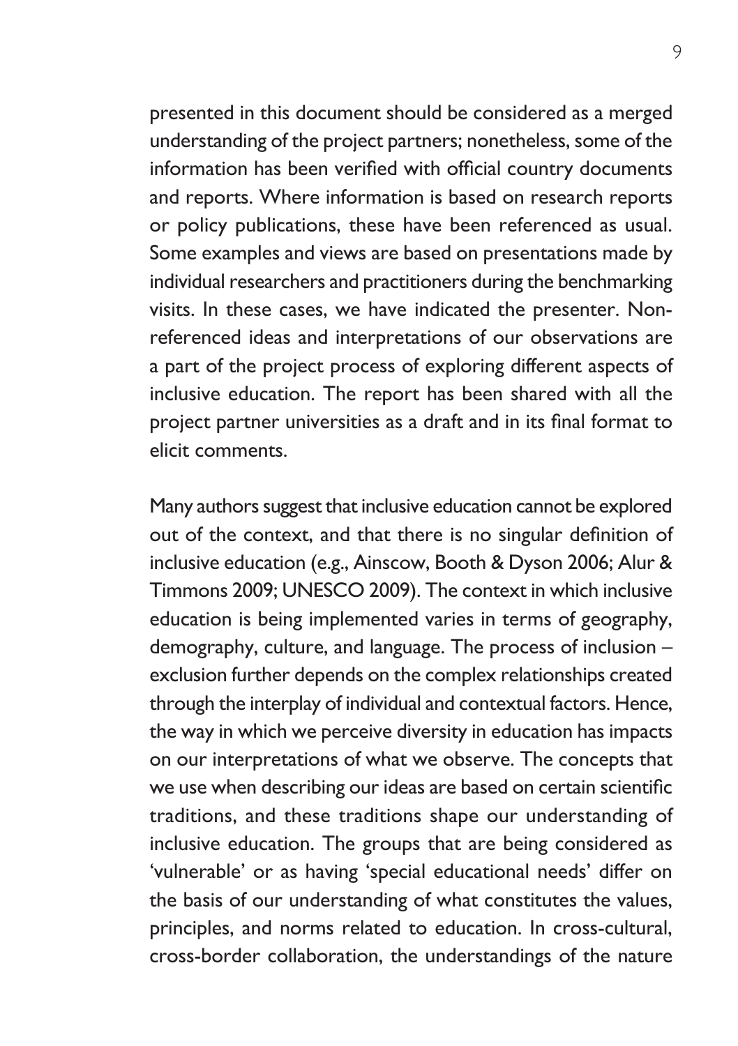presented in this document should be considered as a merged understanding of the project partners; nonetheless, some of the information has been verified with official country documents and reports. Where information is based on research reports or policy publications, these have been referenced as usual. Some examples and views are based on presentations made by individual researchers and practitioners during the benchmarking visits. In these cases, we have indicated the presenter. Non-referenced ideas and interpretations of our observations are a part of the project process of exploring different aspects of inclusive education. The report has been shared with all the project partner universities as a draft and in its final format to elicit comments.

Many authors suggest that inclusive education cannot be explored out of the context, and that there is no singular definition of inclusive education (e.g., Ainscow, Booth & Dyson 2006; Alur & Timmons 2009; UNESCO 2009). The context in which inclusive education is being implemented varies in terms of geography, demography, culture, and language. The process of inclusion – exclusion further depends on the complex relationships created through the interplay of individual and contextual factors. Hence, the way in which we perceive diversity in education has impacts on our interpretations of what we observe. The concepts that we use when describing our ideas are based on certain scientific traditions, and these traditions shape our understanding of inclusive education. The groups that are being considered as 'vulnerable' or as having 'special educational needs' differ on the basis of our understanding of what constitutes the values, principles, and norms related to education. In cross-cultural, cross-border collaboration, the understandings of the nature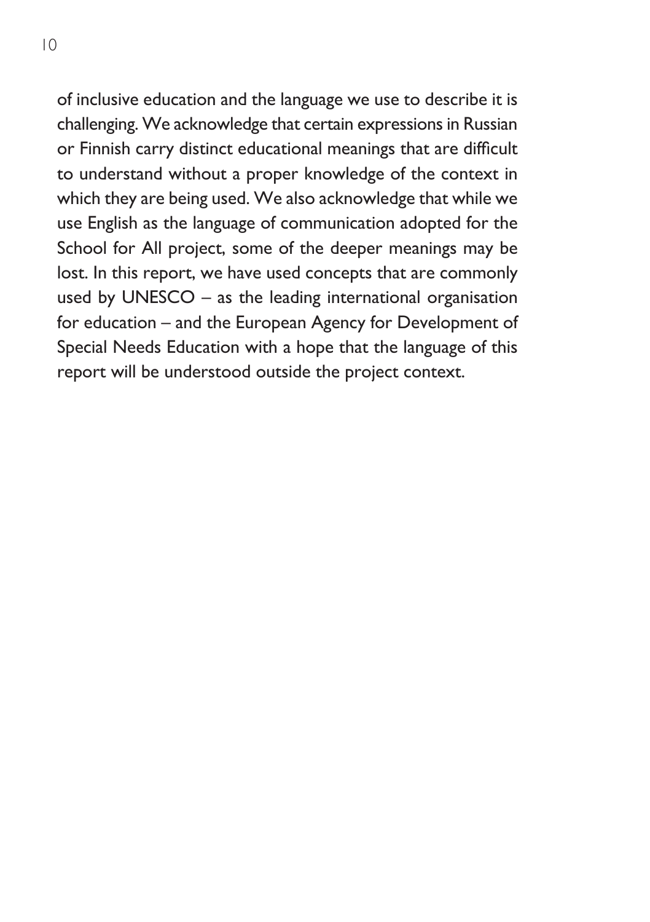of inclusive education and the language we use to describe it is challenging. We acknowledge that certain expressions in Russian or Finnish carry distinct educational meanings that are difficult to understand without a proper knowledge of the context in which they are being used. We also acknowledge that while we use English as the language of communication adopted for the School for All project, some of the deeper meanings may be lost. In this report, we have used concepts that are commonly used by UNESCO – as the leading international organisation for education – and the European Agency for Development of Special Needs Education with a hope that the language of this report will be understood outside the project context.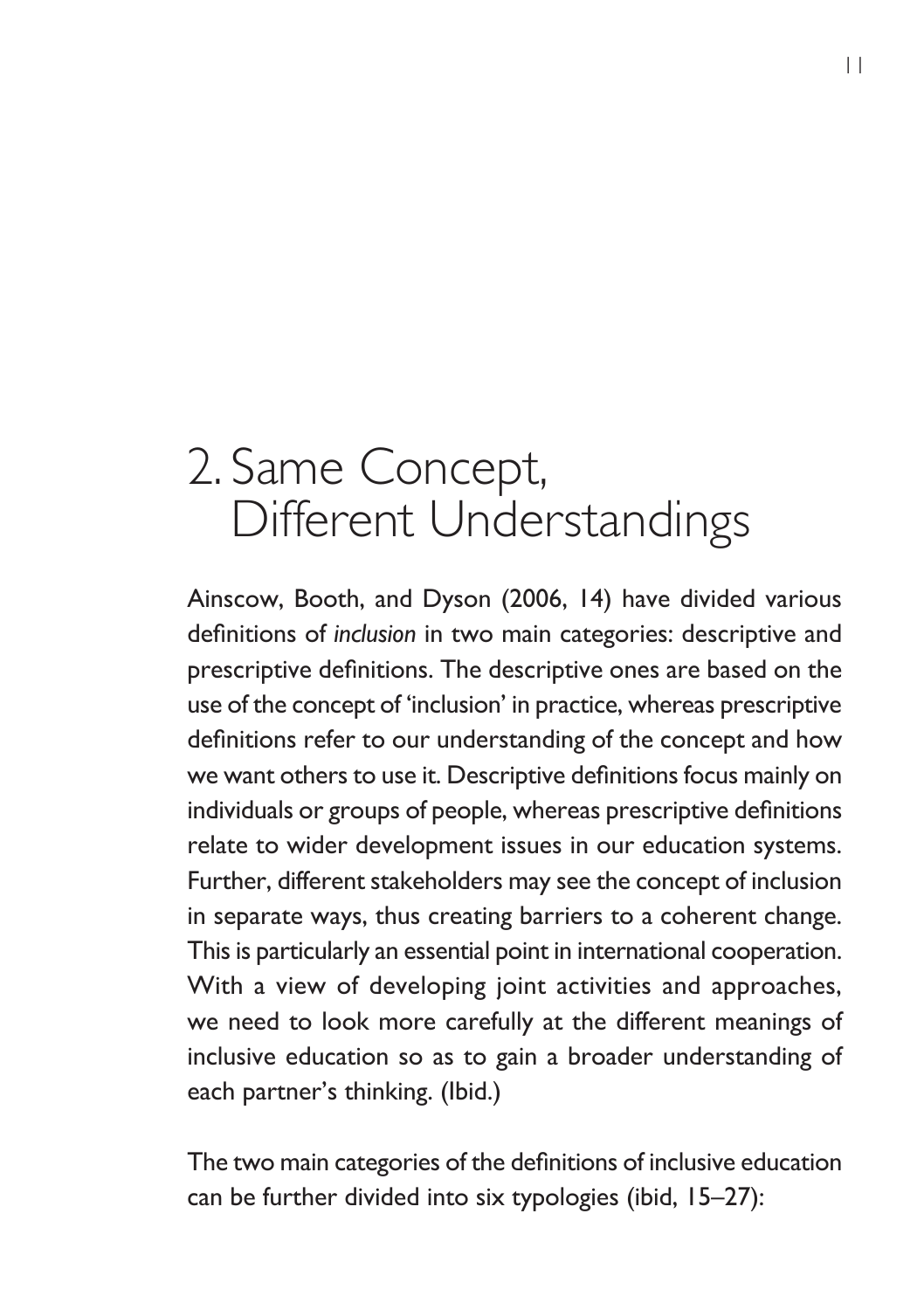# 2. Same Concept, Different Understandings

Ainscow, Booth, and Dyson (2006, 14) have divided various definitions of *inclusion* in two main categories: descriptive and prescriptive definitions. The descriptive ones are based on the use of the concept of 'inclusion' in practice, whereas prescriptive definitions refer to our understanding of the concept and how we want others to use it. Descriptive definitions focus mainly on individuals or groups of people, whereas prescriptive definitions relate to wider development issues in our education systems. Further, different stakeholders may see the concept of inclusion in separate ways, thus creating barriers to a coherent change. This is particularly an essential point in international cooperation. With a view of developing joint activities and approaches, we need to look more carefully at the different meanings of inclusive education so as to gain a broader understanding of each partner's thinking. (Ibid.)

The two main categories of the definitions of inclusive education can be further divided into six typologies (ibid, 15–27):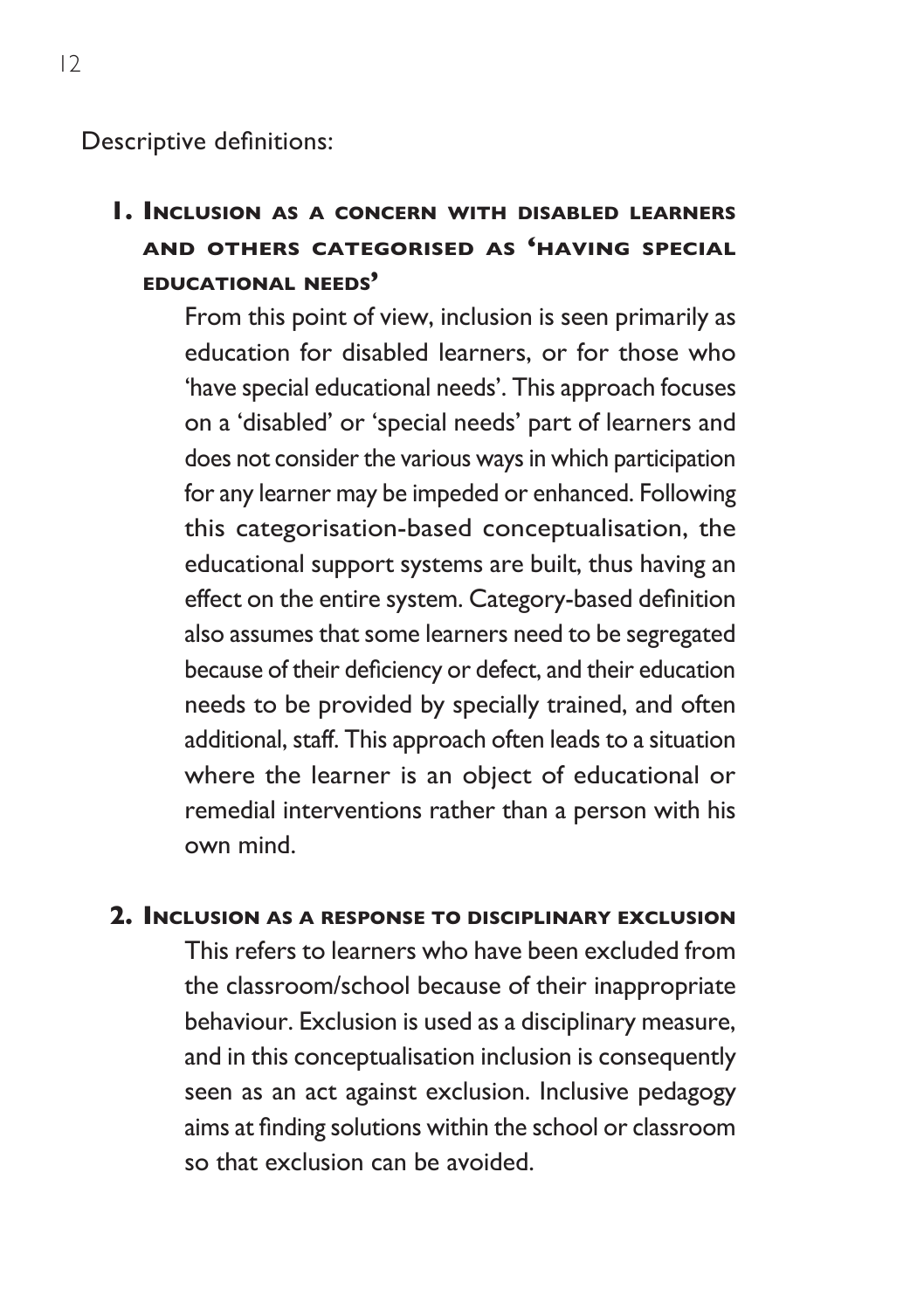Descriptive definitions:

1. **Inclusion as a concern with disabled learners and others categorised as 'having special educational needs'**

   From this point of view, inclusion is seen primarily as education for disabled learners, or for those who 'have special educational needs'. This approach focuses on a 'disabled' or 'special needs' part of learners and does not consider the various ways in which participation for any learner may be impeded or enhanced. Following this categorisation-based conceptualisation, the educational support systems are built, thus having an effect on the entire system. Category-based definition also assumes that some learners need to be segregated because of their deficiency or defect, and their education needs to be provided by specially trained, and often additional, staff. This approach often leads to a situation where the learner is an object of educational or remedial interventions rather than a person with his own mind.

2. **Inclusion as a response to disciplinary exclusion**

   This refers to learners who have been excluded from the classroom/school because of their inappropriate behaviour. Exclusion is used as a disciplinary measure, and in this conceptualisation inclusion is consequently seen as an act against exclusion. Inclusive pedagogy aims at finding solutions within the school or classroom so that exclusion can be avoided.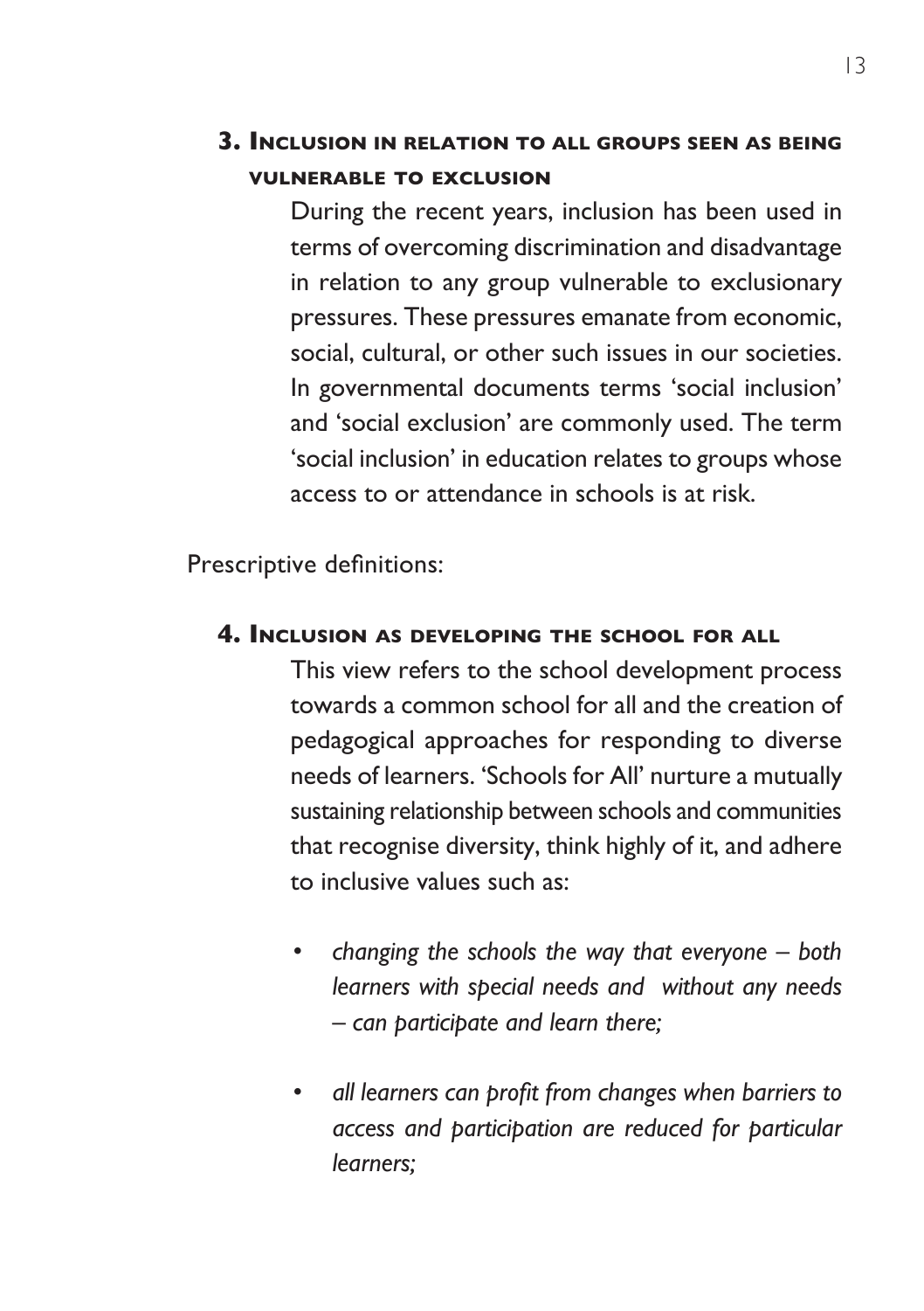### 3. Inclusion in relation to all groups seen as being vulnerable to exclusion

During the recent years, inclusion has been used in terms of overcoming discrimination and disadvantage in relation to any group vulnerable to exclusionary pressures. These pressures emanate from economic, social, cultural, or other such issues in our societies. In governmental documents terms 'social inclusion' and 'social exclusion' are commonly used. The term 'social inclusion' in education relates to groups whose access to or attendance in schools is at risk.

Prescriptive definitions:

### 4. Inclusion as developing the school for all

This view refers to the school development process towards a common school for all and the creation of pedagogical approaches for responding to diverse needs of learners. 'Schools for All' nurture a mutually sustaining relationship between schools and communities that recognise diversity, think highly of it, and adhere to inclusive values such as:

- *changing the schools the way that everyone – both learners with special needs and without any needs – can participate and learn there;*
- *all learners can profit from changes when barriers to access and participation are reduced for particular learners;*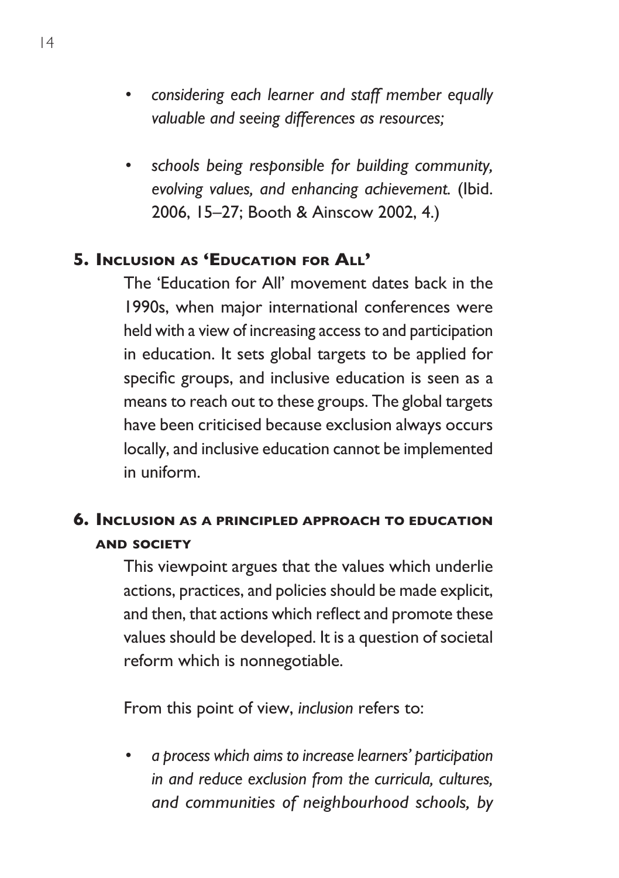- *considering each learner and staff member equally valuable and seeing differences as resources;*
- *schools being responsible for building community, evolving values, and enhancing achievement.* (Ibid. 2006, 15–27; Booth & Ainscow 2002, 4.)

## 5. Inclusion as 'Education for All'

The 'Education for All' movement dates back in the 1990s, when major international conferences were held with a view of increasing access to and participation in education. It sets global targets to be applied for specific groups, and inclusive education is seen as a means to reach out to these groups. The global targets have been criticised because exclusion always occurs locally, and inclusive education cannot be implemented in uniform.

## 6. Inclusion as a principled approach to education and society

This viewpoint argues that the values which underlie actions, practices, and policies should be made explicit, and then, that actions which reflect and promote these values should be developed. It is a question of societal reform which is nonnegotiable.

From this point of view, *inclusion* refers to:

- *a process which aims to increase learners' participation in and reduce exclusion from the curricula, cultures, and communities of neighbourhood schools, by*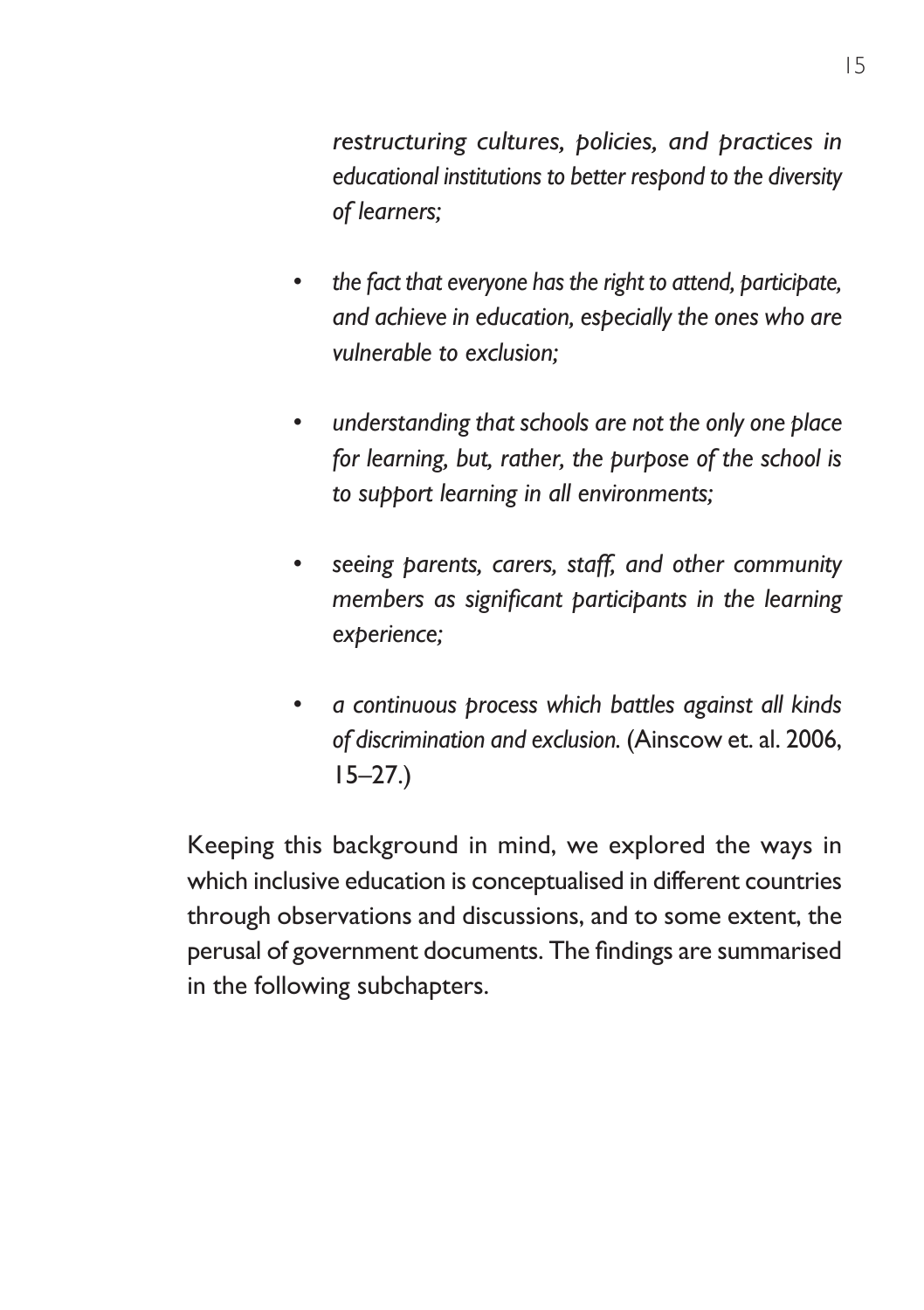*restructuring cultures, policies, and practices in educational institutions to better respond to the diversity of learners;*

- *the fact that everyone has the right to attend, participate, and achieve in education, especially the ones who are vulnerable to exclusion;*
- *understanding that schools are not the only one place for learning, but, rather, the purpose of the school is to support learning in all environments;*
- *seeing parents, carers, staff, and other community members as significant participants in the learning experience;*
- *a continuous process which battles against all kinds of discrimination and exclusion.* (Ainscow et. al. 2006, 15–27.)

Keeping this background in mind, we explored the ways in which inclusive education is conceptualised in different countries through observations and discussions, and to some extent, the perusal of government documents. The findings are summarised in the following subchapters.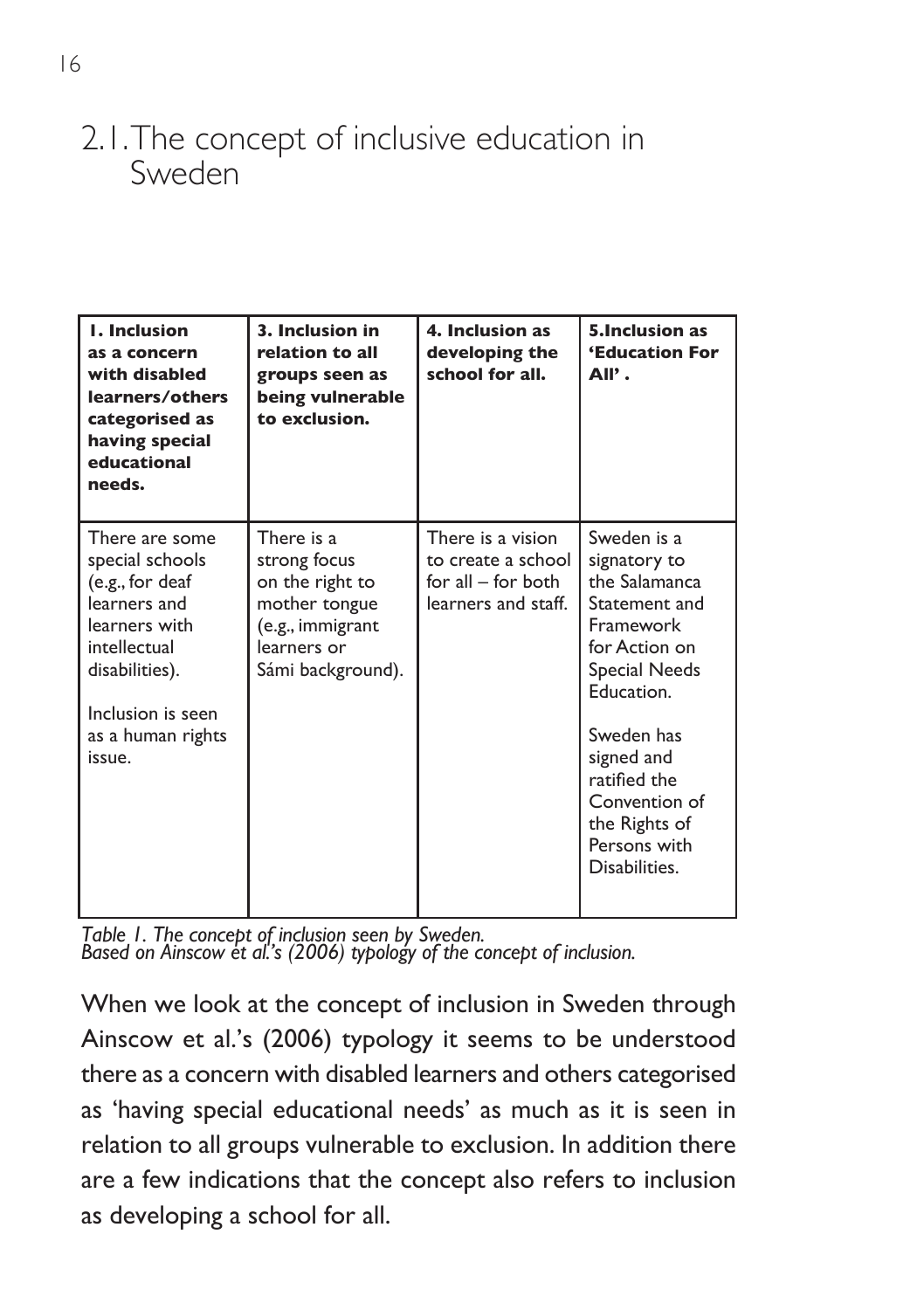## 2.1. The concept of inclusive education in Sweden

| **1. Inclusion as a concern with disabled learners/others categorised as having special educational needs.** | **3. Inclusion in relation to all groups seen as being vulnerable to exclusion.** | **4. Inclusion as developing the school for all.** | **5.Inclusion as 'Education For All' .** |
|---|---|---|---|
| There are some special schools (e.g., for deaf learners and learners with intellectual disabilities).<br><br>Inclusion is seen as a human rights issue. | There is a strong focus on the right to mother tongue (e.g., immigrant learners or Sámi background). | There is a vision to create a school for all – for both learners and staff. | Sweden is a signatory to the Salamanca Statement and Framework for Action on Special Needs Education.<br><br>Sweden has signed and ratified the Convention of the Rights of Persons with Disabilities. |

*Table 1. The concept of inclusion seen by Sweden.*
*Based on Ainscow et al.'s (2006) typology of the concept of inclusion.*

When we look at the concept of inclusion in Sweden through Ainscow et al.'s (2006) typology it seems to be understood there as a concern with disabled learners and others categorised as 'having special educational needs' as much as it is seen in relation to all groups vulnerable to exclusion. In addition there are a few indications that the concept also refers to inclusion as developing a school for all.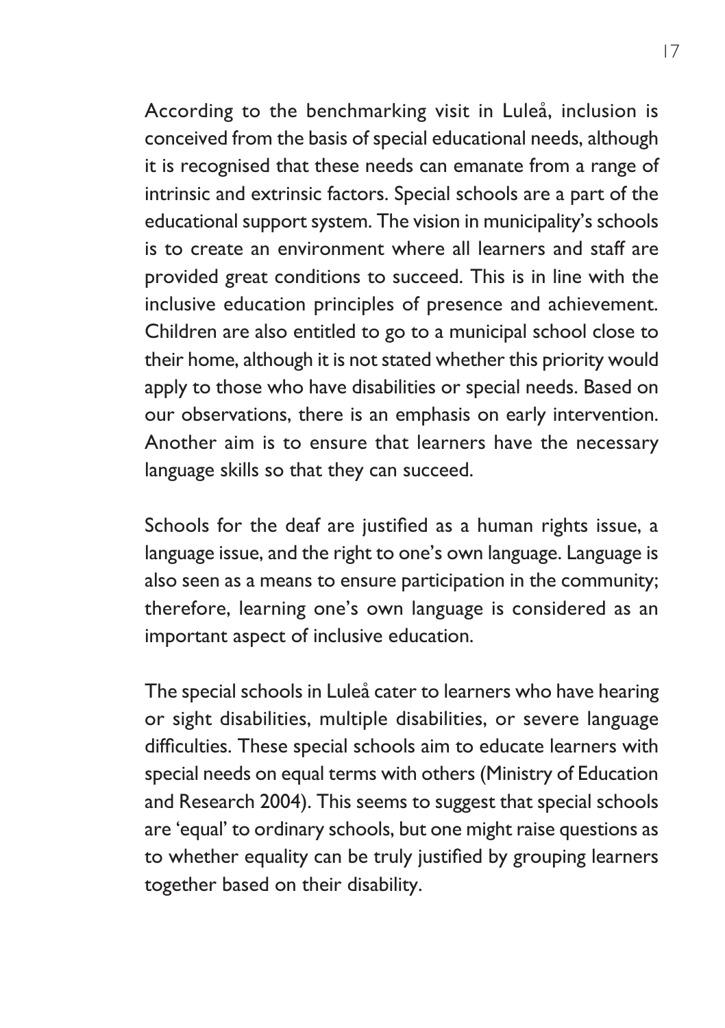According to the benchmarking visit in Luleå, inclusion is conceived from the basis of special educational needs, although it is recognised that these needs can emanate from a range of intrinsic and extrinsic factors. Special schools are a part of the educational support system. The vision in municipality's schools is to create an environment where all learners and staff are provided great conditions to succeed. This is in line with the inclusive education principles of presence and achievement. Children are also entitled to go to a municipal school close to their home, although it is not stated whether this priority would apply to those who have disabilities or special needs. Based on our observations, there is an emphasis on early intervention. Another aim is to ensure that learners have the necessary language skills so that they can succeed.

Schools for the deaf are justified as a human rights issue, a language issue, and the right to one's own language. Language is also seen as a means to ensure participation in the community; therefore, learning one's own language is considered as an important aspect of inclusive education.

The special schools in Luleå cater to learners who have hearing or sight disabilities, multiple disabilities, or severe language difficulties. These special schools aim to educate learners with special needs on equal terms with others (Ministry of Education and Research 2004). This seems to suggest that special schools are 'equal' to ordinary schools, but one might raise questions as to whether equality can be truly justified by grouping learners together based on their disability.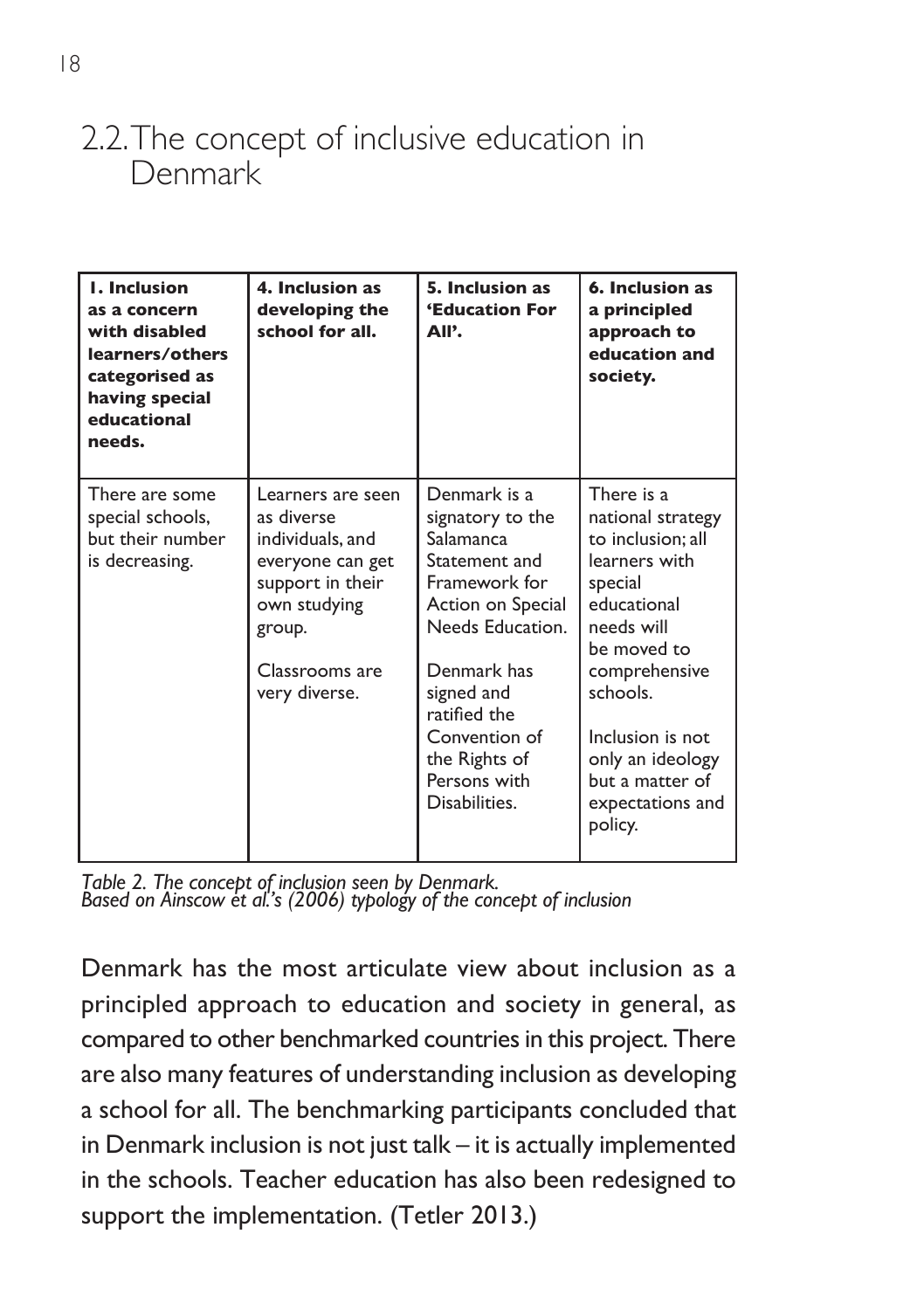## 2.2. The concept of inclusive education in Denmark

| **1. Inclusion as a concern with disabled learners/others categorised as having special educational needs.** | **4. Inclusion as developing the school for all.** | **5. Inclusion as 'Education For All'.** | **6. Inclusion as a principled approach to education and society.** |
|---|---|---|---|
| There are some special schools, but their number is decreasing. | Learners are seen as diverse individuals, and everyone can get support in their own studying group.<br><br>Classrooms are very diverse. | Denmark is a signatory to the Salamanca Statement and Framework for Action on Special Needs Education.<br><br>Denmark has signed and ratified the Convention of the Rights of Persons with Disabilities. | There is a national strategy to inclusion; all learners with special educational needs will be moved to comprehensive schools.<br><br>Inclusion is not only an ideology but a matter of expectations and policy. |

*Table 2. The concept of inclusion seen by Denmark.*
*Based on Ainscow et al.'s (2006) typology of the concept of inclusion*

Denmark has the most articulate view about inclusion as a principled approach to education and society in general, as compared to other benchmarked countries in this project. There are also many features of understanding inclusion as developing a school for all. The benchmarking participants concluded that in Denmark inclusion is not just talk – it is actually implemented in the schools. Teacher education has also been redesigned to support the implementation. (Tetler 2013.)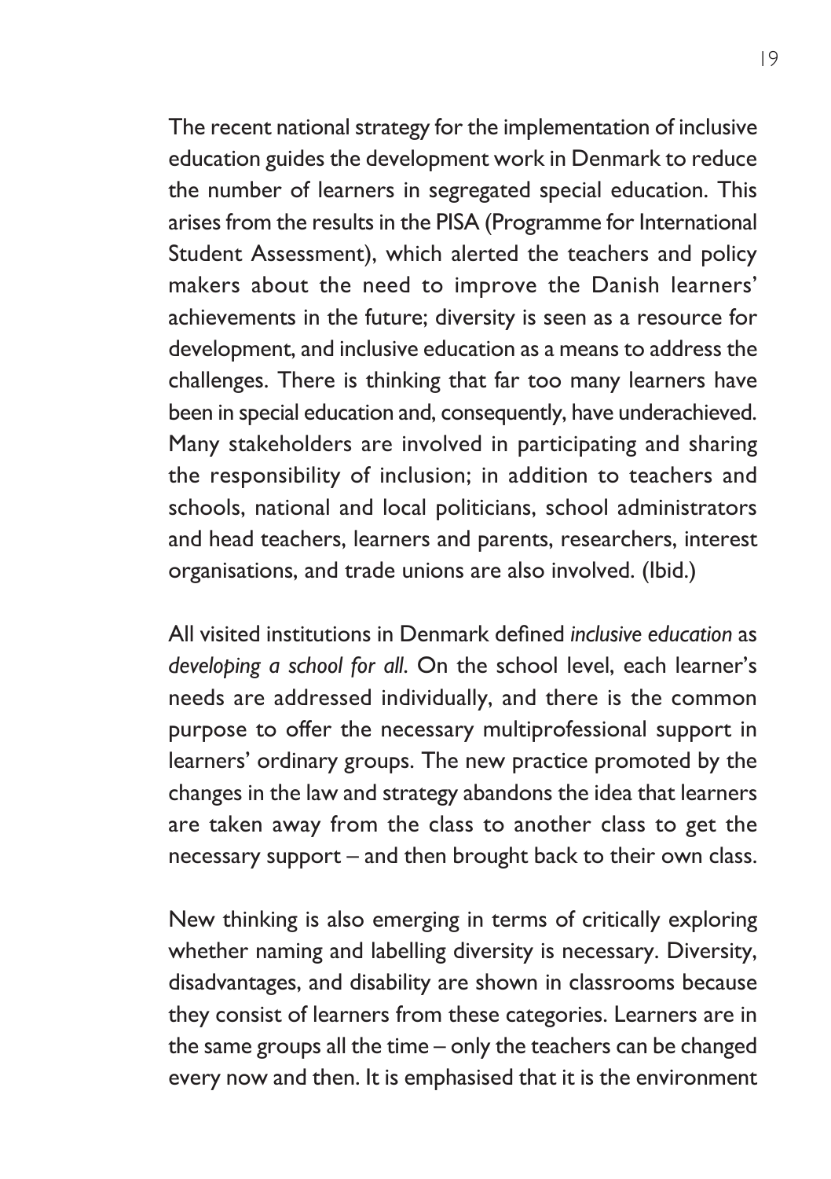The recent national strategy for the implementation of inclusive education guides the development work in Denmark to reduce the number of learners in segregated special education. This arises from the results in the PISA (Programme for International Student Assessment), which alerted the teachers and policy makers about the need to improve the Danish learners' achievements in the future; diversity is seen as a resource for development, and inclusive education as a means to address the challenges. There is thinking that far too many learners have been in special education and, consequently, have underachieved. Many stakeholders are involved in participating and sharing the responsibility of inclusion; in addition to teachers and schools, national and local politicians, school administrators and head teachers, learners and parents, researchers, interest organisations, and trade unions are also involved. (Ibid.)

All visited institutions in Denmark defined *inclusive education* as *developing a school for all*. On the school level, each learner's needs are addressed individually, and there is the common purpose to offer the necessary multiprofessional support in learners' ordinary groups. The new practice promoted by the changes in the law and strategy abandons the idea that learners are taken away from the class to another class to get the necessary support – and then brought back to their own class.

New thinking is also emerging in terms of critically exploring whether naming and labelling diversity is necessary. Diversity, disadvantages, and disability are shown in classrooms because they consist of learners from these categories. Learners are in the same groups all the time – only the teachers can be changed every now and then. It is emphasised that it is the environment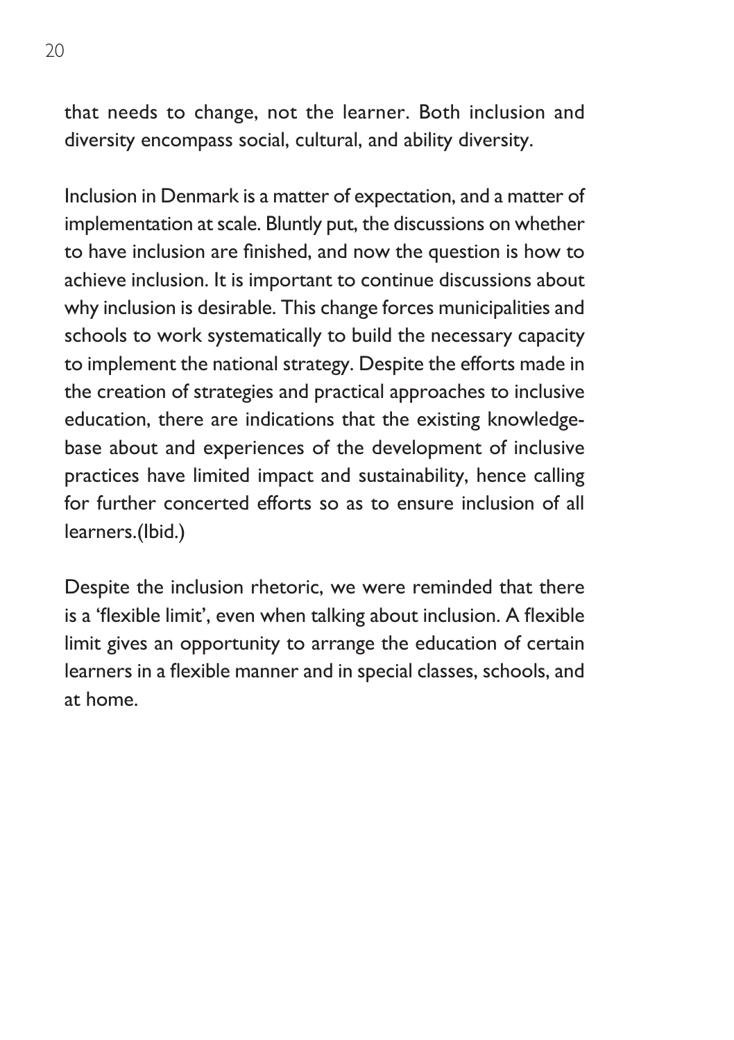that needs to change, not the learner. Both inclusion and diversity encompass social, cultural, and ability diversity.

Inclusion in Denmark is a matter of expectation, and a matter of implementation at scale. Bluntly put, the discussions on whether to have inclusion are finished, and now the question is how to achieve inclusion. It is important to continue discussions about why inclusion is desirable. This change forces municipalities and schools to work systematically to build the necessary capacity to implement the national strategy. Despite the efforts made in the creation of strategies and practical approaches to inclusive education, there are indications that the existing knowledge-base about and experiences of the development of inclusive practices have limited impact and sustainability, hence calling for further concerted efforts so as to ensure inclusion of all learners.(Ibid.)

Despite the inclusion rhetoric, we were reminded that there is a 'flexible limit', even when talking about inclusion. A flexible limit gives an opportunity to arrange the education of certain learners in a flexible manner and in special classes, schools, and at home.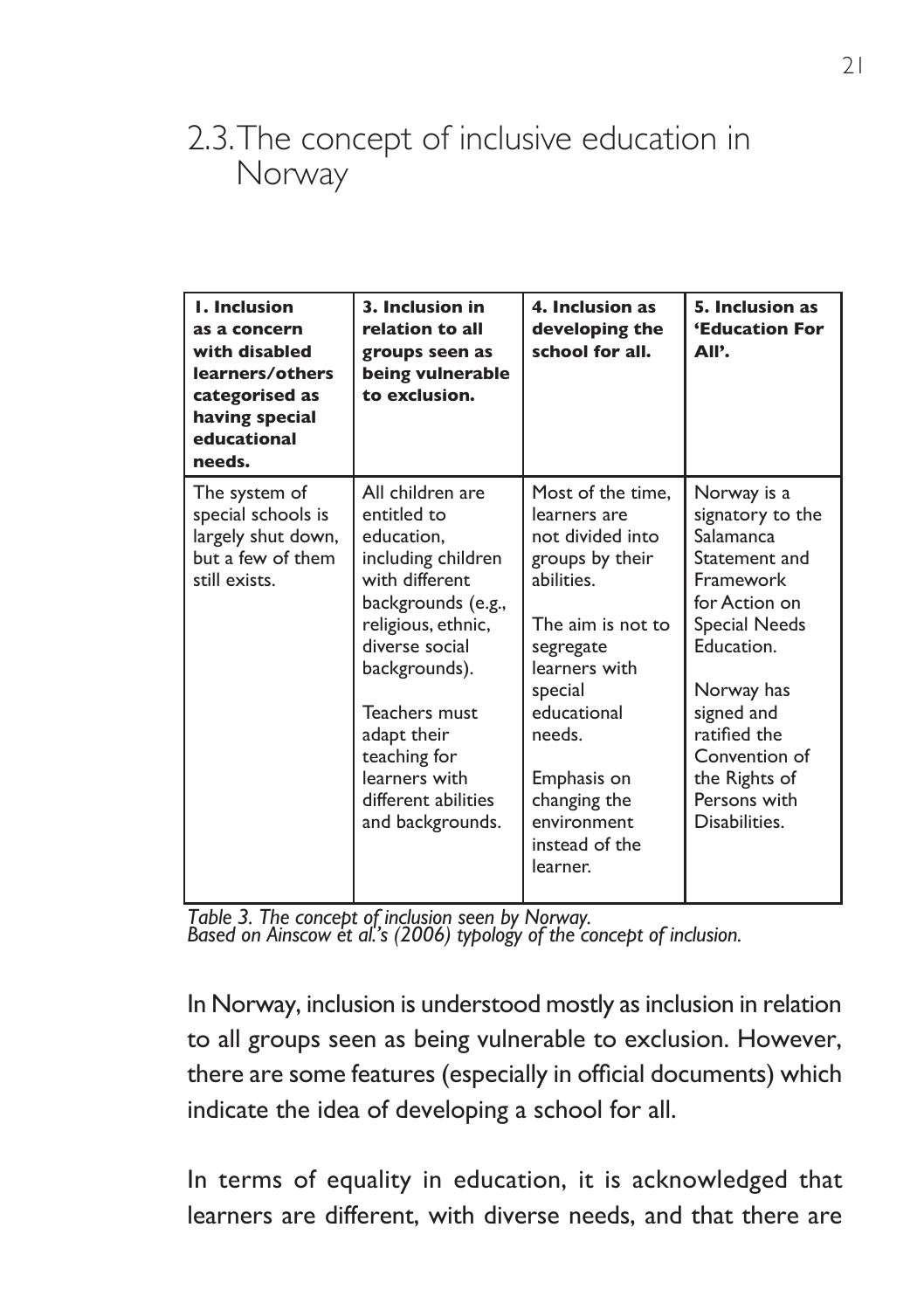## 2.3. The concept of inclusive education in Norway

| **1. Inclusion as a concern with disabled learners/others categorised as having special educational needs.** | **3. Inclusion in relation to all groups seen as being vulnerable to exclusion.** | **4. Inclusion as developing the school for all.** | **5. Inclusion as 'Education For All'.** |
|---|---|---|---|
| The system of special schools is largely shut down, but a few of them still exists. | All children are entitled to education, including children with different backgrounds (e.g., religious, ethnic, diverse social backgrounds).<br><br>Teachers must adapt their teaching for learners with different abilities and backgrounds. | Most of the time, learners are not divided into groups by their abilities.<br><br>The aim is not to segregate learners with special educational needs.<br><br>Emphasis on changing the environment instead of the learner. | Norway is a signatory to the Salamanca Statement and Framework for Action on Special Needs Education.<br><br>Norway has signed and ratified the Convention of the Rights of Persons with Disabilities. |

*Table 3. The concept of inclusion seen by Norway.*
*Based on Ainscow et al.'s (2006) typology of the concept of inclusion.*

In Norway, inclusion is understood mostly as inclusion in relation to all groups seen as being vulnerable to exclusion. However, there are some features (especially in official documents) which indicate the idea of developing a school for all.

In terms of equality in education, it is acknowledged that learners are different, with diverse needs, and that there are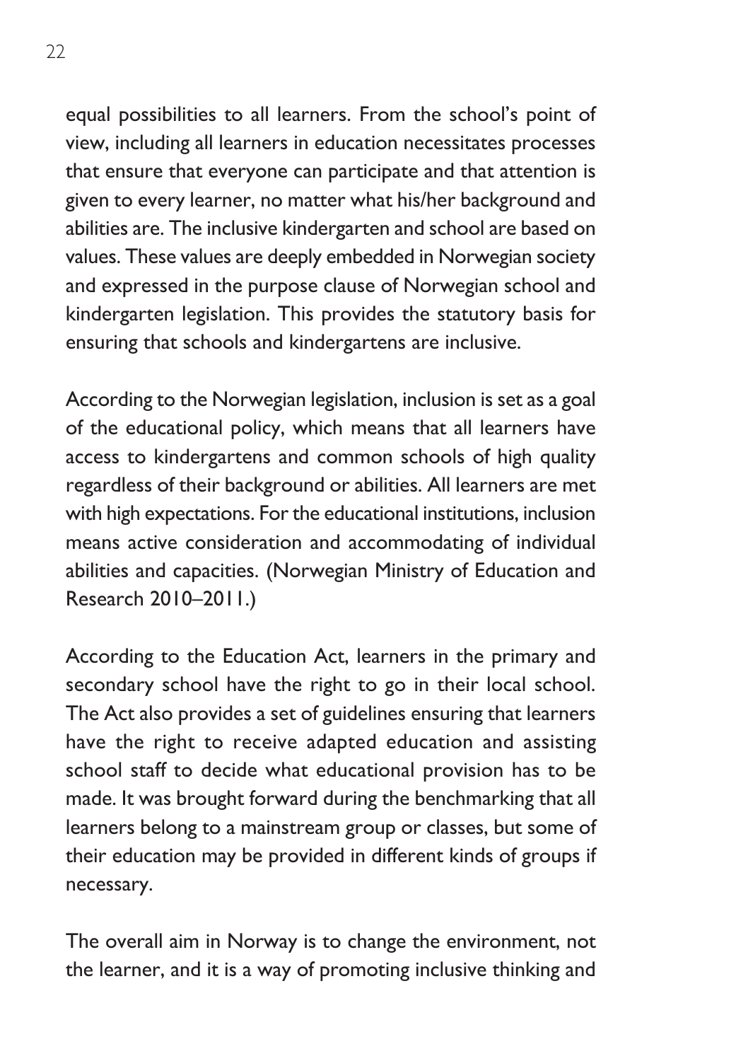equal possibilities to all learners. From the school's point of view, including all learners in education necessitates processes that ensure that everyone can participate and that attention is given to every learner, no matter what his/her background and abilities are. The inclusive kindergarten and school are based on values. These values are deeply embedded in Norwegian society and expressed in the purpose clause of Norwegian school and kindergarten legislation. This provides the statutory basis for ensuring that schools and kindergartens are inclusive.

According to the Norwegian legislation, inclusion is set as a goal of the educational policy, which means that all learners have access to kindergartens and common schools of high quality regardless of their background or abilities. All learners are met with high expectations. For the educational institutions, inclusion means active consideration and accommodating of individual abilities and capacities. (Norwegian Ministry of Education and Research 2010–2011.)

According to the Education Act, learners in the primary and secondary school have the right to go in their local school. The Act also provides a set of guidelines ensuring that learners have the right to receive adapted education and assisting school staff to decide what educational provision has to be made. It was brought forward during the benchmarking that all learners belong to a mainstream group or classes, but some of their education may be provided in different kinds of groups if necessary.

The overall aim in Norway is to change the environment, not the learner, and it is a way of promoting inclusive thinking and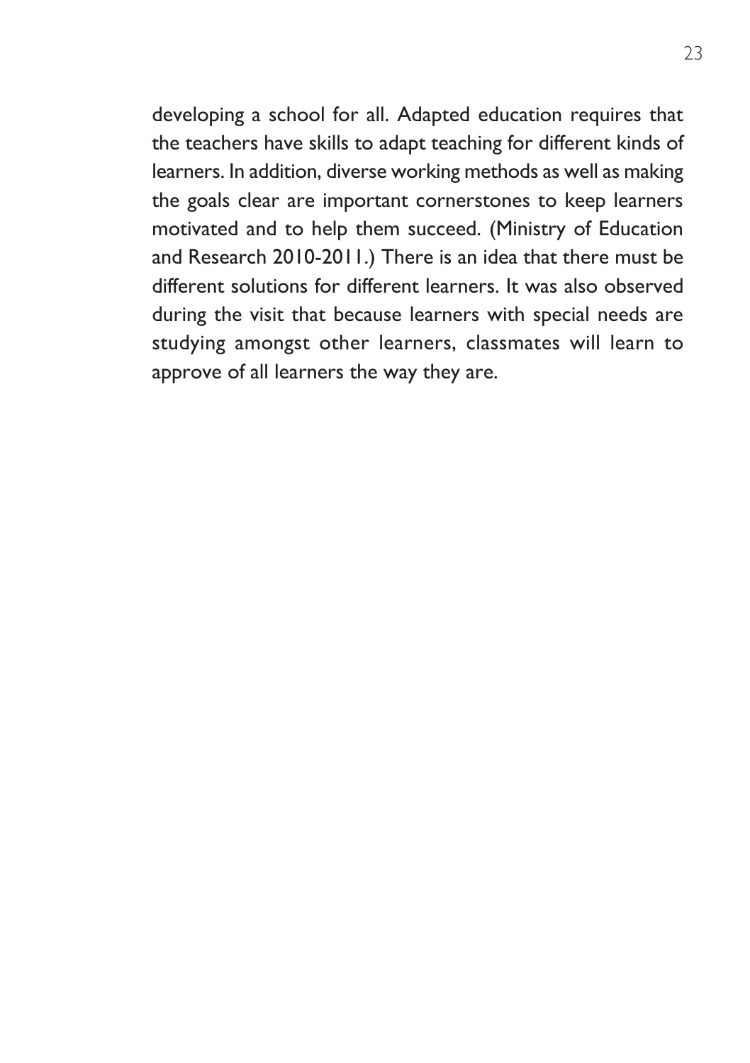developing a school for all. Adapted education requires that the teachers have skills to adapt teaching for different kinds of learners. In addition, diverse working methods as well as making the goals clear are important cornerstones to keep learners motivated and to help them succeed. (Ministry of Education and Research 2010-2011.) There is an idea that there must be different solutions for different learners. It was also observed during the visit that because learners with special needs are studying amongst other learners, classmates will learn to approve of all learners the way they are.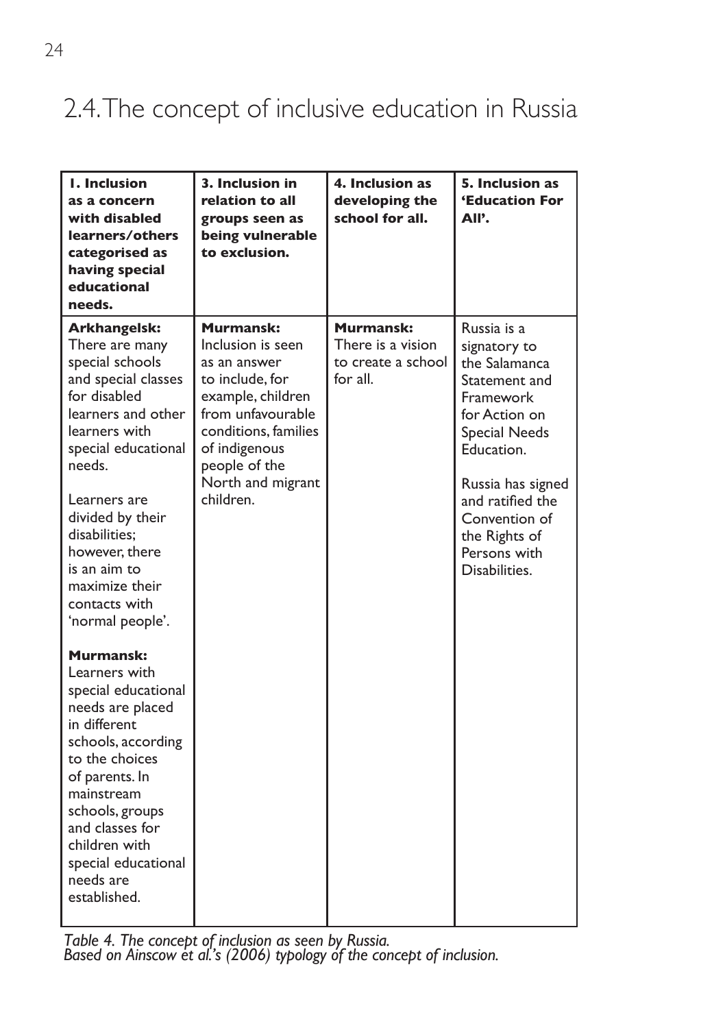## 2.4. The concept of inclusive education in Russia

| **1. Inclusion as a concern with disabled learners/others categorised as having special educational needs.** | **3. Inclusion in relation to all groups seen as being vulnerable to exclusion.** | **4. Inclusion as developing the school for all.** | **5. Inclusion as 'Education For All'.** |
|---|---|---|---|
| **Arkhangelsk:** There are many special schools and special classes for disabled learners and other learners with special educational needs.<br><br>Learners are divided by their disabilities; however, there is an aim to maximize their contacts with 'normal people'.<br><br>**Murmansk:** Learners with special educational needs are placed in different schools, according to the choices of parents. In mainstream schools, groups and classes for children with special educational needs are established. | **Murmansk:** Inclusion is seen as an answer to include, for example, children from unfavourable conditions, families of indigenous people of the North and migrant children. | **Murmansk:** There is a vision to create a school for all. | Russia is a signatory to the Salamanca Statement and Framework for Action on Special Needs Education.<br><br>Russia has signed and ratified the Convention of the Rights of Persons with Disabilities. |

*Table 4. The concept of inclusion as seen by Russia.*
*Based on Ainscow et al.'s (2006) typology of the concept of inclusion.*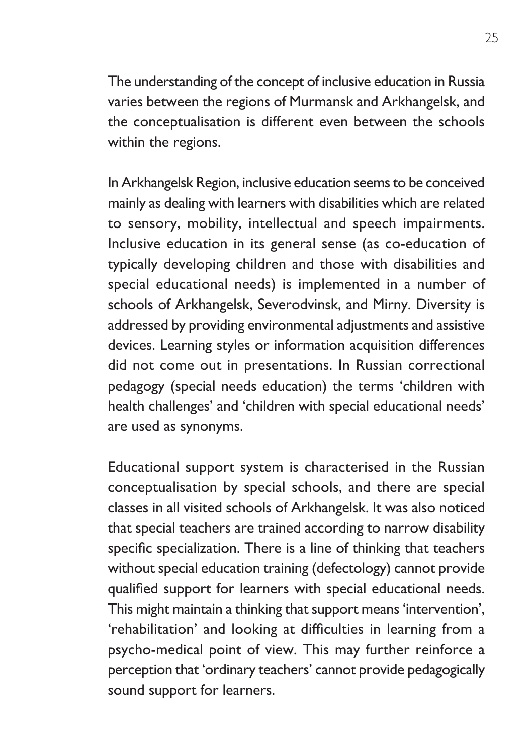The understanding of the concept of inclusive education in Russia varies between the regions of Murmansk and Arkhangelsk, and the conceptualisation is different even between the schools within the regions.

In Arkhangelsk Region, inclusive education seems to be conceived mainly as dealing with learners with disabilities which are related to sensory, mobility, intellectual and speech impairments. Inclusive education in its general sense (as co-education of typically developing children and those with disabilities and special educational needs) is implemented in a number of schools of Arkhangelsk, Severodvinsk, and Mirny. Diversity is addressed by providing environmental adjustments and assistive devices. Learning styles or information acquisition differences did not come out in presentations. In Russian correctional pedagogy (special needs education) the terms 'children with health challenges' and 'children with special educational needs' are used as synonyms.

Educational support system is characterised in the Russian conceptualisation by special schools, and there are special classes in all visited schools of Arkhangelsk. It was also noticed that special teachers are trained according to narrow disability specific specialization. There is a line of thinking that teachers without special education training (defectology) cannot provide qualified support for learners with special educational needs. This might maintain a thinking that support means 'intervention', 'rehabilitation' and looking at difficulties in learning from a psycho-medical point of view. This may further reinforce a perception that 'ordinary teachers' cannot provide pedagogically sound support for learners.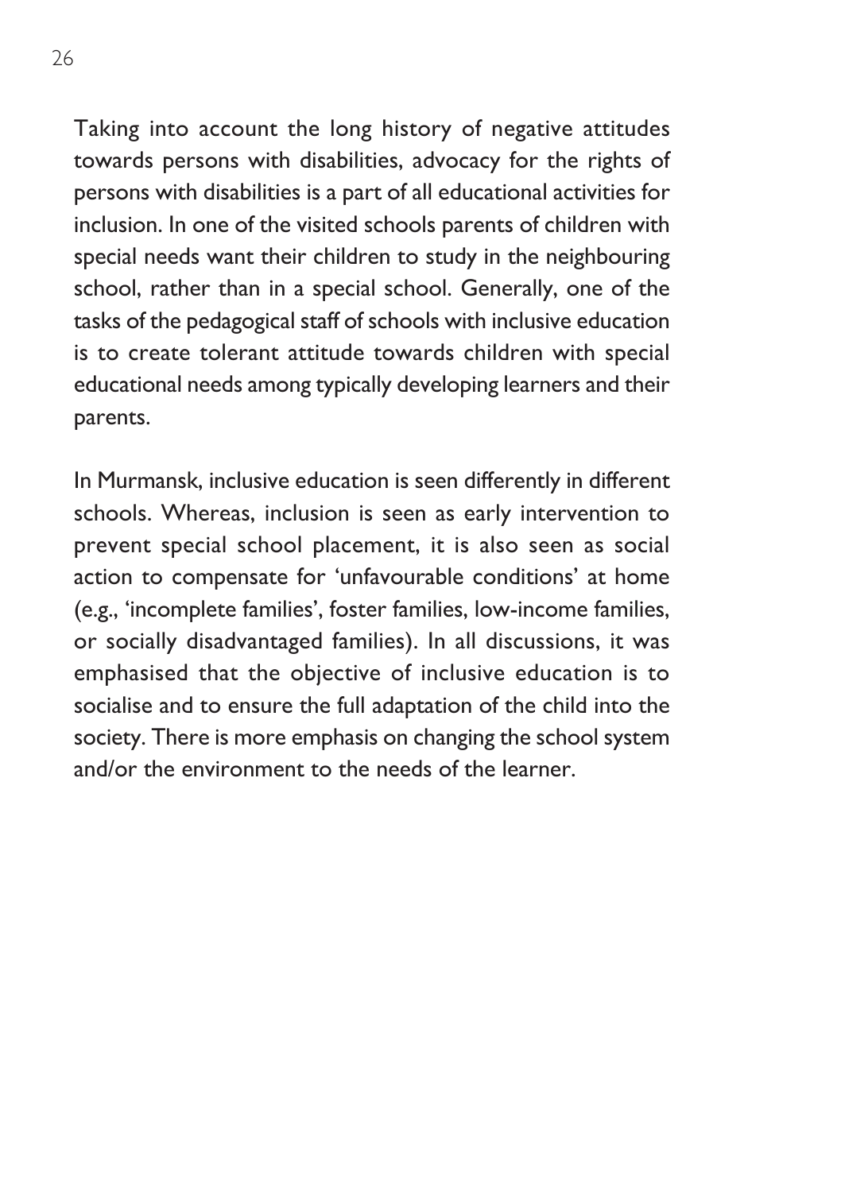Taking into account the long history of negative attitudes towards persons with disabilities, advocacy for the rights of persons with disabilities is a part of all educational activities for inclusion. In one of the visited schools parents of children with special needs want their children to study in the neighbouring school, rather than in a special school. Generally, one of the tasks of the pedagogical staff of schools with inclusive education is to create tolerant attitude towards children with special educational needs among typically developing learners and their parents.

In Murmansk, inclusive education is seen differently in different schools. Whereas, inclusion is seen as early intervention to prevent special school placement, it is also seen as social action to compensate for 'unfavourable conditions' at home (e.g., 'incomplete families', foster families, low-income families, or socially disadvantaged families). In all discussions, it was emphasised that the objective of inclusive education is to socialise and to ensure the full adaptation of the child into the society. There is more emphasis on changing the school system and/or the environment to the needs of the learner.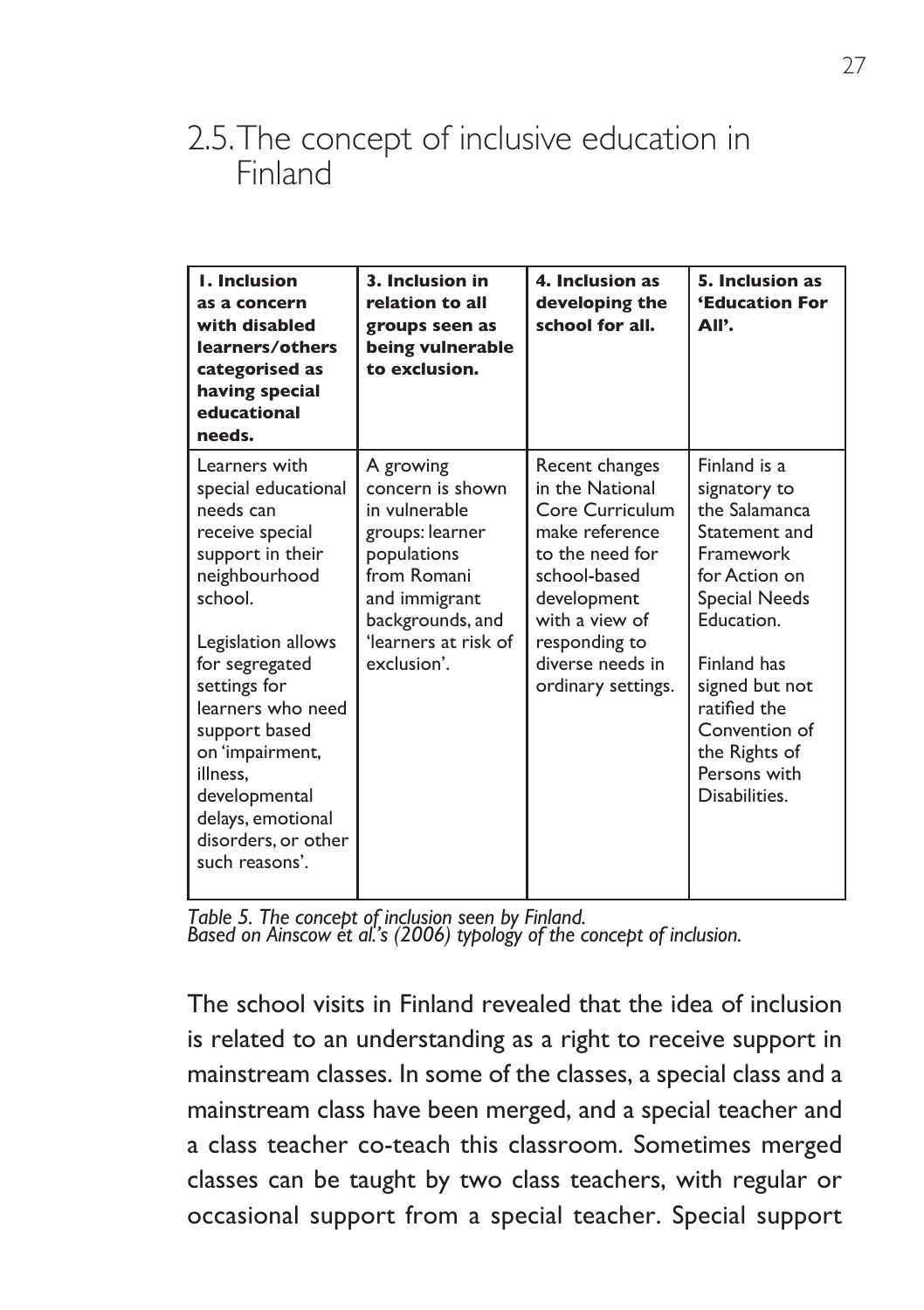## 2.5. The concept of inclusive education in Finland

| 1. Inclusion as a concern with disabled learners/others categorised as having special educational needs. | 3. Inclusion in relation to all groups seen as being vulnerable to exclusion. | 4. Inclusion as developing the school for all. | 5. Inclusion as 'Education For All'. |
|---|---|---|---|
| Learners with special educational needs can receive special support in their neighbourhood school.<br><br>Legislation allows for segregated settings for learners who need support based on 'impairment, illness, developmental delays, emotional disorders, or other such reasons'. | A growing concern is shown in vulnerable groups: learner populations from Romani and immigrant backgrounds, and 'learners at risk of exclusion'. | Recent changes in the National Core Curriculum make reference to the need for school-based development with a view of responding to diverse needs in ordinary settings. | Finland is a signatory to the Salamanca Statement and Framework for Action on Special Needs Education.<br><br>Finland has signed but not ratified the Convention of the Rights of Persons with Disabilities. |

*Table 5. The concept of inclusion seen by Finland.*
*Based on Ainscow et al.'s (2006) typology of the concept of inclusion.*

The school visits in Finland revealed that the idea of inclusion is related to an understanding as a right to receive support in mainstream classes. In some of the classes, a special class and a mainstream class have been merged, and a special teacher and a class teacher co-teach this classroom. Sometimes merged classes can be taught by two class teachers, with regular or occasional support from a special teacher. Special support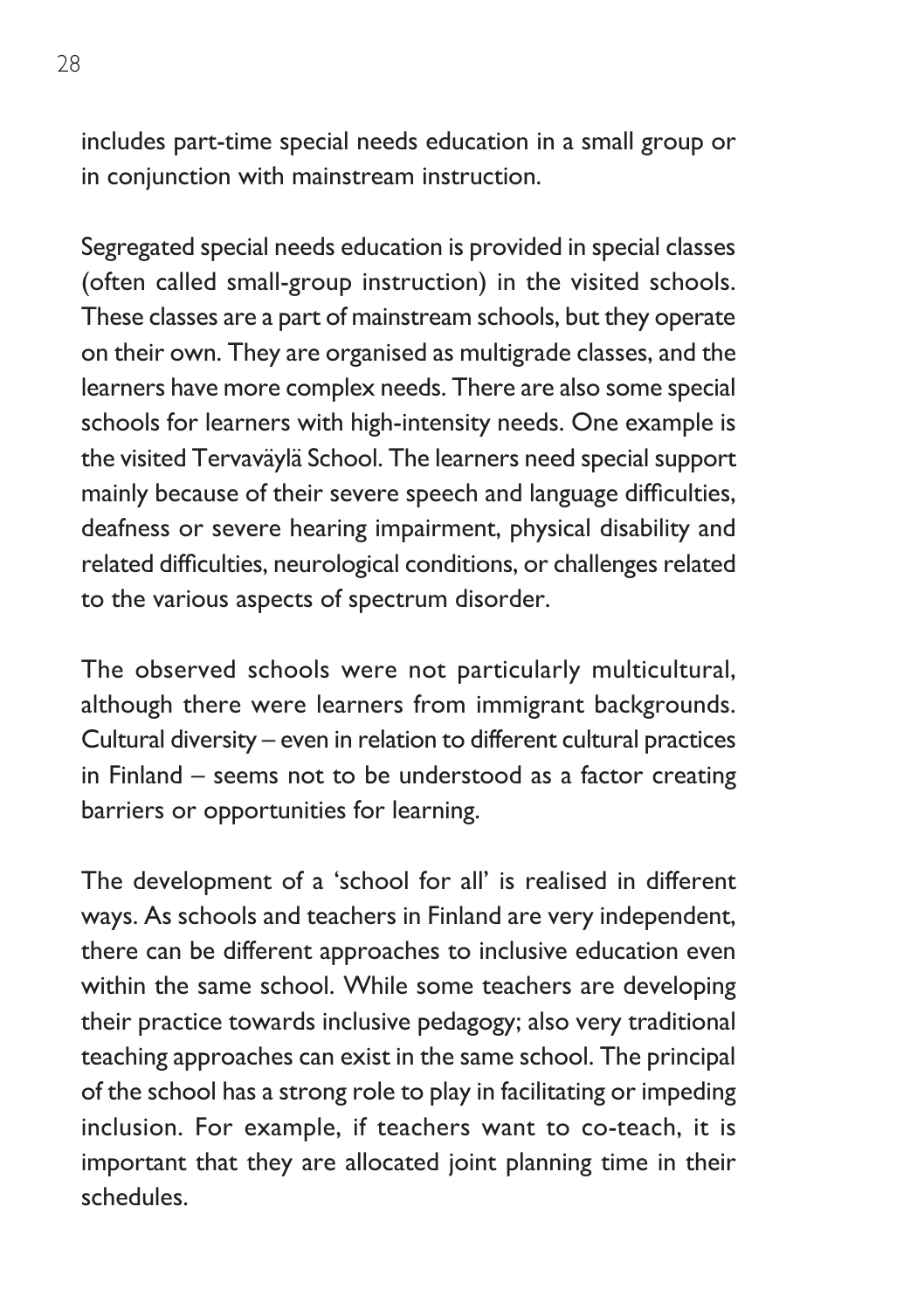includes part-time special needs education in a small group or in conjunction with mainstream instruction.

Segregated special needs education is provided in special classes (often called small-group instruction) in the visited schools. These classes are a part of mainstream schools, but they operate on their own. They are organised as multigrade classes, and the learners have more complex needs. There are also some special schools for learners with high-intensity needs. One example is the visited Tervaväylä School. The learners need special support mainly because of their severe speech and language difficulties, deafness or severe hearing impairment, physical disability and related difficulties, neurological conditions, or challenges related to the various aspects of spectrum disorder.

The observed schools were not particularly multicultural, although there were learners from immigrant backgrounds. Cultural diversity – even in relation to different cultural practices in Finland – seems not to be understood as a factor creating barriers or opportunities for learning.

The development of a 'school for all' is realised in different ways. As schools and teachers in Finland are very independent, there can be different approaches to inclusive education even within the same school. While some teachers are developing their practice towards inclusive pedagogy; also very traditional teaching approaches can exist in the same school. The principal of the school has a strong role to play in facilitating or impeding inclusion. For example, if teachers want to co-teach, it is important that they are allocated joint planning time in their schedules.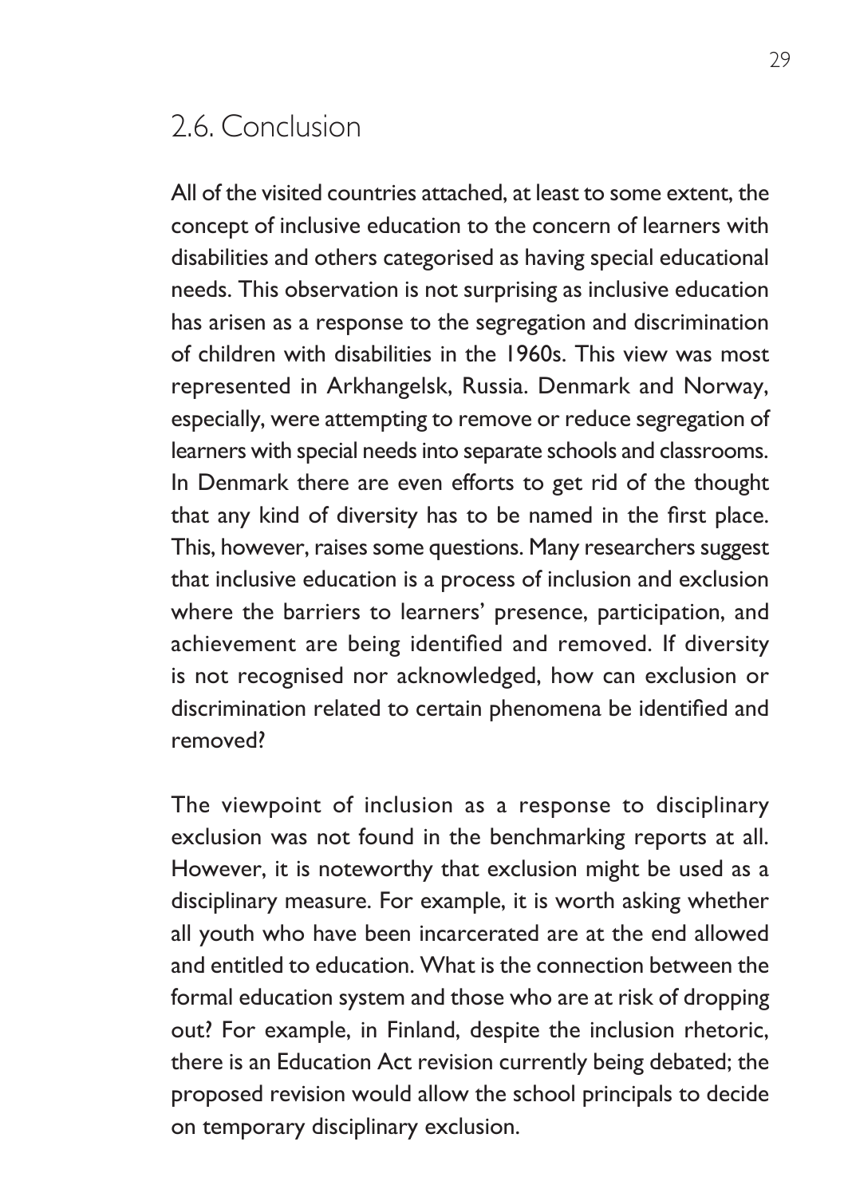## 2.6. Conclusion

All of the visited countries attached, at least to some extent, the concept of inclusive education to the concern of learners with disabilities and others categorised as having special educational needs. This observation is not surprising as inclusive education has arisen as a response to the segregation and discrimination of children with disabilities in the 1960s. This view was most represented in Arkhangelsk, Russia. Denmark and Norway, especially, were attempting to remove or reduce segregation of learners with special needs into separate schools and classrooms. In Denmark there are even efforts to get rid of the thought that any kind of diversity has to be named in the first place. This, however, raises some questions. Many researchers suggest that inclusive education is a process of inclusion and exclusion where the barriers to learners' presence, participation, and achievement are being identified and removed. If diversity is not recognised nor acknowledged, how can exclusion or discrimination related to certain phenomena be identified and removed?

The viewpoint of inclusion as a response to disciplinary exclusion was not found in the benchmarking reports at all. However, it is noteworthy that exclusion might be used as a disciplinary measure. For example, it is worth asking whether all youth who have been incarcerated are at the end allowed and entitled to education. What is the connection between the formal education system and those who are at risk of dropping out? For example, in Finland, despite the inclusion rhetoric, there is an Education Act revision currently being debated; the proposed revision would allow the school principals to decide on temporary disciplinary exclusion.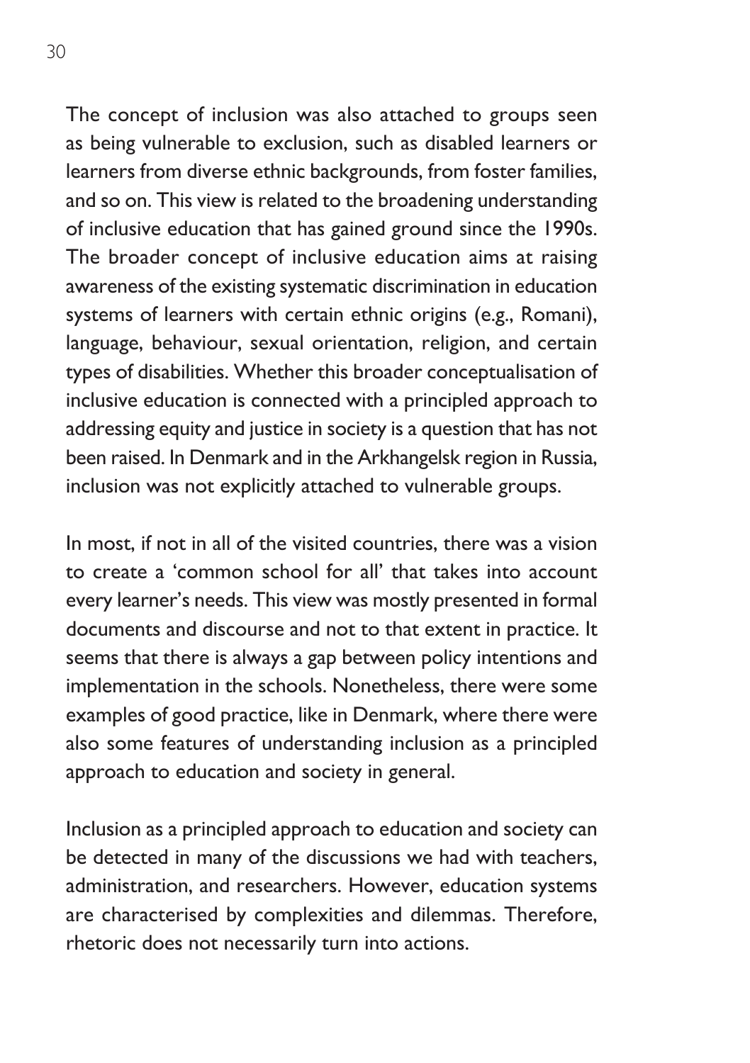The concept of inclusion was also attached to groups seen as being vulnerable to exclusion, such as disabled learners or learners from diverse ethnic backgrounds, from foster families, and so on. This view is related to the broadening understanding of inclusive education that has gained ground since the 1990s. The broader concept of inclusive education aims at raising awareness of the existing systematic discrimination in education systems of learners with certain ethnic origins (e.g., Romani), language, behaviour, sexual orientation, religion, and certain types of disabilities. Whether this broader conceptualisation of inclusive education is connected with a principled approach to addressing equity and justice in society is a question that has not been raised. In Denmark and in the Arkhangelsk region in Russia, inclusion was not explicitly attached to vulnerable groups.

In most, if not in all of the visited countries, there was a vision to create a 'common school for all' that takes into account every learner's needs. This view was mostly presented in formal documents and discourse and not to that extent in practice. It seems that there is always a gap between policy intentions and implementation in the schools. Nonetheless, there were some examples of good practice, like in Denmark, where there were also some features of understanding inclusion as a principled approach to education and society in general.

Inclusion as a principled approach to education and society can be detected in many of the discussions we had with teachers, administration, and researchers. However, education systems are characterised by complexities and dilemmas. Therefore, rhetoric does not necessarily turn into actions.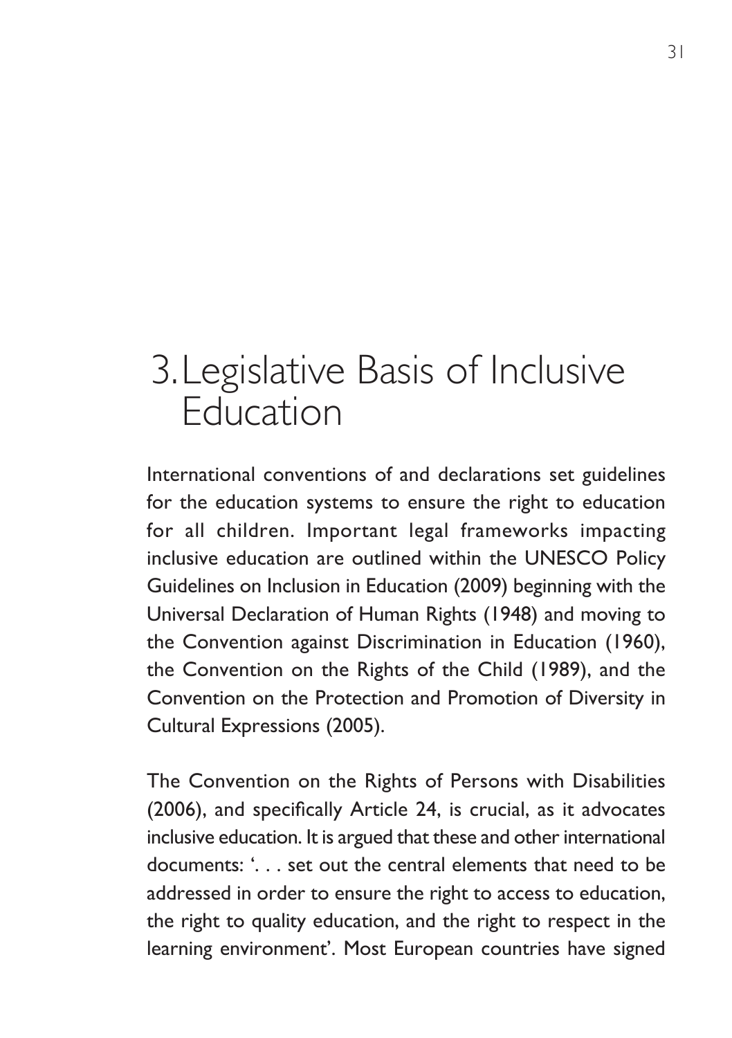# 3. Legislative Basis of Inclusive Education

International conventions of and declarations set guidelines for the education systems to ensure the right to education for all children. Important legal frameworks impacting inclusive education are outlined within the UNESCO Policy Guidelines on Inclusion in Education (2009) beginning with the Universal Declaration of Human Rights (1948) and moving to the Convention against Discrimination in Education (1960), the Convention on the Rights of the Child (1989), and the Convention on the Protection and Promotion of Diversity in Cultural Expressions (2005).

The Convention on the Rights of Persons with Disabilities (2006), and specifically Article 24, is crucial, as it advocates inclusive education. It is argued that these and other international documents: '. . . set out the central elements that need to be addressed in order to ensure the right to access to education, the right to quality education, and the right to respect in the learning environment'. Most European countries have signed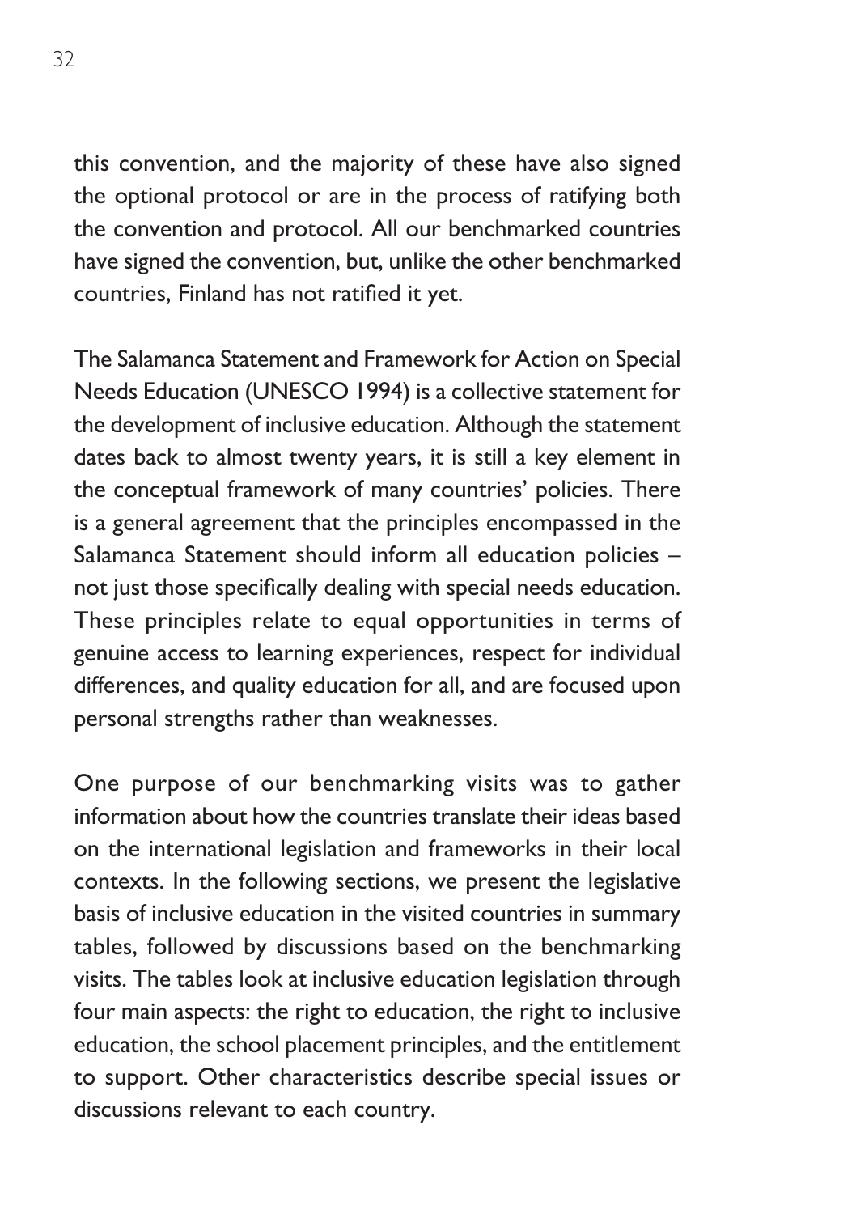this convention, and the majority of these have also signed the optional protocol or are in the process of ratifying both the convention and protocol. All our benchmarked countries have signed the convention, but, unlike the other benchmarked countries, Finland has not ratified it yet.

The Salamanca Statement and Framework for Action on Special Needs Education (UNESCO 1994) is a collective statement for the development of inclusive education. Although the statement dates back to almost twenty years, it is still a key element in the conceptual framework of many countries' policies. There is a general agreement that the principles encompassed in the Salamanca Statement should inform all education policies – not just those specifically dealing with special needs education. These principles relate to equal opportunities in terms of genuine access to learning experiences, respect for individual differences, and quality education for all, and are focused upon personal strengths rather than weaknesses.

One purpose of our benchmarking visits was to gather information about how the countries translate their ideas based on the international legislation and frameworks in their local contexts. In the following sections, we present the legislative basis of inclusive education in the visited countries in summary tables, followed by discussions based on the benchmarking visits. The tables look at inclusive education legislation through four main aspects: the right to education, the right to inclusive education, the school placement principles, and the entitlement to support. Other characteristics describe special issues or discussions relevant to each country.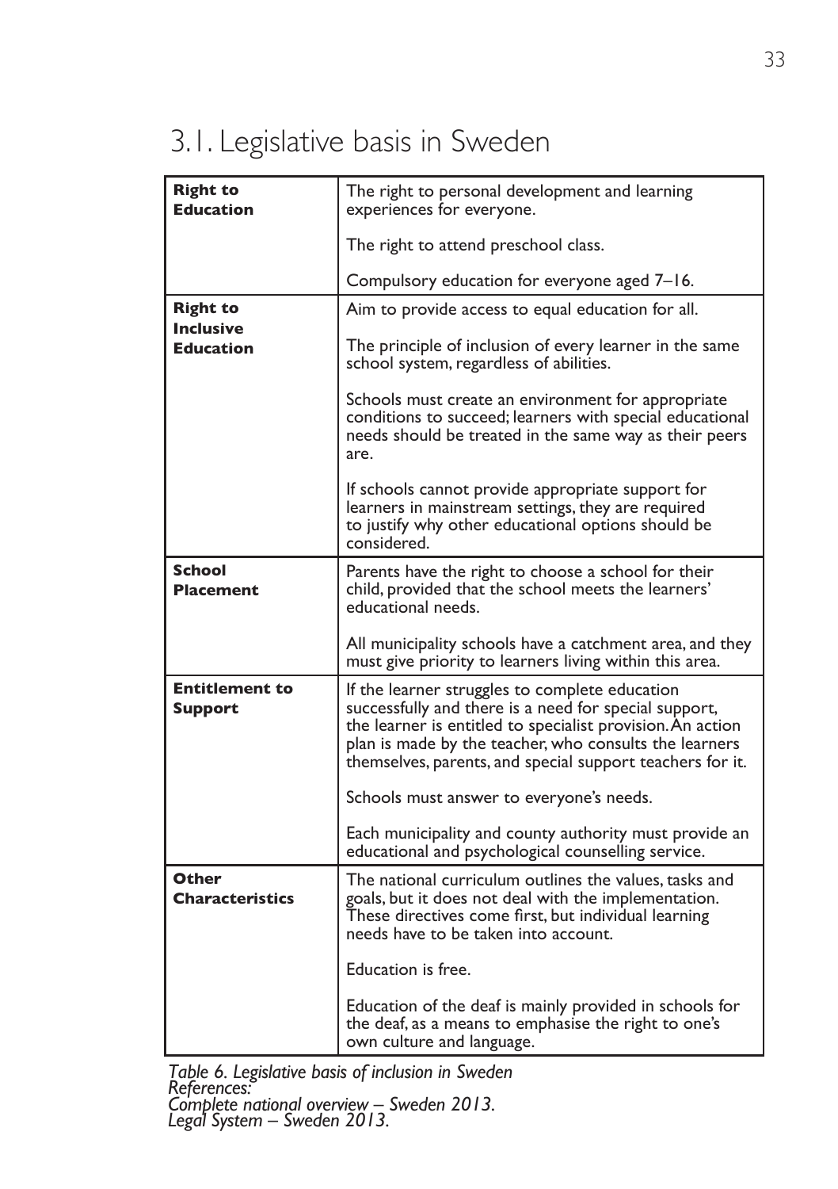## 3.1. Legislative basis in Sweden

| | |
|---|---|
| **Right to Education** | The right to personal development and learning experiences for everyone.<br><br>The right to attend preschool class.<br><br>Compulsory education for everyone aged 7–16. |
| **Right to Inclusive Education** | Aim to provide access to equal education for all.<br><br>The principle of inclusion of every learner in the same school system, regardless of abilities.<br><br>Schools must create an environment for appropriate conditions to succeed; learners with special educational needs should be treated in the same way as their peers are.<br><br>If schools cannot provide appropriate support for learners in mainstream settings, they are required to justify why other educational options should be considered. |
| **School Placement** | Parents have the right to choose a school for their child, provided that the school meets the learners' educational needs.<br><br>All municipality schools have a catchment area, and they must give priority to learners living within this area. |
| **Entitlement to Support** | If the learner struggles to complete education successfully and there is a need for special support, the learner is entitled to specialist provision. An action plan is made by the teacher, who consults the learners themselves, parents, and special support teachers for it.<br><br>Schools must answer to everyone's needs.<br><br>Each municipality and county authority must provide an educational and psychological counselling service. |
| **Other Characteristics** | The national curriculum outlines the values, tasks and goals, but it does not deal with the implementation. These directives come first, but individual learning needs have to be taken into account.<br><br>Education is free.<br><br>Education of the deaf is mainly provided in schools for the deaf, as a means to emphasise the right to one's own culture and language. |

*Table 6. Legislative basis of inclusion in Sweden*
*References:*
*Complete national overview – Sweden 2013.*
*Legal System – Sweden 2013.*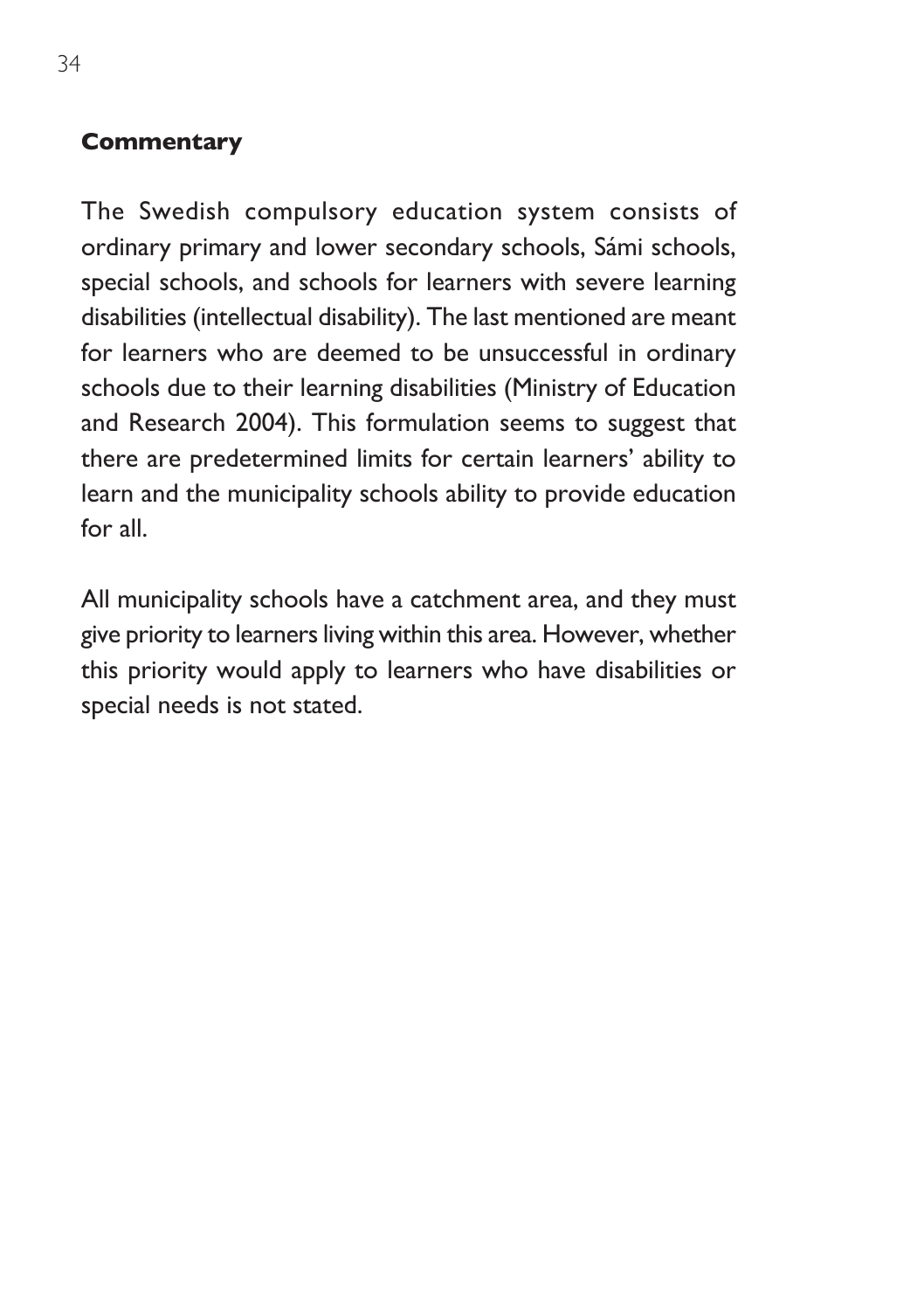**Commentary**

The Swedish compulsory education system consists of ordinary primary and lower secondary schools, Sámi schools, special schools, and schools for learners with severe learning disabilities (intellectual disability). The last mentioned are meant for learners who are deemed to be unsuccessful in ordinary schools due to their learning disabilities (Ministry of Education and Research 2004). This formulation seems to suggest that there are predetermined limits for certain learners' ability to learn and the municipality schools ability to provide education for all.

All municipality schools have a catchment area, and they must give priority to learners living within this area. However, whether this priority would apply to learners who have disabilities or special needs is not stated.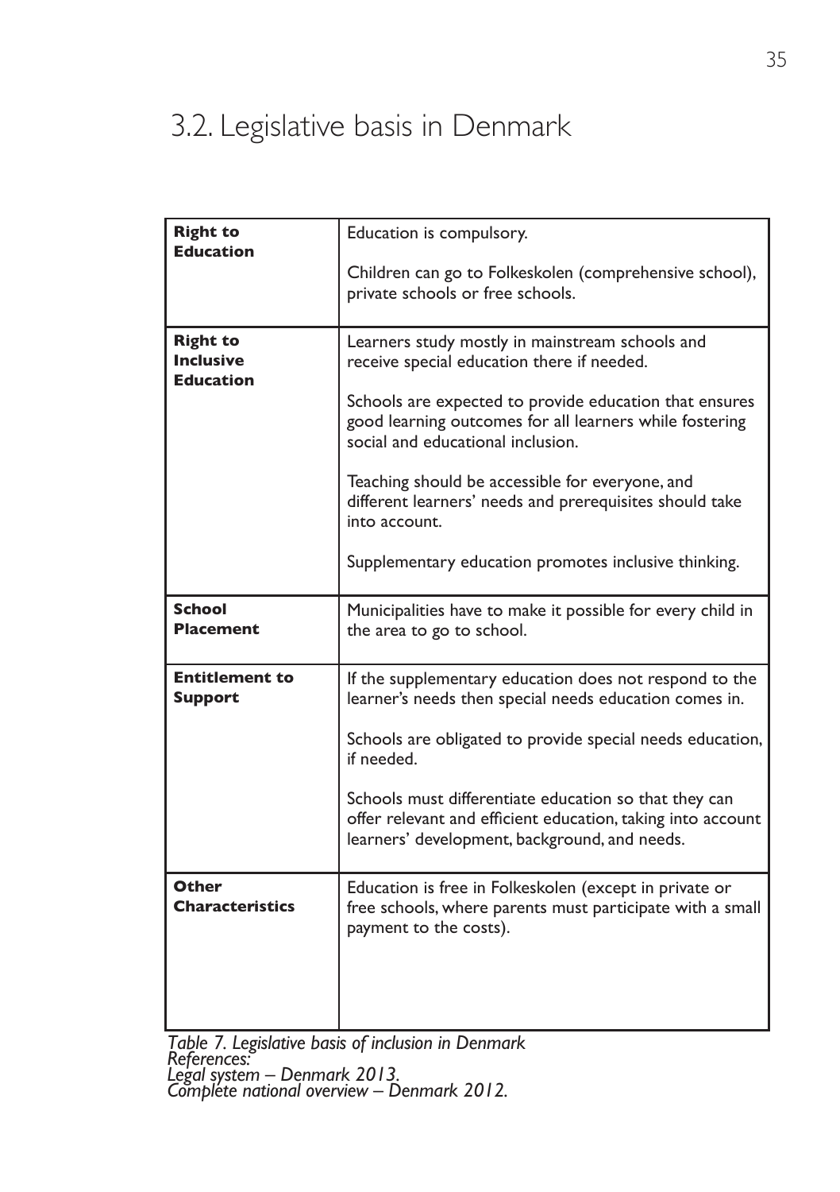## 3.2. Legislative basis in Denmark

| | |
|---|---|
| **Right to Education** | Education is compulsory.<br><br>Children can go to Folkeskolen (comprehensive school), private schools or free schools. |
| **Right to Inclusive Education** | Learners study mostly in mainstream schools and receive special education there if needed.<br><br>Schools are expected to provide education that ensures good learning outcomes for all learners while fostering social and educational inclusion.<br><br>Teaching should be accessible for everyone, and different learners' needs and prerequisites should take into account.<br><br>Supplementary education promotes inclusive thinking. |
| **School Placement** | Municipalities have to make it possible for every child in the area to go to school. |
| **Entitlement to Support** | If the supplementary education does not respond to the learner's needs then special needs education comes in.<br><br>Schools are obligated to provide special needs education, if needed.<br><br>Schools must differentiate education so that they can offer relevant and efficient education, taking into account learners' development, background, and needs. |
| **Other Characteristics** | Education is free in Folkeskolen (except in private or free schools, where parents must participate with a small payment to the costs). |

*Table 7. Legislative basis of inclusion in Denmark*
*References:*
*Legal system – Denmark 2013.*
*Complete national overview – Denmark 2012.*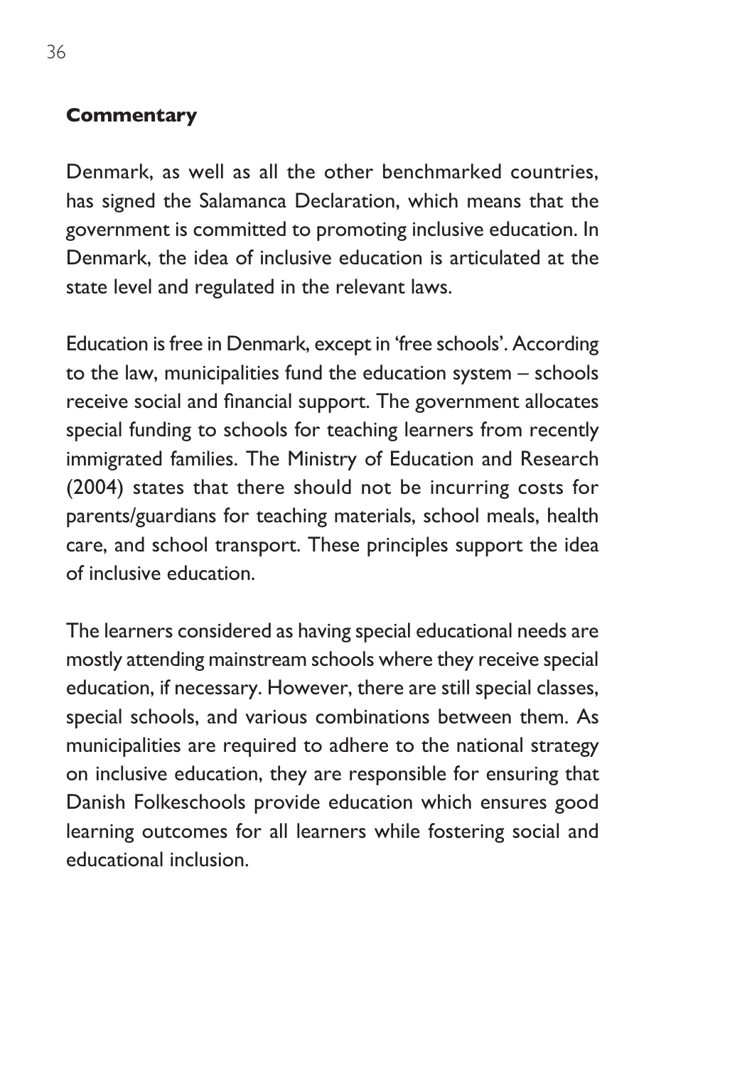**Commentary**

Denmark, as well as all the other benchmarked countries, has signed the Salamanca Declaration, which means that the government is committed to promoting inclusive education. In Denmark, the idea of inclusive education is articulated at the state level and regulated in the relevant laws.

Education is free in Denmark, except in 'free schools'. According to the law, municipalities fund the education system – schools receive social and financial support. The government allocates special funding to schools for teaching learners from recently immigrated families. The Ministry of Education and Research (2004) states that there should not be incurring costs for parents/guardians for teaching materials, school meals, health care, and school transport. These principles support the idea of inclusive education.

The learners considered as having special educational needs are mostly attending mainstream schools where they receive special education, if necessary. However, there are still special classes, special schools, and various combinations between them. As municipalities are required to adhere to the national strategy on inclusive education, they are responsible for ensuring that Danish Folkeschools provide education which ensures good learning outcomes for all learners while fostering social and educational inclusion.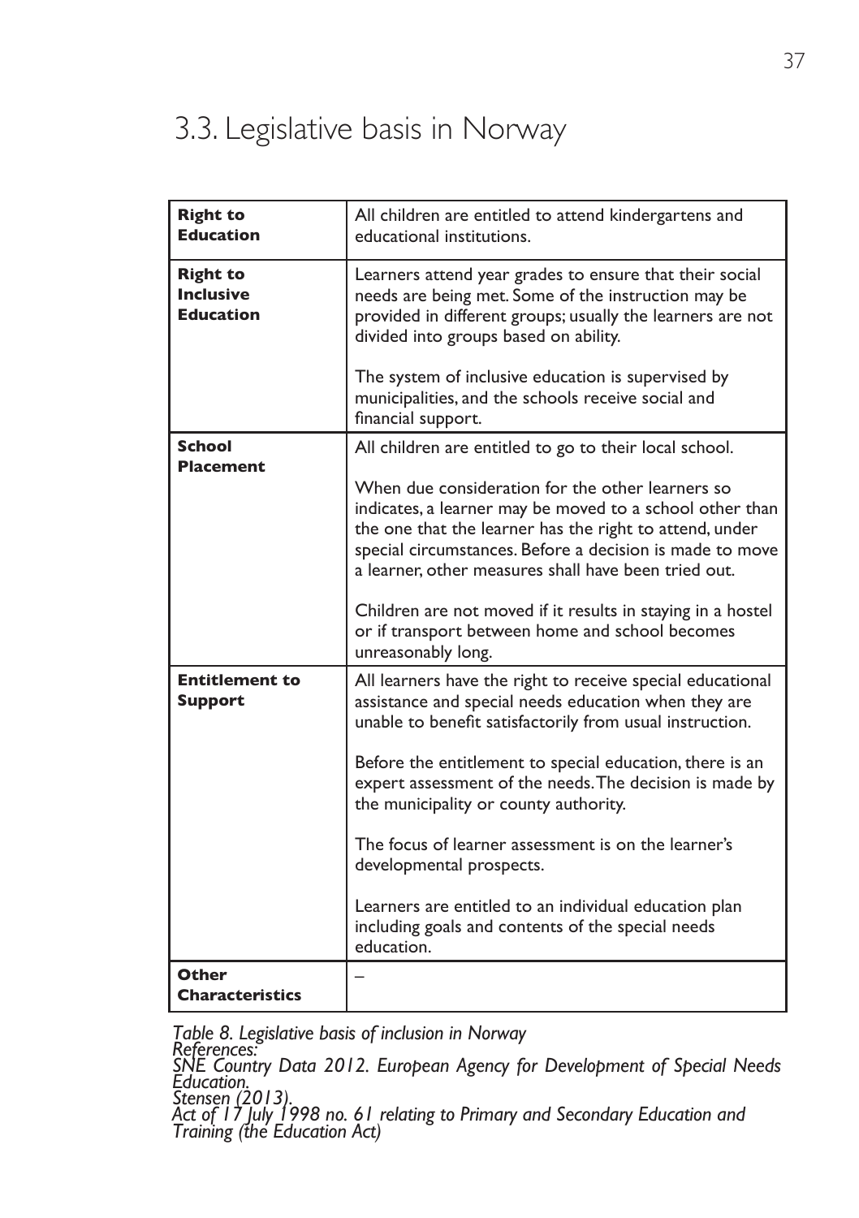## 3.3. Legislative basis in Norway

| | |
|---|---|
| **Right to Education** | All children are entitled to attend kindergartens and educational institutions. |
| **Right to Inclusive Education** | Learners attend year grades to ensure that their social needs are being met. Some of the instruction may be provided in different groups; usually the learners are not divided into groups based on ability.<br><br>The system of inclusive education is supervised by municipalities, and the schools receive social and financial support. |
| **School Placement** | All children are entitled to go to their local school.<br><br>When due consideration for the other learners so indicates, a learner may be moved to a school other than the one that the learner has the right to attend, under special circumstances. Before a decision is made to move a learner, other measures shall have been tried out.<br><br>Children are not moved if it results in staying in a hostel or if transport between home and school becomes unreasonably long. |
| **Entitlement to Support** | All learners have the right to receive special educational assistance and special needs education when they are unable to benefit satisfactorily from usual instruction.<br><br>Before the entitlement to special education, there is an expert assessment of the needs. The decision is made by the municipality or county authority.<br><br>The focus of learner assessment is on the learner's developmental prospects.<br><br>Learners are entitled to an individual education plan including goals and contents of the special needs education. |
| **Other Characteristics** | – |

*Table 8. Legislative basis of inclusion in Norway*
*References:*
*SNE Country Data 2012. European Agency for Development of Special Needs Education.*
*Stensen (2013).*
*Act of 17 July 1998 no. 61 relating to Primary and Secondary Education and Training (the Education Act)*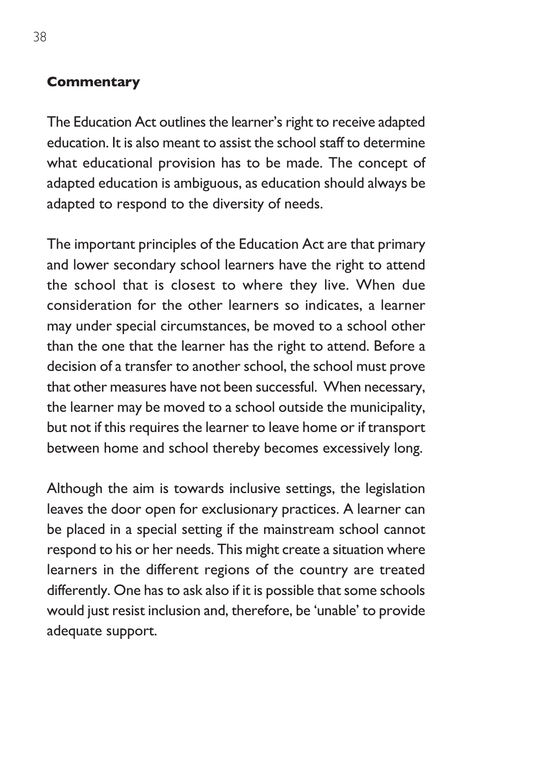**Commentary**

The Education Act outlines the learner's right to receive adapted education. It is also meant to assist the school staff to determine what educational provision has to be made. The concept of adapted education is ambiguous, as education should always be adapted to respond to the diversity of needs.

The important principles of the Education Act are that primary and lower secondary school learners have the right to attend the school that is closest to where they live. When due consideration for the other learners so indicates, a learner may under special circumstances, be moved to a school other than the one that the learner has the right to attend. Before a decision of a transfer to another school, the school must prove that other measures have not been successful. When necessary, the learner may be moved to a school outside the municipality, but not if this requires the learner to leave home or if transport between home and school thereby becomes excessively long.

Although the aim is towards inclusive settings, the legislation leaves the door open for exclusionary practices. A learner can be placed in a special setting if the mainstream school cannot respond to his or her needs. This might create a situation where learners in the different regions of the country are treated differently. One has to ask also if it is possible that some schools would just resist inclusion and, therefore, be 'unable' to provide adequate support.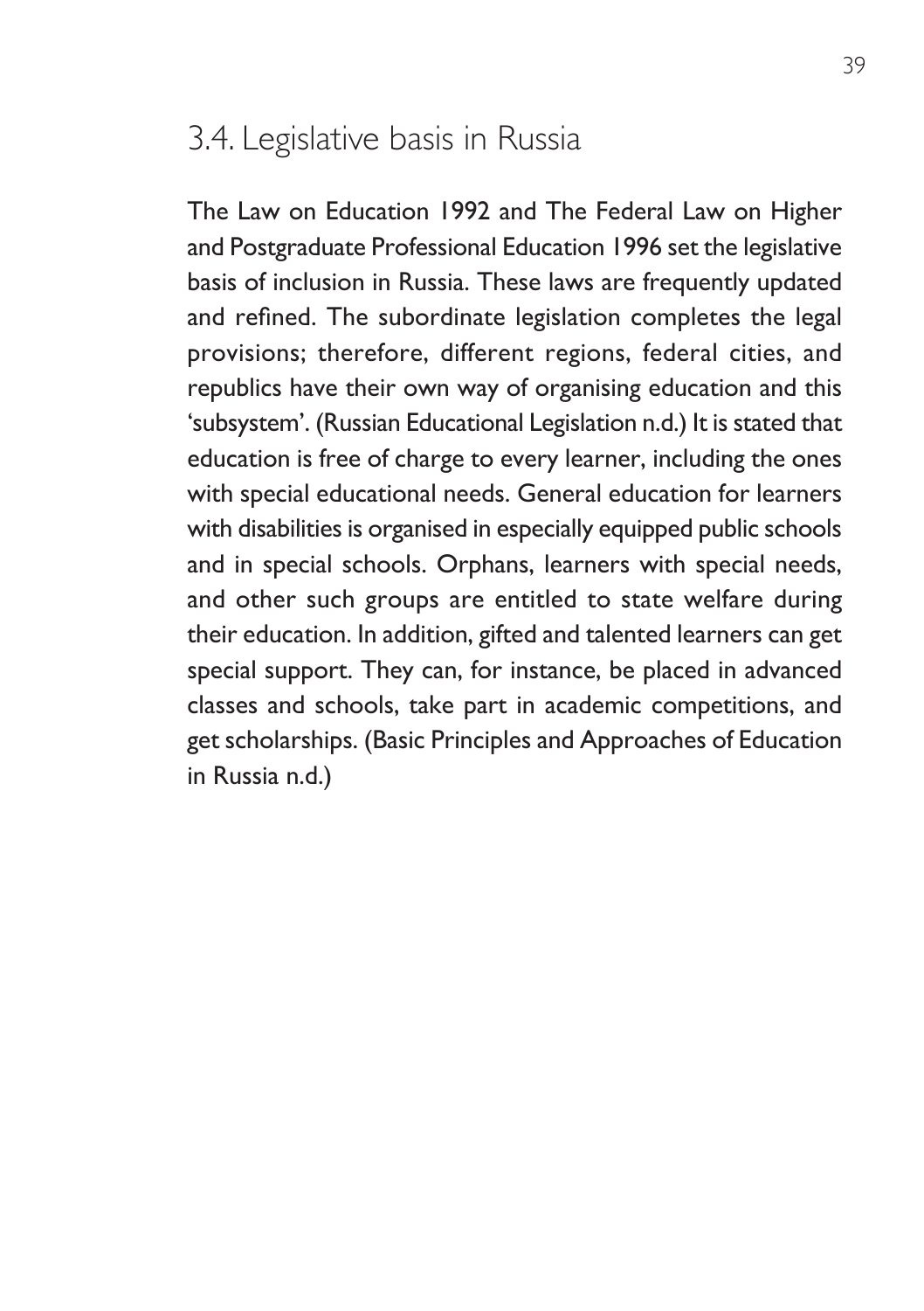## 3.4. Legislative basis in Russia

The Law on Education 1992 and The Federal Law on Higher and Postgraduate Professional Education 1996 set the legislative basis of inclusion in Russia. These laws are frequently updated and refined. The subordinate legislation completes the legal provisions; therefore, different regions, federal cities, and republics have their own way of organising education and this 'subsystem'. (Russian Educational Legislation n.d.) It is stated that education is free of charge to every learner, including the ones with special educational needs. General education for learners with disabilities is organised in especially equipped public schools and in special schools. Orphans, learners with special needs, and other such groups are entitled to state welfare during their education. In addition, gifted and talented learners can get special support. They can, for instance, be placed in advanced classes and schools, take part in academic competitions, and get scholarships. (Basic Principles and Approaches of Education in Russia n.d.)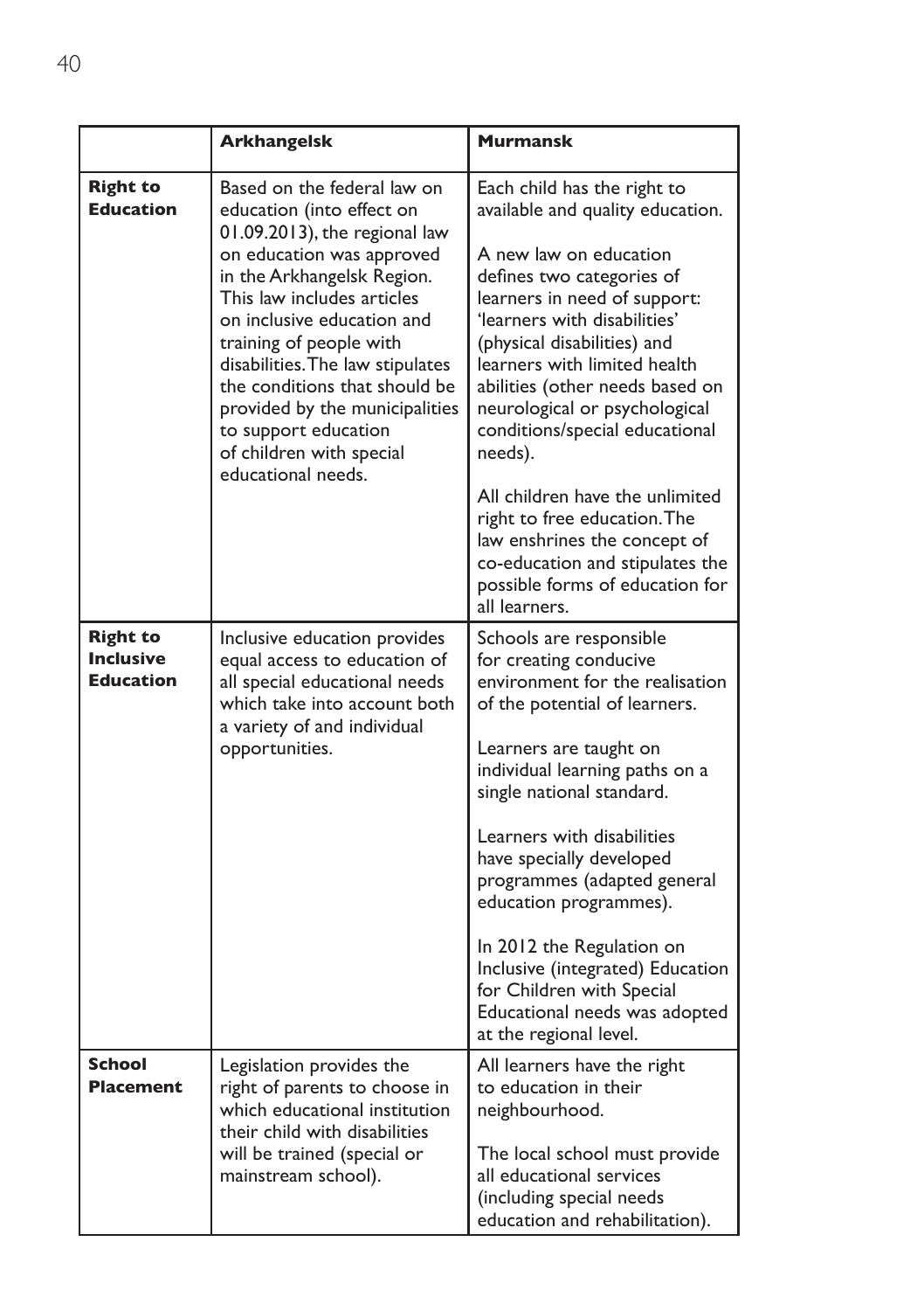| | **Arkhangelsk** | **Murmansk** |
|---|---|---|
| **Right to Education** | Based on the federal law on education (into effect on 01.09.2013), the regional law on education was approved in the Arkhangelsk Region. This law includes articles on inclusive education and training of people with disabilities. The law stipulates the conditions that should be provided by the municipalities to support education of children with special educational needs. | Each child has the right to available and quality education.<br><br>A new law on education defines two categories of learners in need of support: 'learners with disabilities' (physical disabilities) and learners with limited health abilities (other needs based on neurological or psychological conditions/special educational needs).<br><br>All children have the unlimited right to free education. The law enshrines the concept of co-education and stipulates the possible forms of education for all learners. |
| **Right to Inclusive Education** | Inclusive education provides equal access to education of all special educational needs which take into account both a variety of and individual opportunities. | Schools are responsible for creating conducive environment for the realisation of the potential of learners.<br><br>Learners are taught on individual learning paths on a single national standard.<br><br>Learners with disabilities have specially developed programmes (adapted general education programmes).<br><br>In 2012 the Regulation on Inclusive (integrated) Education for Children with Special Educational needs was adopted at the regional level. |
| **School Placement** | Legislation provides the right of parents to choose in which educational institution their child with disabilities will be trained (special or mainstream school). | All learners have the right to education in their neighbourhood.<br><br>The local school must provide all educational services (including special needs education and rehabilitation). |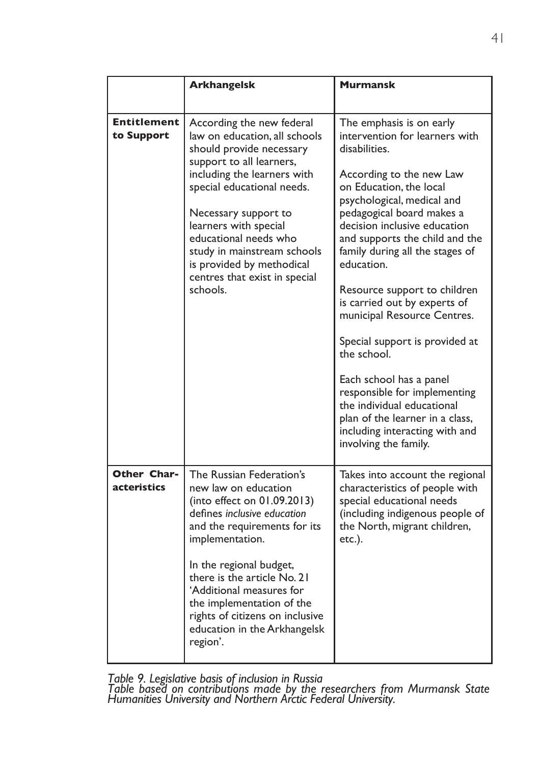| | **Arkhangelsk** | **Murmansk** |
|---|---|---|
| **Entitlement to Support** | According the new federal law on education, all schools should provide necessary support to all learners, including the learners with special educational needs.<br><br>Necessary support to learners with special educational needs who study in mainstream schools is provided by methodical centres that exist in special schools. | The emphasis is on early intervention for learners with disabilities.<br><br>According to the new Law on Education, the local psychological, medical and pedagogical board makes a decision inclusive education and supports the child and the family during all the stages of education.<br><br>Resource support to children is carried out by experts of municipal Resource Centres.<br><br>Special support is provided at the school.<br><br>Each school has a panel responsible for implementing the individual educational plan of the learner in a class, including interacting with and involving the family. |
| **Other Characteristics** | The Russian Federation's new law on education (into effect on 01.09.2013) defines *inclusive education* and the requirements for its implementation.<br><br>In the regional budget, there is the article No. 21 'Additional measures for the implementation of the rights of citizens on inclusive education in the Arkhangelsk region'. | Takes into account the regional characteristics of people with special educational needs (including indigenous people of the North, migrant children, etc.). |

*Table 9. Legislative basis of inclusion in Russia*
*Table based on contributions made by the researchers from Murmansk State Humanities University and Northern Arctic Federal University.*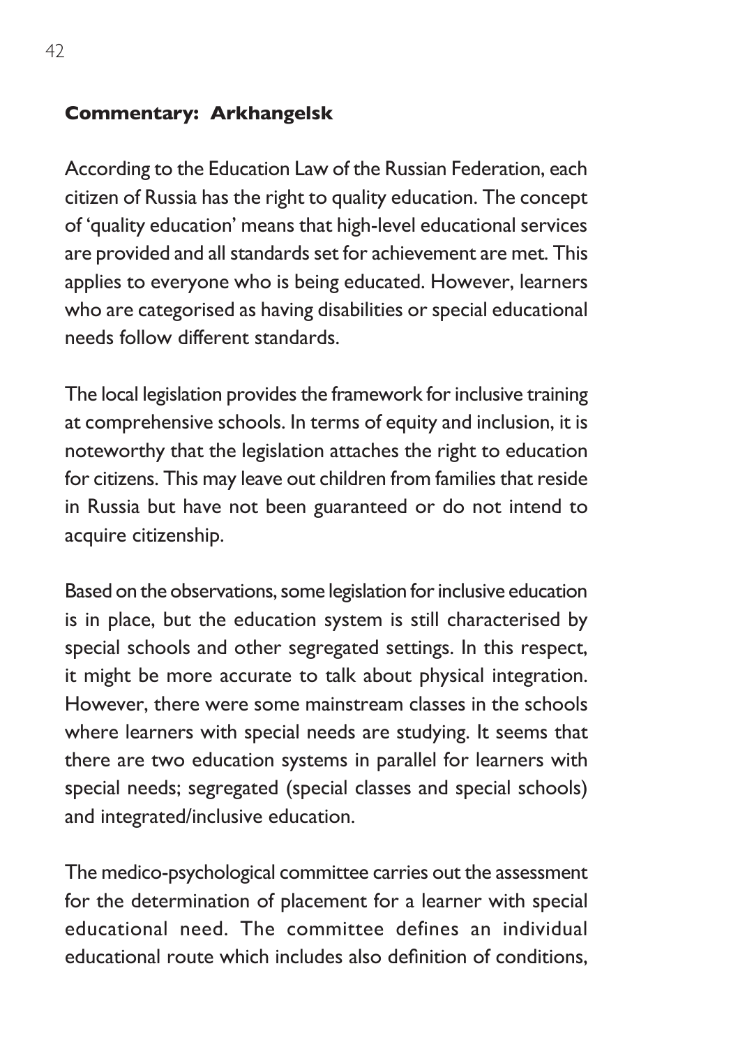## Commentary: Arkhangelsk

According to the Education Law of the Russian Federation, each citizen of Russia has the right to quality education. The concept of 'quality education' means that high-level educational services are provided and all standards set for achievement are met. This applies to everyone who is being educated. However, learners who are categorised as having disabilities or special educational needs follow different standards.

The local legislation provides the framework for inclusive training at comprehensive schools. In terms of equity and inclusion, it is noteworthy that the legislation attaches the right to education for citizens. This may leave out children from families that reside in Russia but have not been guaranteed or do not intend to acquire citizenship.

Based on the observations, some legislation for inclusive education is in place, but the education system is still characterised by special schools and other segregated settings. In this respect, it might be more accurate to talk about physical integration. However, there were some mainstream classes in the schools where learners with special needs are studying. It seems that there are two education systems in parallel for learners with special needs; segregated (special classes and special schools) and integrated/inclusive education.

The medico-psychological committee carries out the assessment for the determination of placement for a learner with special educational need. The committee defines an individual educational route which includes also definition of conditions,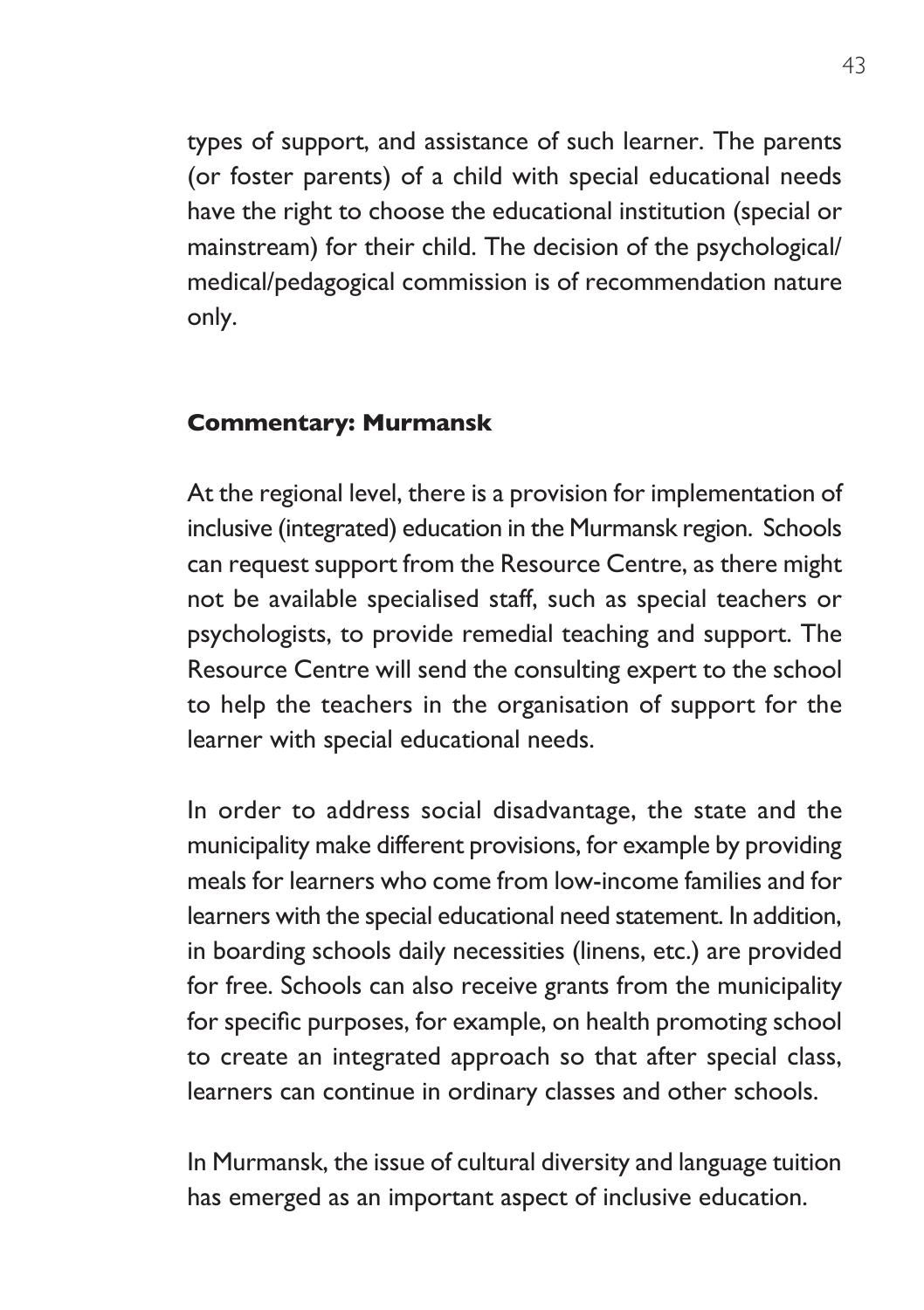types of support, and assistance of such learner. The parents (or foster parents) of a child with special educational needs have the right to choose the educational institution (special or mainstream) for their child. The decision of the psychological/ medical/pedagogical commission is of recommendation nature only.

**Commentary: Murmansk**

At the regional level, there is a provision for implementation of inclusive (integrated) education in the Murmansk region. Schools can request support from the Resource Centre, as there might not be available specialised staff, such as special teachers or psychologists, to provide remedial teaching and support. The Resource Centre will send the consulting expert to the school to help the teachers in the organisation of support for the learner with special educational needs.

In order to address social disadvantage, the state and the municipality make different provisions, for example by providing meals for learners who come from low-income families and for learners with the special educational need statement. In addition, in boarding schools daily necessities (linens, etc.) are provided for free. Schools can also receive grants from the municipality for specific purposes, for example, on health promoting school to create an integrated approach so that after special class, learners can continue in ordinary classes and other schools.

In Murmansk, the issue of cultural diversity and language tuition has emerged as an important aspect of inclusive education.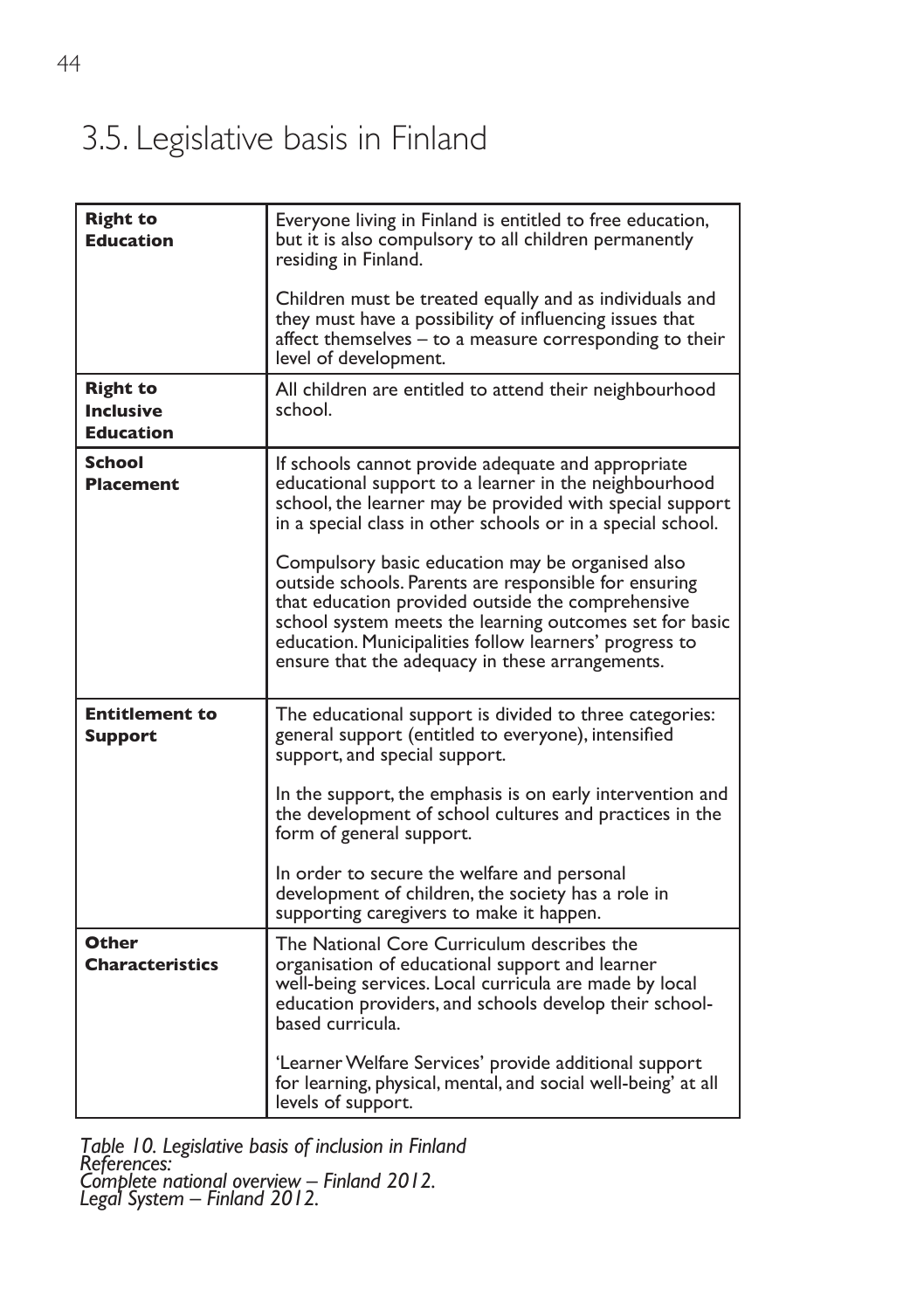## 3.5. Legislative basis in Finland

| | |
|---|---|
| **Right to Education** | Everyone living in Finland is entitled to free education, but it is also compulsory to all children permanently residing in Finland.<br><br>Children must be treated equally and as individuals and they must have a possibility of influencing issues that affect themselves – to a measure corresponding to their level of development. |
| **Right to Inclusive Education** | All children are entitled to attend their neighbourhood school. |
| **School Placement** | If schools cannot provide adequate and appropriate educational support to a learner in the neighbourhood school, the learner may be provided with special support in a special class in other schools or in a special school.<br><br>Compulsory basic education may be organised also outside schools. Parents are responsible for ensuring that education provided outside the comprehensive school system meets the learning outcomes set for basic education. Municipalities follow learners' progress to ensure that the adequacy in these arrangements. |
| **Entitlement to Support** | The educational support is divided to three categories: general support (entitled to everyone), intensified support, and special support.<br><br>In the support, the emphasis is on early intervention and the development of school cultures and practices in the form of general support.<br><br>In order to secure the welfare and personal development of children, the society has a role in supporting caregivers to make it happen. |
| **Other Characteristics** | The National Core Curriculum describes the organisation of educational support and learner well-being services. Local curricula are made by local education providers, and schools develop their school-based curricula.<br><br>'Learner Welfare Services' provide additional support for learning, physical, mental, and social well-being' at all levels of support. |

*Table 10. Legislative basis of inclusion in Finland*
*References:*
*Complete national overview – Finland 2012.*
*Legal System – Finland 2012.*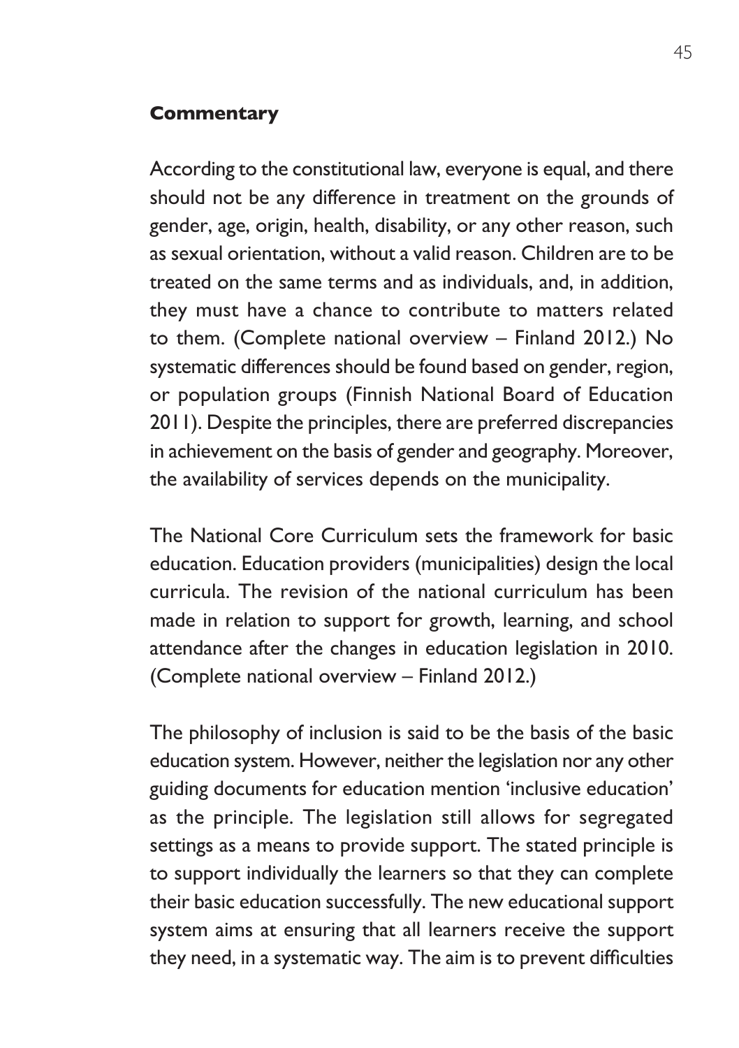#### Commentary

According to the constitutional law, everyone is equal, and there should not be any difference in treatment on the grounds of gender, age, origin, health, disability, or any other reason, such as sexual orientation, without a valid reason. Children are to be treated on the same terms and as individuals, and, in addition, they must have a chance to contribute to matters related to them. (Complete national overview – Finland 2012.) No systematic differences should be found based on gender, region, or population groups (Finnish National Board of Education 2011). Despite the principles, there are preferred discrepancies in achievement on the basis of gender and geography. Moreover, the availability of services depends on the municipality.

The National Core Curriculum sets the framework for basic education. Education providers (municipalities) design the local curricula. The revision of the national curriculum has been made in relation to support for growth, learning, and school attendance after the changes in education legislation in 2010. (Complete national overview – Finland 2012.)

The philosophy of inclusion is said to be the basis of the basic education system. However, neither the legislation nor any other guiding documents for education mention 'inclusive education' as the principle. The legislation still allows for segregated settings as a means to provide support. The stated principle is to support individually the learners so that they can complete their basic education successfully. The new educational support system aims at ensuring that all learners receive the support they need, in a systematic way. The aim is to prevent difficulties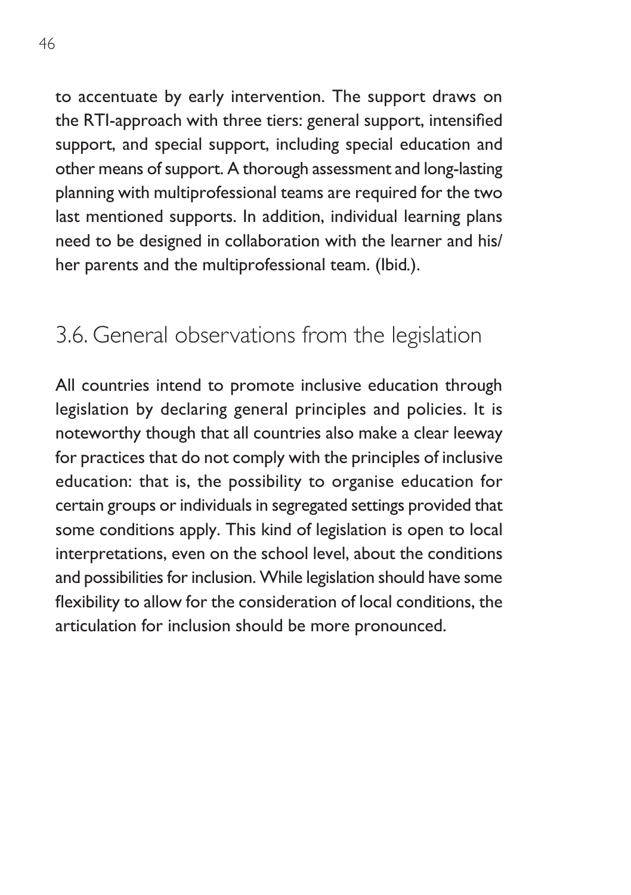to accentuate by early intervention. The support draws on the RTI-approach with three tiers: general support, intensified support, and special support, including special education and other means of support. A thorough assessment and long-lasting planning with multiprofessional teams are required for the two last mentioned supports. In addition, individual learning plans need to be designed in collaboration with the learner and his/her parents and the multiprofessional team. (Ibid.).

## 3.6. General observations from the legislation

All countries intend to promote inclusive education through legislation by declaring general principles and policies. It is noteworthy though that all countries also make a clear leeway for practices that do not comply with the principles of inclusive education: that is, the possibility to organise education for certain groups or individuals in segregated settings provided that some conditions apply. This kind of legislation is open to local interpretations, even on the school level, about the conditions and possibilities for inclusion. While legislation should have some flexibility to allow for the consideration of local conditions, the articulation for inclusion should be more pronounced.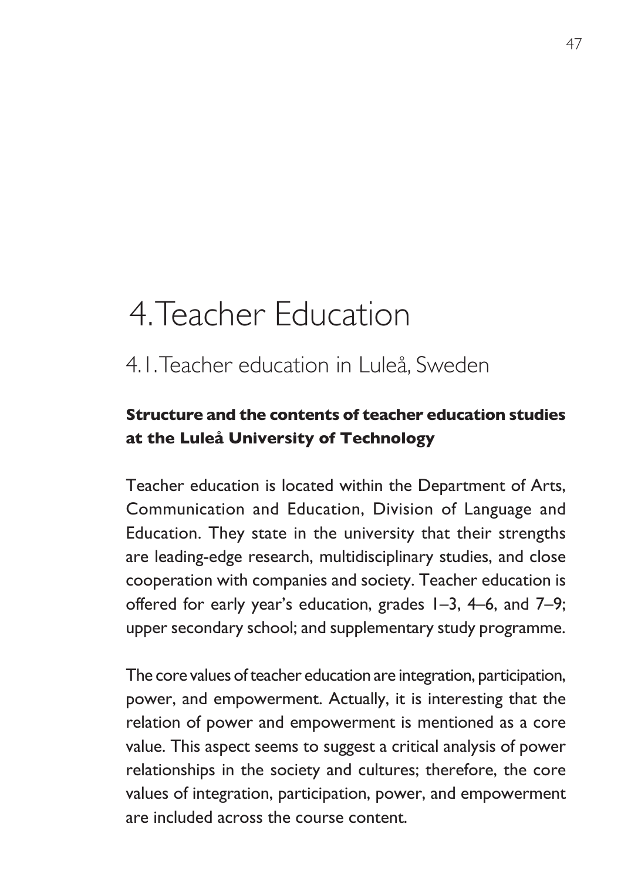# 4. Teacher Education

## 4.1. Teacher education in Luleå, Sweden

### Structure and the contents of teacher education studies at the Luleå University of Technology

Teacher education is located within the Department of Arts, Communication and Education, Division of Language and Education. They state in the university that their strengths are leading-edge research, multidisciplinary studies, and close cooperation with companies and society. Teacher education is offered for early year's education, grades 1–3, 4–6, and 7–9; upper secondary school; and supplementary study programme.

The core values of teacher education are integration, participation, power, and empowerment. Actually, it is interesting that the relation of power and empowerment is mentioned as a core value. This aspect seems to suggest a critical analysis of power relationships in the society and cultures; therefore, the core values of integration, participation, power, and empowerment are included across the course content.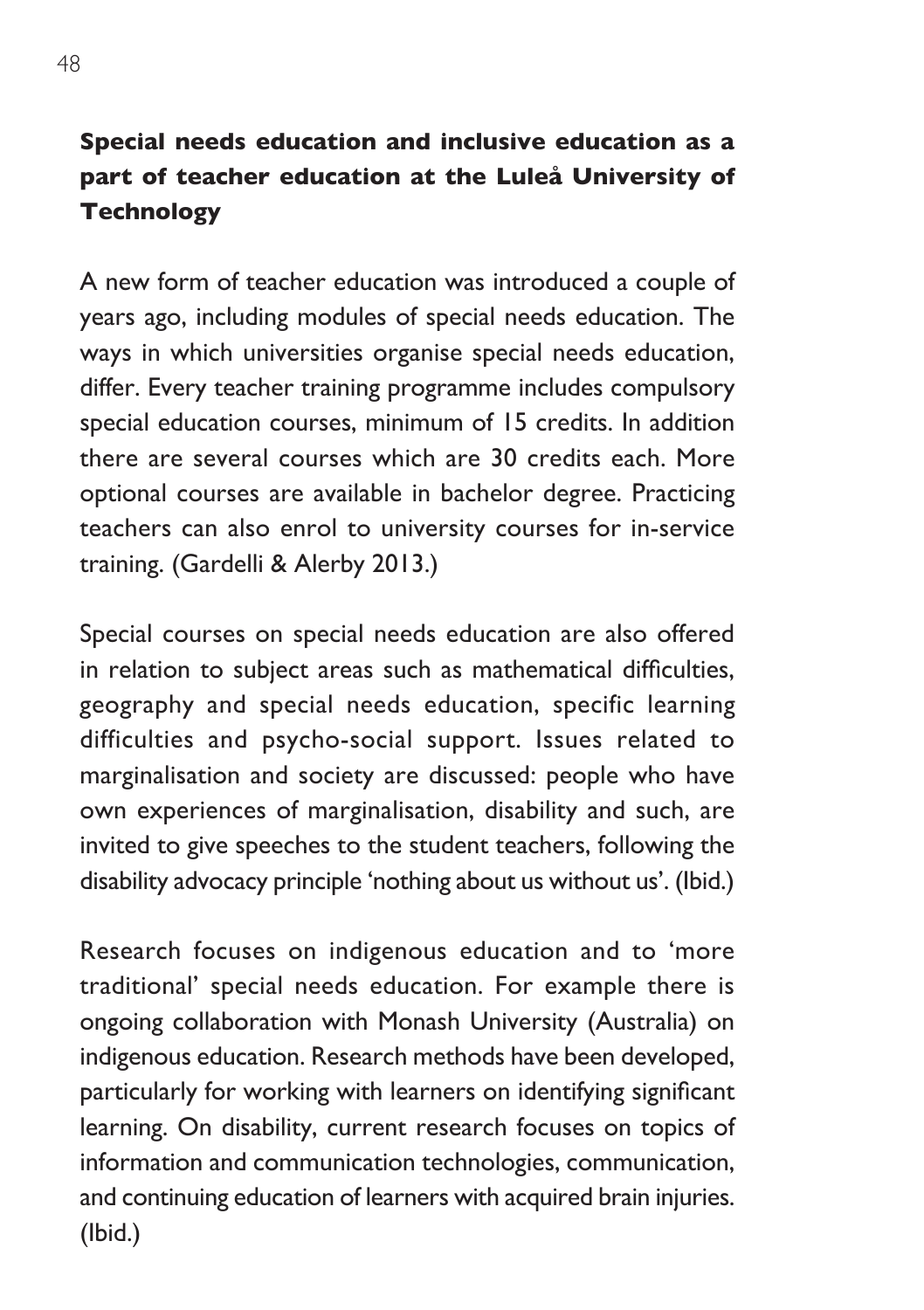## Special needs education and inclusive education as a part of teacher education at the Luleå University of Technology

A new form of teacher education was introduced a couple of years ago, including modules of special needs education. The ways in which universities organise special needs education, differ. Every teacher training programme includes compulsory special education courses, minimum of 15 credits. In addition there are several courses which are 30 credits each. More optional courses are available in bachelor degree. Practicing teachers can also enrol to university courses for in-service training. (Gardelli & Alerby 2013.)

Special courses on special needs education are also offered in relation to subject areas such as mathematical difficulties, geography and special needs education, specific learning difficulties and psycho-social support. Issues related to marginalisation and society are discussed: people who have own experiences of marginalisation, disability and such, are invited to give speeches to the student teachers, following the disability advocacy principle 'nothing about us without us'. (Ibid.)

Research focuses on indigenous education and to 'more traditional' special needs education. For example there is ongoing collaboration with Monash University (Australia) on indigenous education. Research methods have been developed, particularly for working with learners on identifying significant learning. On disability, current research focuses on topics of information and communication technologies, communication, and continuing education of learners with acquired brain injuries. (Ibid.)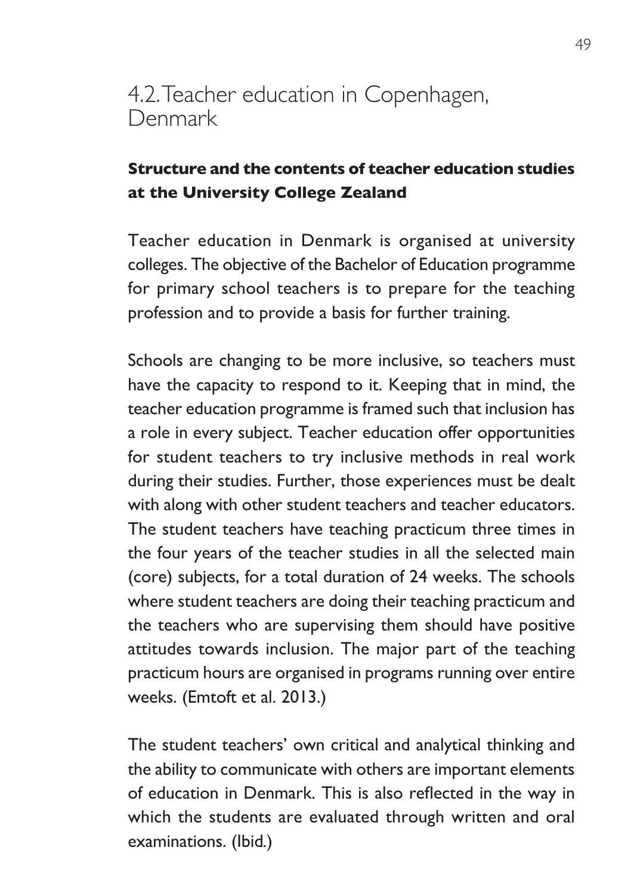## 4.2. Teacher education in Copenhagen, Denmark

### Structure and the contents of teacher education studies at the University College Zealand

Teacher education in Denmark is organised at university colleges. The objective of the Bachelor of Education programme for primary school teachers is to prepare for the teaching profession and to provide a basis for further training.

Schools are changing to be more inclusive, so teachers must have the capacity to respond to it. Keeping that in mind, the teacher education programme is framed such that inclusion has a role in every subject. Teacher education offer opportunities for student teachers to try inclusive methods in real work during their studies. Further, those experiences must be dealt with along with other student teachers and teacher educators. The student teachers have teaching practicum three times in the four years of the teacher studies in all the selected main (core) subjects, for a total duration of 24 weeks. The schools where student teachers are doing their teaching practicum and the teachers who are supervising them should have positive attitudes towards inclusion. The major part of the teaching practicum hours are organised in programs running over entire weeks. (Emtoft et al. 2013.)

The student teachers' own critical and analytical thinking and the ability to communicate with others are important elements of education in Denmark. This is also reflected in the way in which the students are evaluated through written and oral examinations. (Ibid.)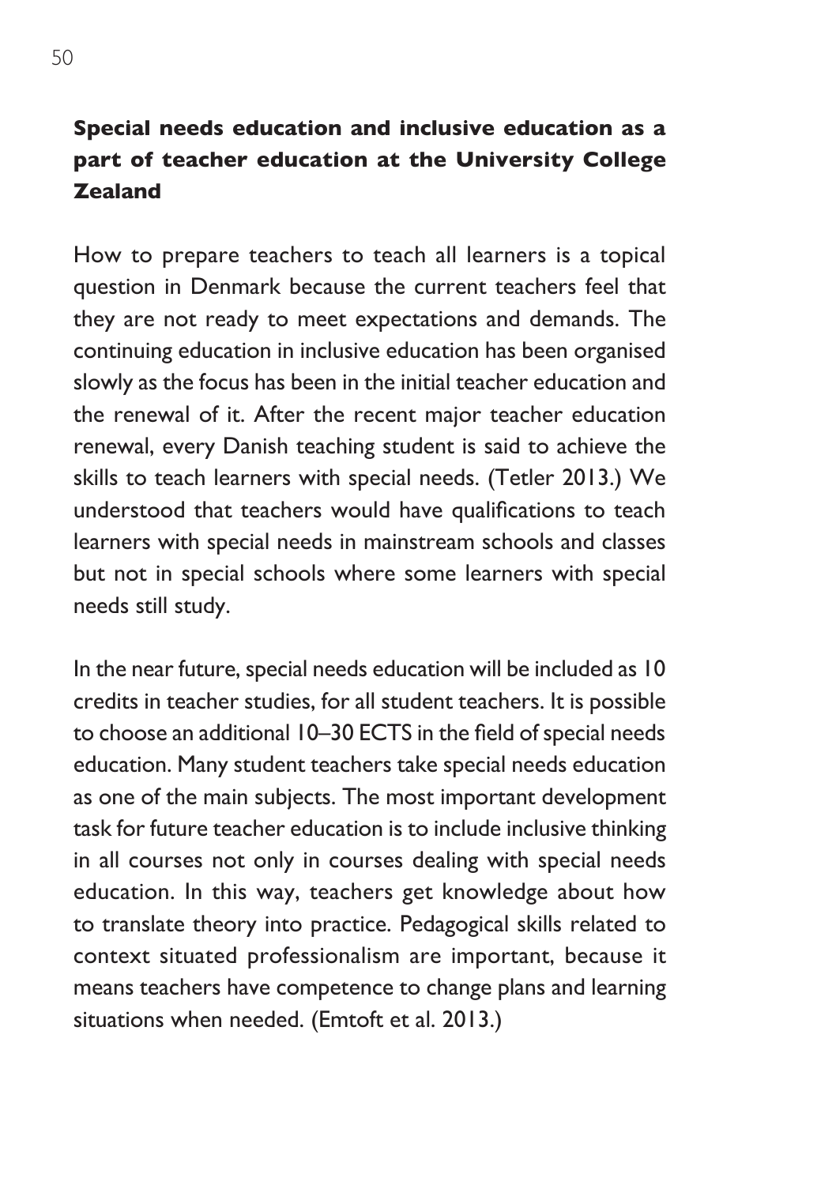## Special needs education and inclusive education as a part of teacher education at the University College Zealand

How to prepare teachers to teach all learners is a topical question in Denmark because the current teachers feel that they are not ready to meet expectations and demands. The continuing education in inclusive education has been organised slowly as the focus has been in the initial teacher education and the renewal of it. After the recent major teacher education renewal, every Danish teaching student is said to achieve the skills to teach learners with special needs. (Tetler 2013.) We understood that teachers would have qualifications to teach learners with special needs in mainstream schools and classes but not in special schools where some learners with special needs still study.

In the near future, special needs education will be included as 10 credits in teacher studies, for all student teachers. It is possible to choose an additional 10–30 ECTS in the field of special needs education. Many student teachers take special needs education as one of the main subjects. The most important development task for future teacher education is to include inclusive thinking in all courses not only in courses dealing with special needs education. In this way, teachers get knowledge about how to translate theory into practice. Pedagogical skills related to context situated professionalism are important, because it means teachers have competence to change plans and learning situations when needed. (Emtoft et al. 2013.)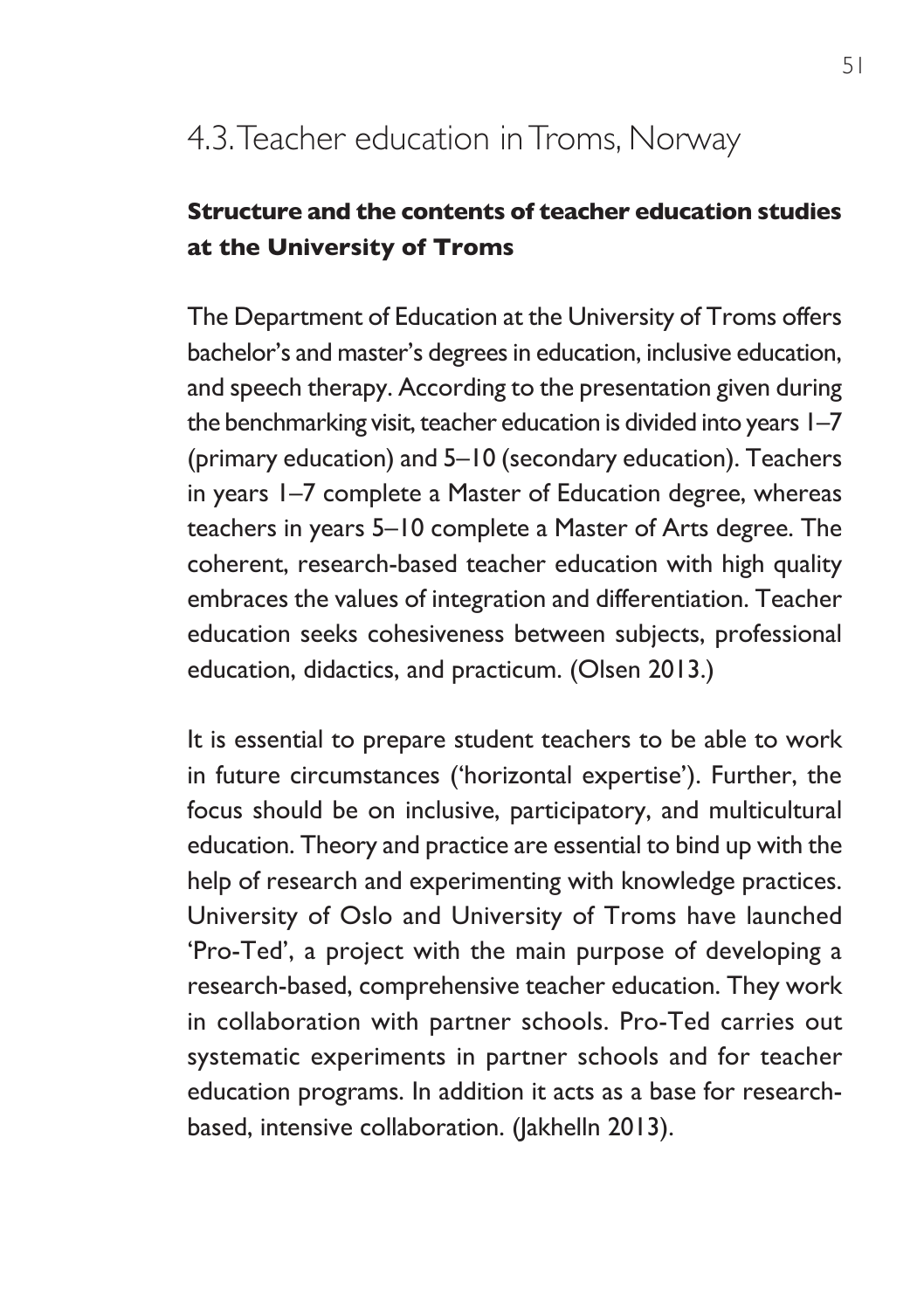## 4.3. Teacher education in Troms, Norway

### Structure and the contents of teacher education studies at the University of Troms

The Department of Education at the University of Troms offers bachelor's and master's degrees in education, inclusive education, and speech therapy. According to the presentation given during the benchmarking visit, teacher education is divided into years 1–7 (primary education) and 5–10 (secondary education). Teachers in years 1–7 complete a Master of Education degree, whereas teachers in years 5–10 complete a Master of Arts degree. The coherent, research-based teacher education with high quality embraces the values of integration and differentiation. Teacher education seeks cohesiveness between subjects, professional education, didactics, and practicum. (Olsen 2013.)

It is essential to prepare student teachers to be able to work in future circumstances ('horizontal expertise'). Further, the focus should be on inclusive, participatory, and multicultural education. Theory and practice are essential to bind up with the help of research and experimenting with knowledge practices. University of Oslo and University of Troms have launched 'Pro-Ted', a project with the main purpose of developing a research-based, comprehensive teacher education. They work in collaboration with partner schools. Pro-Ted carries out systematic experiments in partner schools and for teacher education programs. In addition it acts as a base for research-based, intensive collaboration. (Jakhelln 2013).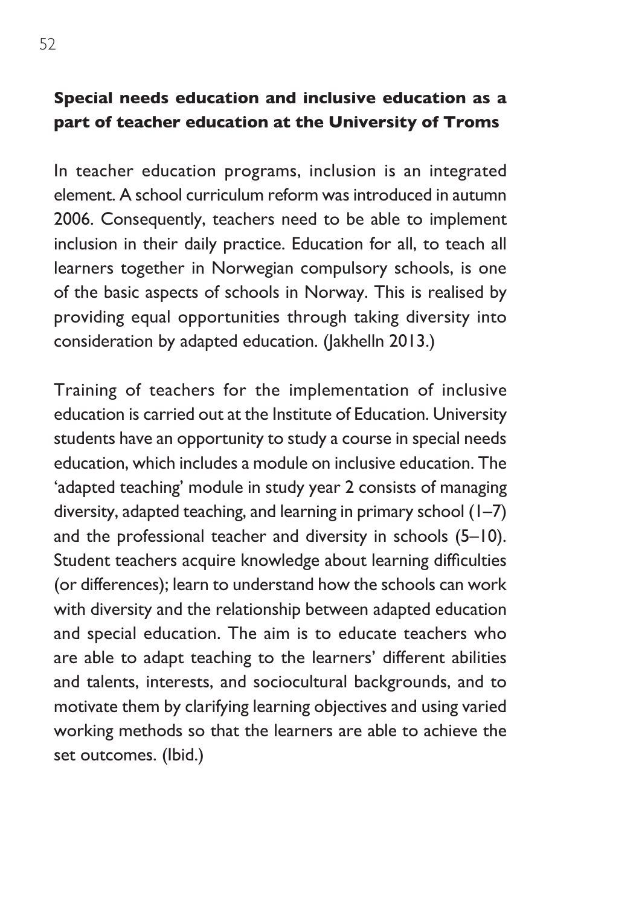## Special needs education and inclusive education as a part of teacher education at the University of Troms

In teacher education programs, inclusion is an integrated element. A school curriculum reform was introduced in autumn 2006. Consequently, teachers need to be able to implement inclusion in their daily practice. Education for all, to teach all learners together in Norwegian compulsory schools, is one of the basic aspects of schools in Norway. This is realised by providing equal opportunities through taking diversity into consideration by adapted education. (Jakhelln 2013.)

Training of teachers for the implementation of inclusive education is carried out at the Institute of Education. University students have an opportunity to study a course in special needs education, which includes a module on inclusive education. The 'adapted teaching' module in study year 2 consists of managing diversity, adapted teaching, and learning in primary school (1–7) and the professional teacher and diversity in schools (5–10). Student teachers acquire knowledge about learning difficulties (or differences); learn to understand how the schools can work with diversity and the relationship between adapted education and special education. The aim is to educate teachers who are able to adapt teaching to the learners' different abilities and talents, interests, and sociocultural backgrounds, and to motivate them by clarifying learning objectives and using varied working methods so that the learners are able to achieve the set outcomes. (Ibid.)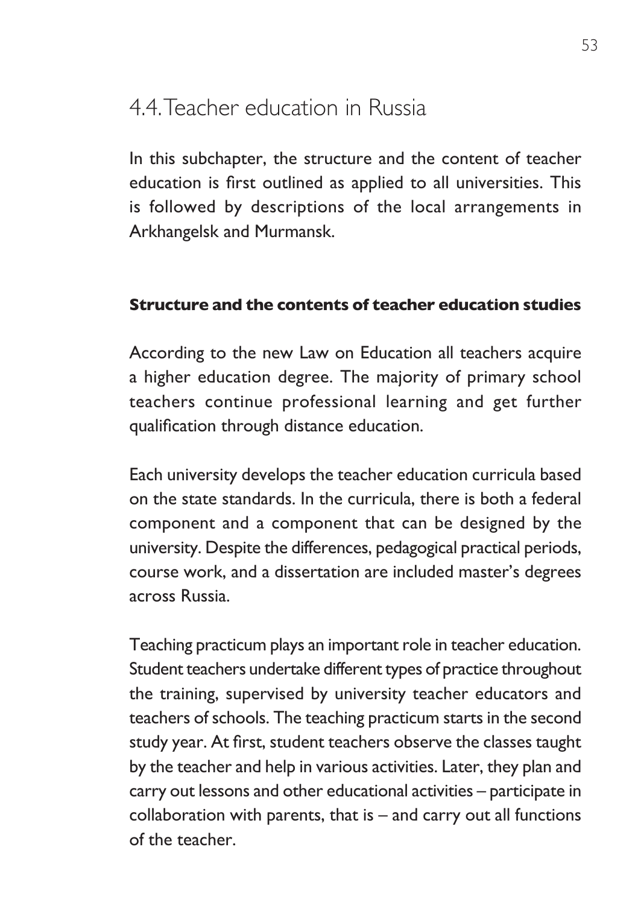## 4.4. Teacher education in Russia

In this subchapter, the structure and the content of teacher education is first outlined as applied to all universities. This is followed by descriptions of the local arrangements in Arkhangelsk and Murmansk.

### Structure and the contents of teacher education studies

According to the new Law on Education all teachers acquire a higher education degree. The majority of primary school teachers continue professional learning and get further qualification through distance education.

Each university develops the teacher education curricula based on the state standards. In the curricula, there is both a federal component and a component that can be designed by the university. Despite the differences, pedagogical practical periods, course work, and a dissertation are included master's degrees across Russia.

Teaching practicum plays an important role in teacher education. Student teachers undertake different types of practice throughout the training, supervised by university teacher educators and teachers of schools. The teaching practicum starts in the second study year. At first, student teachers observe the classes taught by the teacher and help in various activities. Later, they plan and carry out lessons and other educational activities – participate in collaboration with parents, that is – and carry out all functions of the teacher.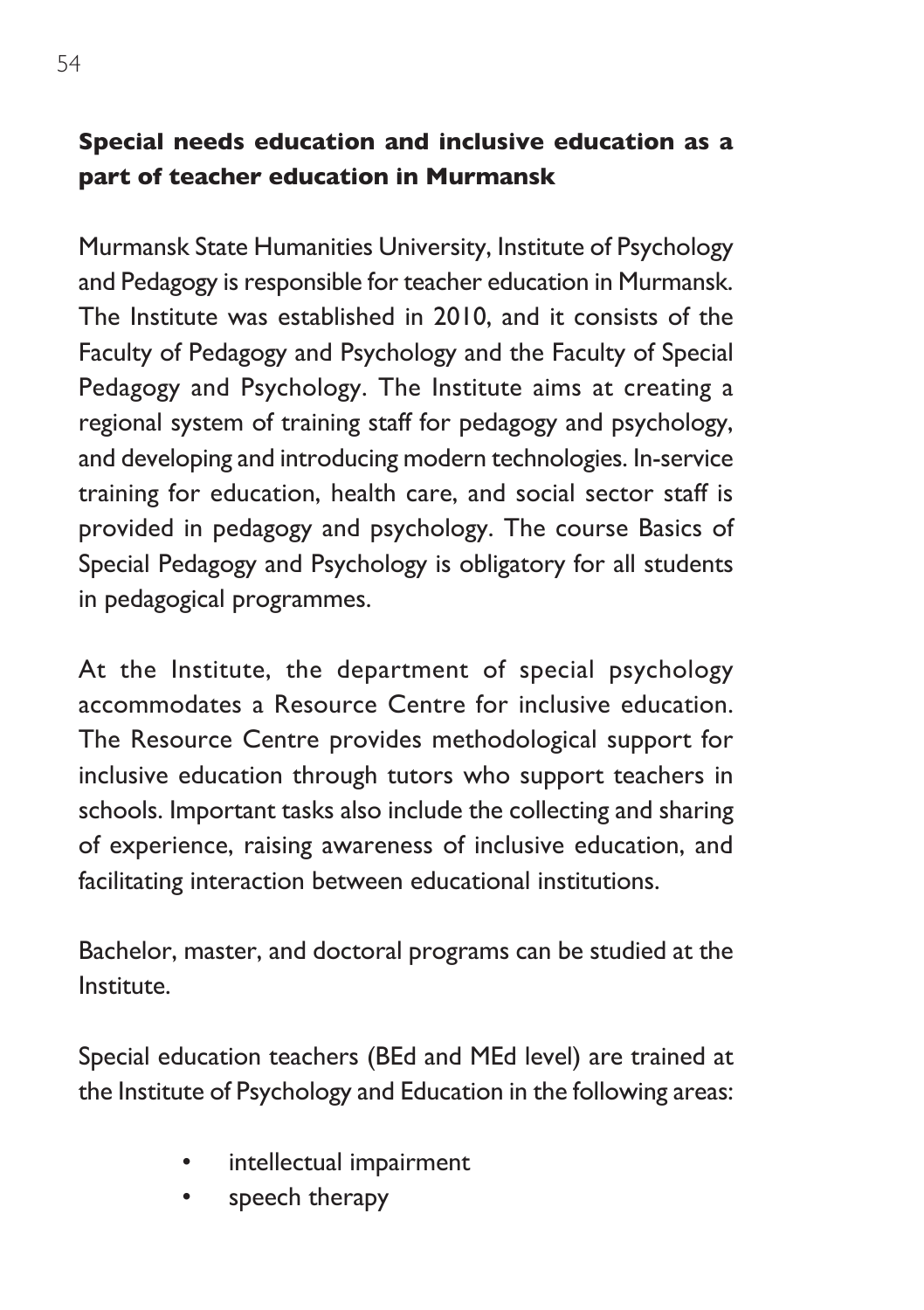## Special needs education and inclusive education as a part of teacher education in Murmansk

Murmansk State Humanities University, Institute of Psychology and Pedagogy is responsible for teacher education in Murmansk. The Institute was established in 2010, and it consists of the Faculty of Pedagogy and Psychology and the Faculty of Special Pedagogy and Psychology. The Institute aims at creating a regional system of training staff for pedagogy and psychology, and developing and introducing modern technologies. In-service training for education, health care, and social sector staff is provided in pedagogy and psychology. The course Basics of Special Pedagogy and Psychology is obligatory for all students in pedagogical programmes.

At the Institute, the department of special psychology accommodates a Resource Centre for inclusive education. The Resource Centre provides methodological support for inclusive education through tutors who support teachers in schools. Important tasks also include the collecting and sharing of experience, raising awareness of inclusive education, and facilitating interaction between educational institutions.

Bachelor, master, and doctoral programs can be studied at the Institute.

Special education teachers (BEd and MEd level) are trained at the Institute of Psychology and Education in the following areas:

- intellectual impairment
- speech therapy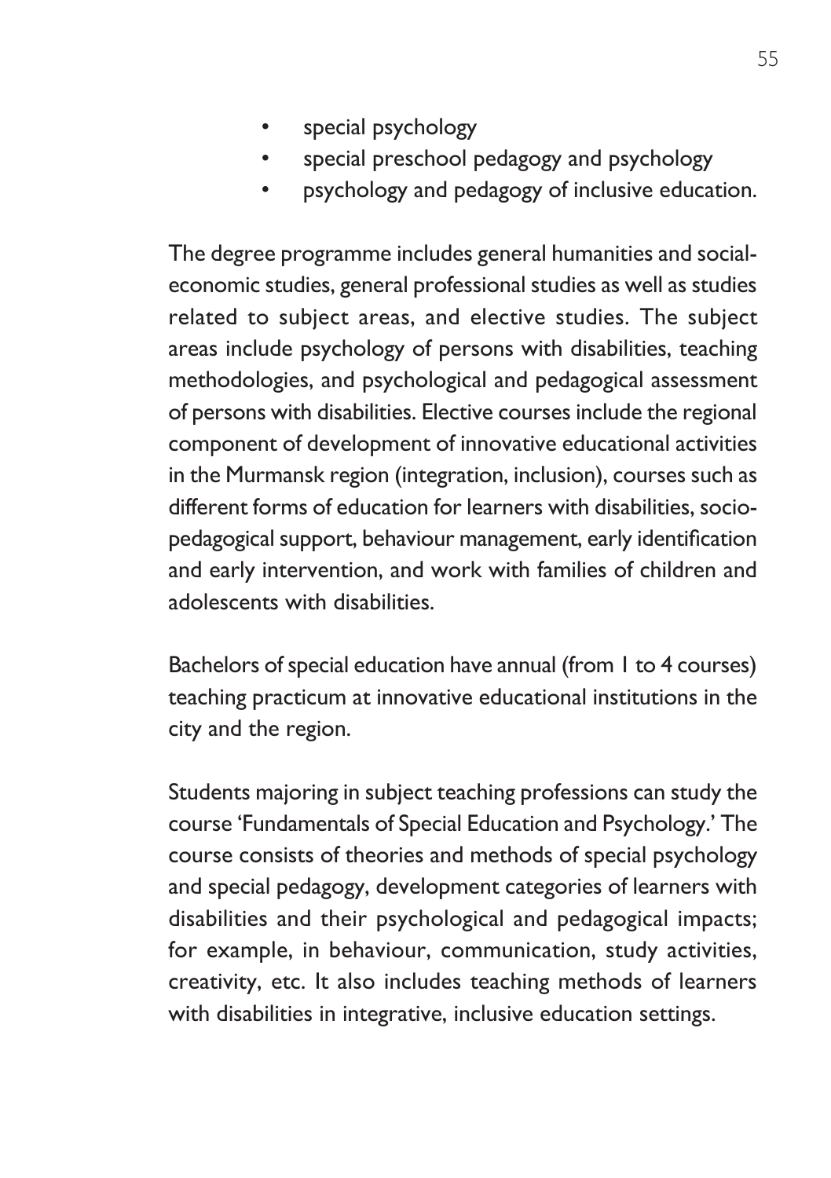- special psychology
- special preschool pedagogy and psychology
- psychology and pedagogy of inclusive education.

The degree programme includes general humanities and social-economic studies, general professional studies as well as studies related to subject areas, and elective studies. The subject areas include psychology of persons with disabilities, teaching methodologies, and psychological and pedagogical assessment of persons with disabilities. Elective courses include the regional component of development of innovative educational activities in the Murmansk region (integration, inclusion), courses such as different forms of education for learners with disabilities, socio-pedagogical support, behaviour management, early identification and early intervention, and work with families of children and adolescents with disabilities.

Bachelors of special education have annual (from 1 to 4 courses) teaching practicum at innovative educational institutions in the city and the region.

Students majoring in subject teaching professions can study the course 'Fundamentals of Special Education and Psychology.' The course consists of theories and methods of special psychology and special pedagogy, development categories of learners with disabilities and their psychological and pedagogical impacts; for example, in behaviour, communication, study activities, creativity, etc. It also includes teaching methods of learners with disabilities in integrative, inclusive education settings.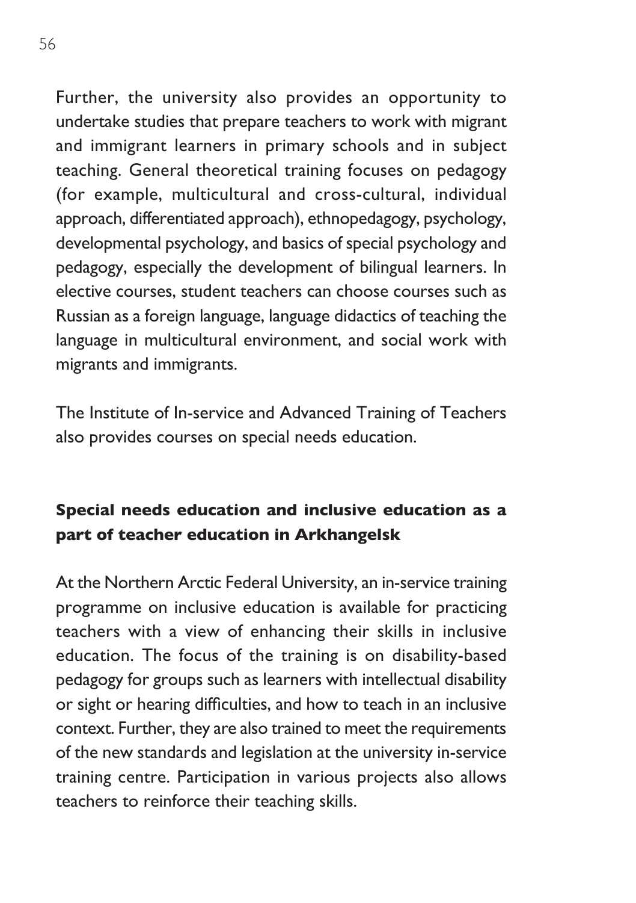Further, the university also provides an opportunity to undertake studies that prepare teachers to work with migrant and immigrant learners in primary schools and in subject teaching. General theoretical training focuses on pedagogy (for example, multicultural and cross-cultural, individual approach, differentiated approach), ethnopedagogy, psychology, developmental psychology, and basics of special psychology and pedagogy, especially the development of bilingual learners. In elective courses, student teachers can choose courses such as Russian as a foreign language, language didactics of teaching the language in multicultural environment, and social work with migrants and immigrants.

The Institute of In-service and Advanced Training of Teachers also provides courses on special needs education.

## Special needs education and inclusive education as a part of teacher education in Arkhangelsk

At the Northern Arctic Federal University, an in-service training programme on inclusive education is available for practicing teachers with a view of enhancing their skills in inclusive education. The focus of the training is on disability-based pedagogy for groups such as learners with intellectual disability or sight or hearing difficulties, and how to teach in an inclusive context. Further, they are also trained to meet the requirements of the new standards and legislation at the university in-service training centre. Participation in various projects also allows teachers to reinforce their teaching skills.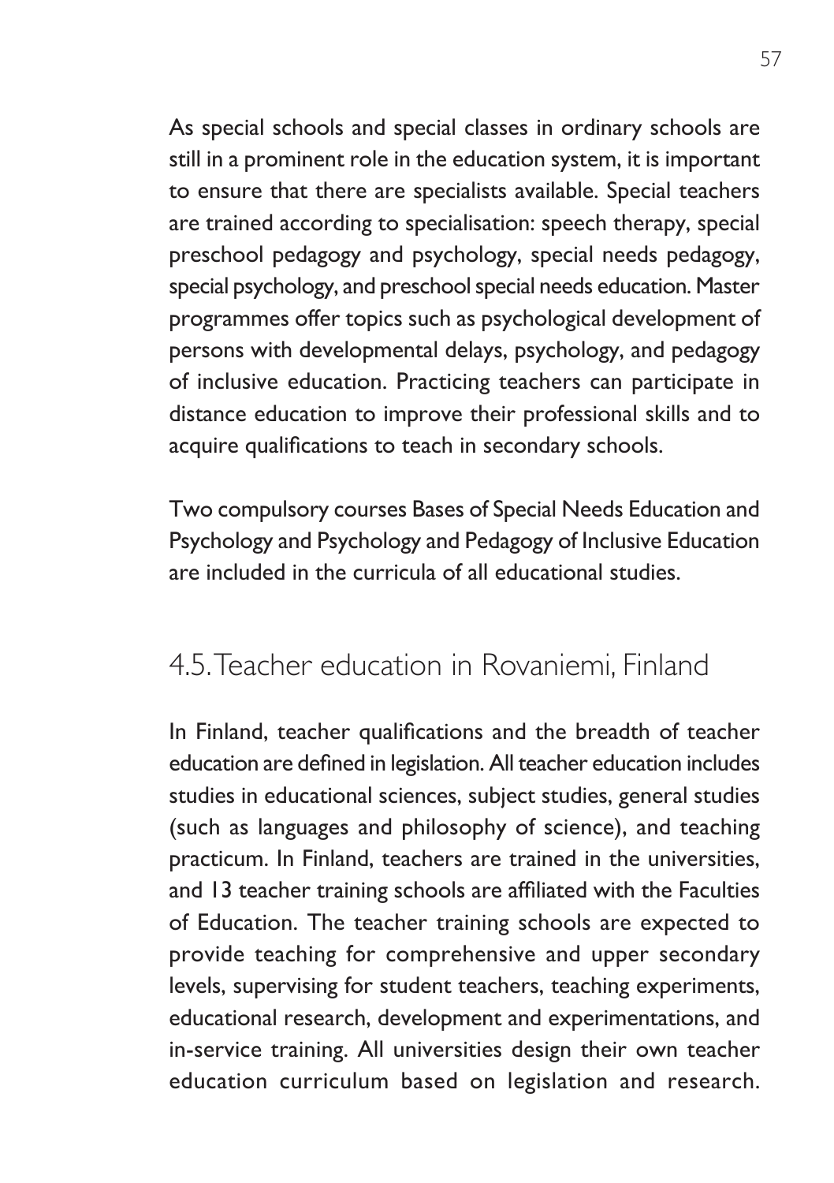As special schools and special classes in ordinary schools are still in a prominent role in the education system, it is important to ensure that there are specialists available. Special teachers are trained according to specialisation: speech therapy, special preschool pedagogy and psychology, special needs pedagogy, special psychology, and preschool special needs education. Master programmes offer topics such as psychological development of persons with developmental delays, psychology, and pedagogy of inclusive education. Practicing teachers can participate in distance education to improve their professional skills and to acquire qualifications to teach in secondary schools.

Two compulsory courses Bases of Special Needs Education and Psychology and Psychology and Pedagogy of Inclusive Education are included in the curricula of all educational studies.

## 4.5. Teacher education in Rovaniemi, Finland

In Finland, teacher qualifications and the breadth of teacher education are defined in legislation. All teacher education includes studies in educational sciences, subject studies, general studies (such as languages and philosophy of science), and teaching practicum. In Finland, teachers are trained in the universities, and 13 teacher training schools are affiliated with the Faculties of Education. The teacher training schools are expected to provide teaching for comprehensive and upper secondary levels, supervising for student teachers, teaching experiments, educational research, development and experimentations, and in-service training. All universities design their own teacher education curriculum based on legislation and research.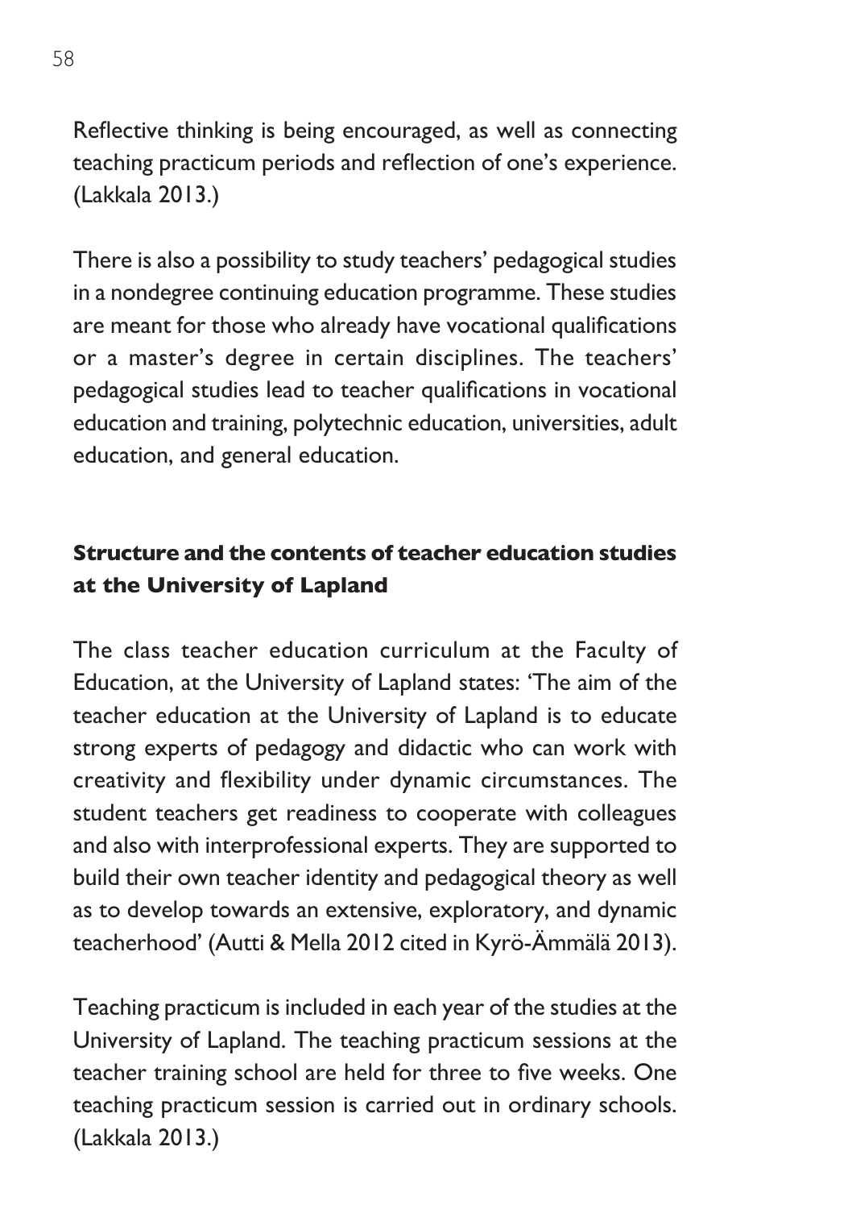Reflective thinking is being encouraged, as well as connecting teaching practicum periods and reflection of one's experience. (Lakkala 2013.)

There is also a possibility to study teachers' pedagogical studies in a nondegree continuing education programme. These studies are meant for those who already have vocational qualifications or a master's degree in certain disciplines. The teachers' pedagogical studies lead to teacher qualifications in vocational education and training, polytechnic education, universities, adult education, and general education.

## Structure and the contents of teacher education studies at the University of Lapland

The class teacher education curriculum at the Faculty of Education, at the University of Lapland states: 'The aim of the teacher education at the University of Lapland is to educate strong experts of pedagogy and didactic who can work with creativity and flexibility under dynamic circumstances. The student teachers get readiness to cooperate with colleagues and also with interprofessional experts. They are supported to build their own teacher identity and pedagogical theory as well as to develop towards an extensive, exploratory, and dynamic teacherhood' (Autti & Mella 2012 cited in Kyrö-Ämmälä 2013).

Teaching practicum is included in each year of the studies at the University of Lapland. The teaching practicum sessions at the teacher training school are held for three to five weeks. One teaching practicum session is carried out in ordinary schools. (Lakkala 2013.)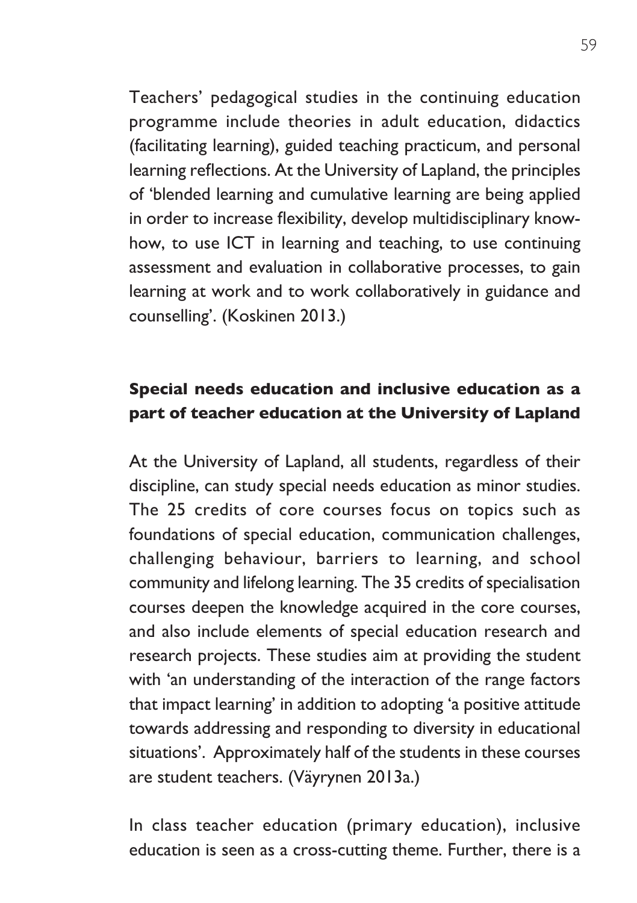Teachers' pedagogical studies in the continuing education programme include theories in adult education, didactics (facilitating learning), guided teaching practicum, and personal learning reflections. At the University of Lapland, the principles of 'blended learning and cumulative learning are being applied in order to increase flexibility, develop multidisciplinary know-how, to use ICT in learning and teaching, to use continuing assessment and evaluation in collaborative processes, to gain learning at work and to work collaboratively in guidance and counselling'. (Koskinen 2013.)

## Special needs education and inclusive education as a part of teacher education at the University of Lapland

At the University of Lapland, all students, regardless of their discipline, can study special needs education as minor studies. The 25 credits of core courses focus on topics such as foundations of special education, communication challenges, challenging behaviour, barriers to learning, and school community and lifelong learning. The 35 credits of specialisation courses deepen the knowledge acquired in the core courses, and also include elements of special education research and research projects. These studies aim at providing the student with 'an understanding of the interaction of the range factors that impact learning' in addition to adopting 'a positive attitude towards addressing and responding to diversity in educational situations'. Approximately half of the students in these courses are student teachers. (Väyrynen 2013a.)

In class teacher education (primary education), inclusive education is seen as a cross-cutting theme. Further, there is a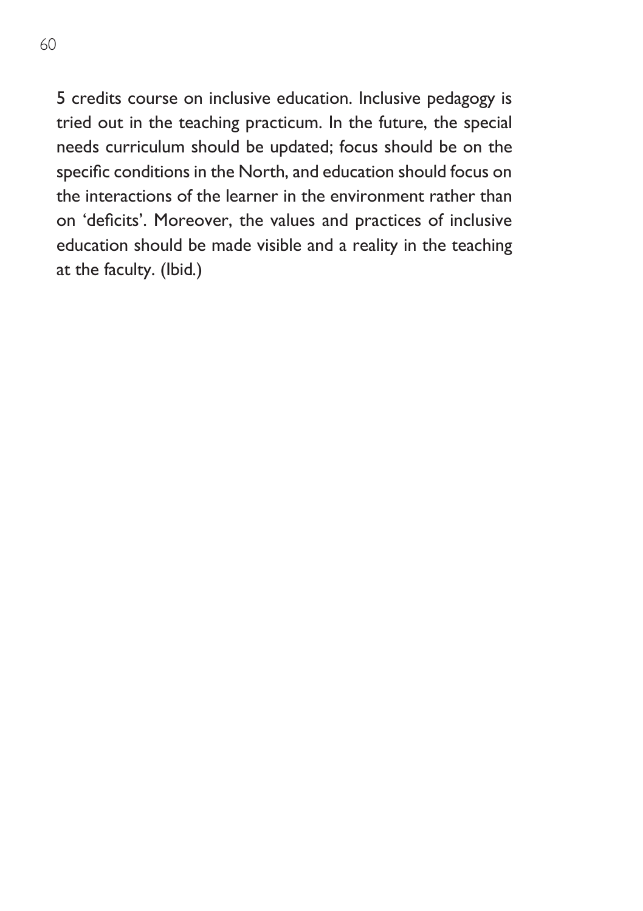5 credits course on inclusive education. Inclusive pedagogy is tried out in the teaching practicum. In the future, the special needs curriculum should be updated; focus should be on the specific conditions in the North, and education should focus on the interactions of the learner in the environment rather than on 'deficits'. Moreover, the values and practices of inclusive education should be made visible and a reality in the teaching at the faculty. (Ibid.)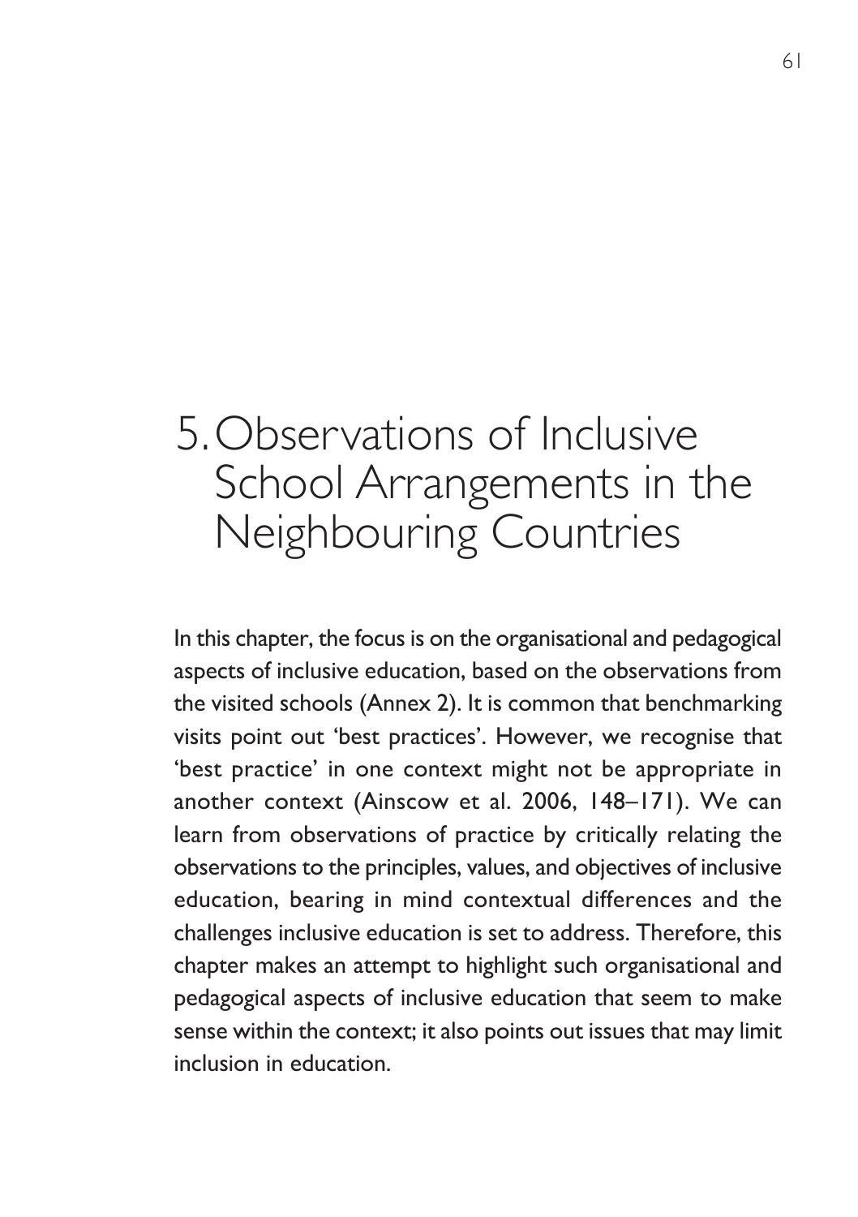# 5. Observations of Inclusive School Arrangements in the Neighbouring Countries

In this chapter, the focus is on the organisational and pedagogical aspects of inclusive education, based on the observations from the visited schools (Annex 2). It is common that benchmarking visits point out 'best practices'. However, we recognise that 'best practice' in one context might not be appropriate in another context (Ainscow et al. 2006, 148–171). We can learn from observations of practice by critically relating the observations to the principles, values, and objectives of inclusive education, bearing in mind contextual differences and the challenges inclusive education is set to address. Therefore, this chapter makes an attempt to highlight such organisational and pedagogical aspects of inclusive education that seem to make sense within the context; it also points out issues that may limit inclusion in education.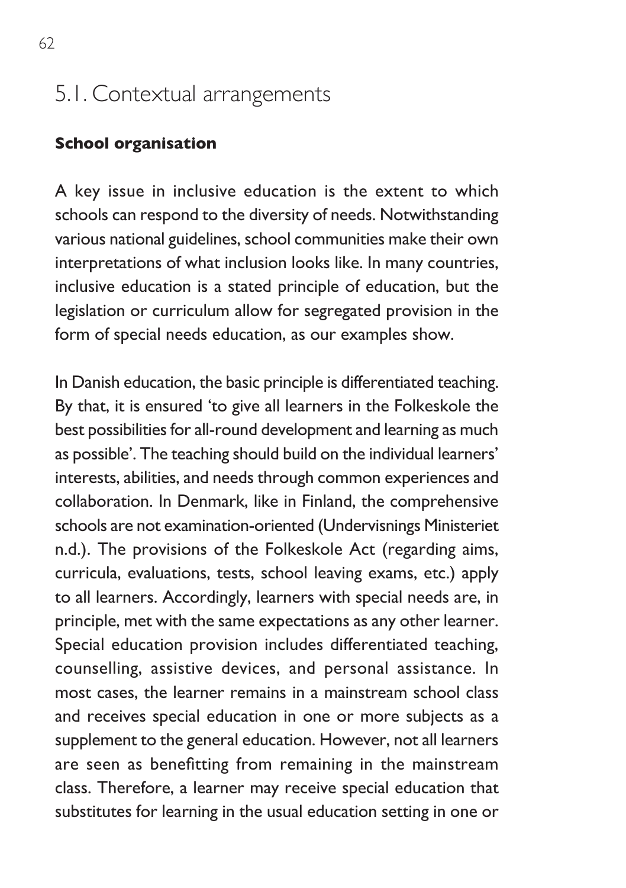## 5.1. Contextual arrangements

### School organisation

A key issue in inclusive education is the extent to which schools can respond to the diversity of needs. Notwithstanding various national guidelines, school communities make their own interpretations of what inclusion looks like. In many countries, inclusive education is a stated principle of education, but the legislation or curriculum allow for segregated provision in the form of special needs education, as our examples show.

In Danish education, the basic principle is differentiated teaching. By that, it is ensured 'to give all learners in the Folkeskole the best possibilities for all-round development and learning as much as possible'. The teaching should build on the individual learners' interests, abilities, and needs through common experiences and collaboration. In Denmark, like in Finland, the comprehensive schools are not examination-oriented (Undervisnings Ministeriet n.d.). The provisions of the Folkeskole Act (regarding aims, curricula, evaluations, tests, school leaving exams, etc.) apply to all learners. Accordingly, learners with special needs are, in principle, met with the same expectations as any other learner. Special education provision includes differentiated teaching, counselling, assistive devices, and personal assistance. In most cases, the learner remains in a mainstream school class and receives special education in one or more subjects as a supplement to the general education. However, not all learners are seen as benefitting from remaining in the mainstream class. Therefore, a learner may receive special education that substitutes for learning in the usual education setting in one or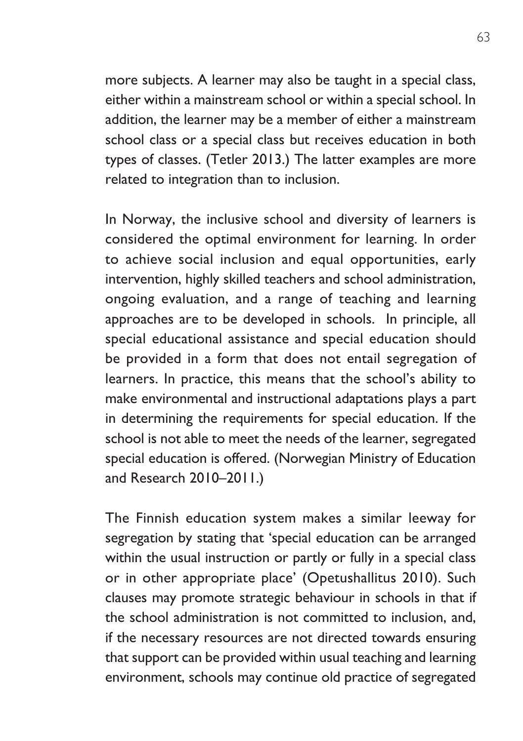more subjects. A learner may also be taught in a special class, either within a mainstream school or within a special school. In addition, the learner may be a member of either a mainstream school class or a special class but receives education in both types of classes. (Tetler 2013.) The latter examples are more related to integration than to inclusion.

In Norway, the inclusive school and diversity of learners is considered the optimal environment for learning. In order to achieve social inclusion and equal opportunities, early intervention, highly skilled teachers and school administration, ongoing evaluation, and a range of teaching and learning approaches are to be developed in schools. In principle, all special educational assistance and special education should be provided in a form that does not entail segregation of learners. In practice, this means that the school's ability to make environmental and instructional adaptations plays a part in determining the requirements for special education. If the school is not able to meet the needs of the learner, segregated special education is offered. (Norwegian Ministry of Education and Research 2010–2011.)

The Finnish education system makes a similar leeway for segregation by stating that 'special education can be arranged within the usual instruction or partly or fully in a special class or in other appropriate place' (Opetushallitus 2010). Such clauses may promote strategic behaviour in schools in that if the school administration is not committed to inclusion, and, if the necessary resources are not directed towards ensuring that support can be provided within usual teaching and learning environment, schools may continue old practice of segregated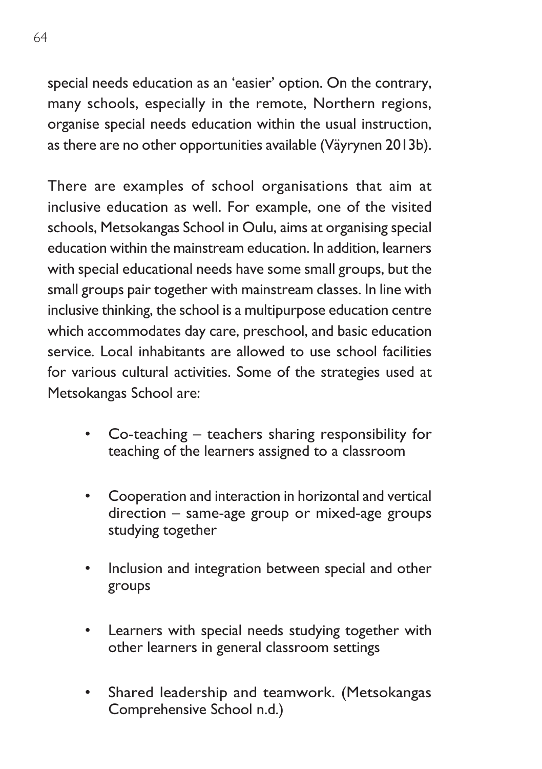special needs education as an 'easier' option. On the contrary, many schools, especially in the remote, Northern regions, organise special needs education within the usual instruction, as there are no other opportunities available (Väyrynen 2013b).

There are examples of school organisations that aim at inclusive education as well. For example, one of the visited schools, Metsokangas School in Oulu, aims at organising special education within the mainstream education. In addition, learners with special educational needs have some small groups, but the small groups pair together with mainstream classes. In line with inclusive thinking, the school is a multipurpose education centre which accommodates day care, preschool, and basic education service. Local inhabitants are allowed to use school facilities for various cultural activities. Some of the strategies used at Metsokangas School are:

- Co-teaching – teachers sharing responsibility for teaching of the learners assigned to a classroom
- Cooperation and interaction in horizontal and vertical direction – same-age group or mixed-age groups studying together
- Inclusion and integration between special and other groups
- Learners with special needs studying together with other learners in general classroom settings
- Shared leadership and teamwork. (Metsokangas Comprehensive School n.d.)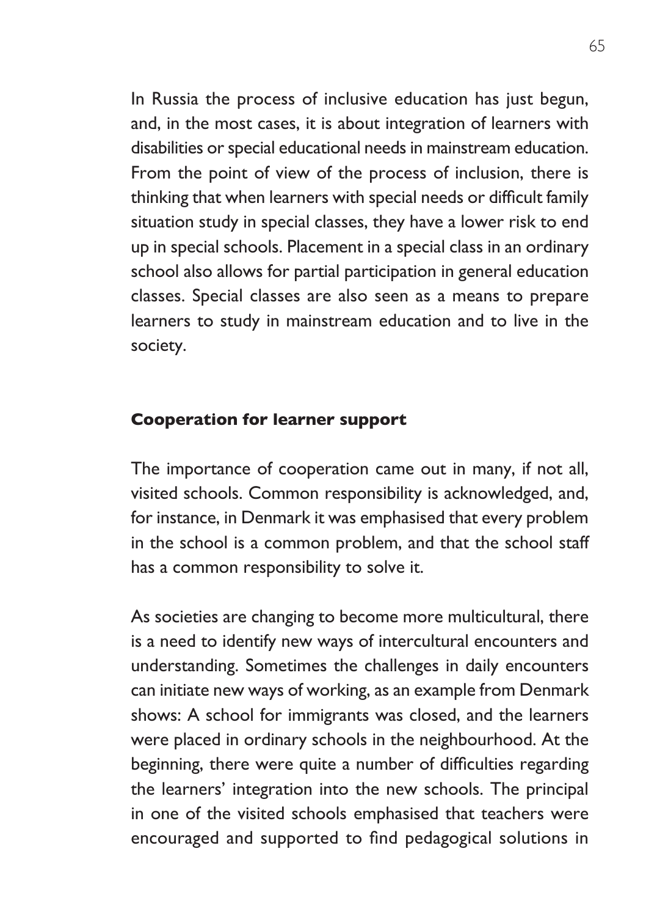In Russia the process of inclusive education has just begun, and, in the most cases, it is about integration of learners with disabilities or special educational needs in mainstream education. From the point of view of the process of inclusion, there is thinking that when learners with special needs or difficult family situation study in special classes, they have a lower risk to end up in special schools. Placement in a special class in an ordinary school also allows for partial participation in general education classes. Special classes are also seen as a means to prepare learners to study in mainstream education and to live in the society.

### Cooperation for learner support

The importance of cooperation came out in many, if not all, visited schools. Common responsibility is acknowledged, and, for instance, in Denmark it was emphasised that every problem in the school is a common problem, and that the school staff has a common responsibility to solve it.

As societies are changing to become more multicultural, there is a need to identify new ways of intercultural encounters and understanding. Sometimes the challenges in daily encounters can initiate new ways of working, as an example from Denmark shows: A school for immigrants was closed, and the learners were placed in ordinary schools in the neighbourhood. At the beginning, there were quite a number of difficulties regarding the learners' integration into the new schools. The principal in one of the visited schools emphasised that teachers were encouraged and supported to find pedagogical solutions in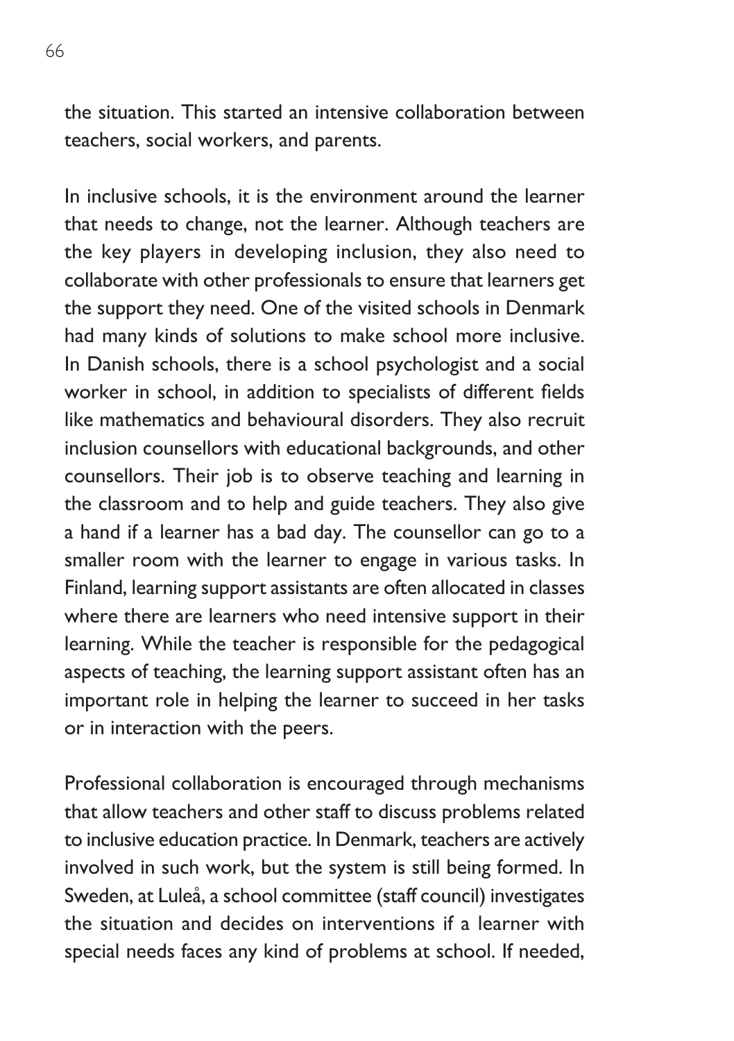the situation. This started an intensive collaboration between teachers, social workers, and parents.

In inclusive schools, it is the environment around the learner that needs to change, not the learner. Although teachers are the key players in developing inclusion, they also need to collaborate with other professionals to ensure that learners get the support they need. One of the visited schools in Denmark had many kinds of solutions to make school more inclusive. In Danish schools, there is a school psychologist and a social worker in school, in addition to specialists of different fields like mathematics and behavioural disorders. They also recruit inclusion counsellors with educational backgrounds, and other counsellors. Their job is to observe teaching and learning in the classroom and to help and guide teachers. They also give a hand if a learner has a bad day. The counsellor can go to a smaller room with the learner to engage in various tasks. In Finland, learning support assistants are often allocated in classes where there are learners who need intensive support in their learning. While the teacher is responsible for the pedagogical aspects of teaching, the learning support assistant often has an important role in helping the learner to succeed in her tasks or in interaction with the peers.

Professional collaboration is encouraged through mechanisms that allow teachers and other staff to discuss problems related to inclusive education practice. In Denmark, teachers are actively involved in such work, but the system is still being formed. In Sweden, at Luleå, a school committee (staff council) investigates the situation and decides on interventions if a learner with special needs faces any kind of problems at school. If needed,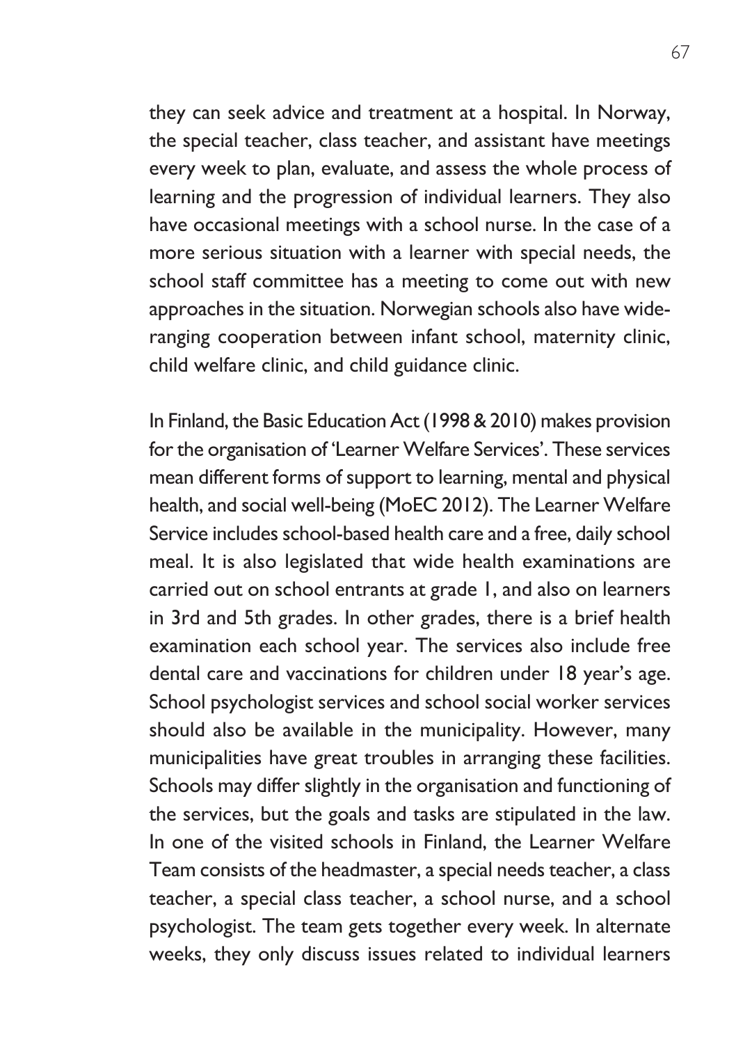they can seek advice and treatment at a hospital. In Norway, the special teacher, class teacher, and assistant have meetings every week to plan, evaluate, and assess the whole process of learning and the progression of individual learners. They also have occasional meetings with a school nurse. In the case of a more serious situation with a learner with special needs, the school staff committee has a meeting to come out with new approaches in the situation. Norwegian schools also have wide-ranging cooperation between infant school, maternity clinic, child welfare clinic, and child guidance clinic.

In Finland, the Basic Education Act (1998 & 2010) makes provision for the organisation of 'Learner Welfare Services'. These services mean different forms of support to learning, mental and physical health, and social well-being (MoEC 2012). The Learner Welfare Service includes school-based health care and a free, daily school meal. It is also legislated that wide health examinations are carried out on school entrants at grade 1, and also on learners in 3rd and 5th grades. In other grades, there is a brief health examination each school year. The services also include free dental care and vaccinations for children under 18 year's age. School psychologist services and school social worker services should also be available in the municipality. However, many municipalities have great troubles in arranging these facilities. Schools may differ slightly in the organisation and functioning of the services, but the goals and tasks are stipulated in the law. In one of the visited schools in Finland, the Learner Welfare Team consists of the headmaster, a special needs teacher, a class teacher, a special class teacher, a school nurse, and a school psychologist. The team gets together every week. In alternate weeks, they only discuss issues related to individual learners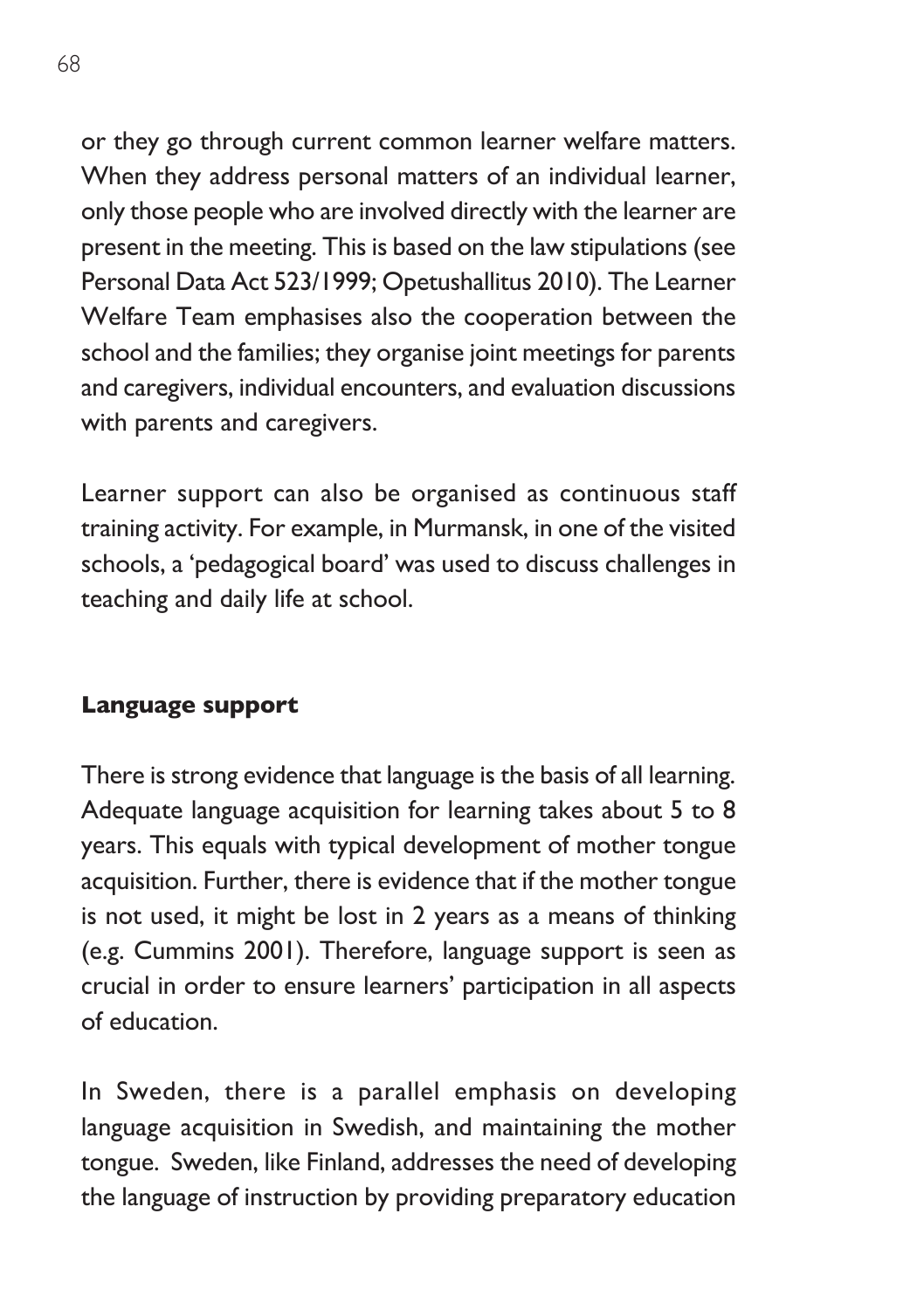or they go through current common learner welfare matters. When they address personal matters of an individual learner, only those people who are involved directly with the learner are present in the meeting. This is based on the law stipulations (see Personal Data Act 523/1999; Opetushallitus 2010). The Learner Welfare Team emphasises also the cooperation between the school and the families; they organise joint meetings for parents and caregivers, individual encounters, and evaluation discussions with parents and caregivers.

Learner support can also be organised as continuous staff training activity. For example, in Murmansk, in one of the visited schools, a 'pedagogical board' was used to discuss challenges in teaching and daily life at school.

#### Language support

There is strong evidence that language is the basis of all learning. Adequate language acquisition for learning takes about 5 to 8 years. This equals with typical development of mother tongue acquisition. Further, there is evidence that if the mother tongue is not used, it might be lost in 2 years as a means of thinking (e.g. Cummins 2001). Therefore, language support is seen as crucial in order to ensure learners' participation in all aspects of education.

In Sweden, there is a parallel emphasis on developing language acquisition in Swedish, and maintaining the mother tongue. Sweden, like Finland, addresses the need of developing the language of instruction by providing preparatory education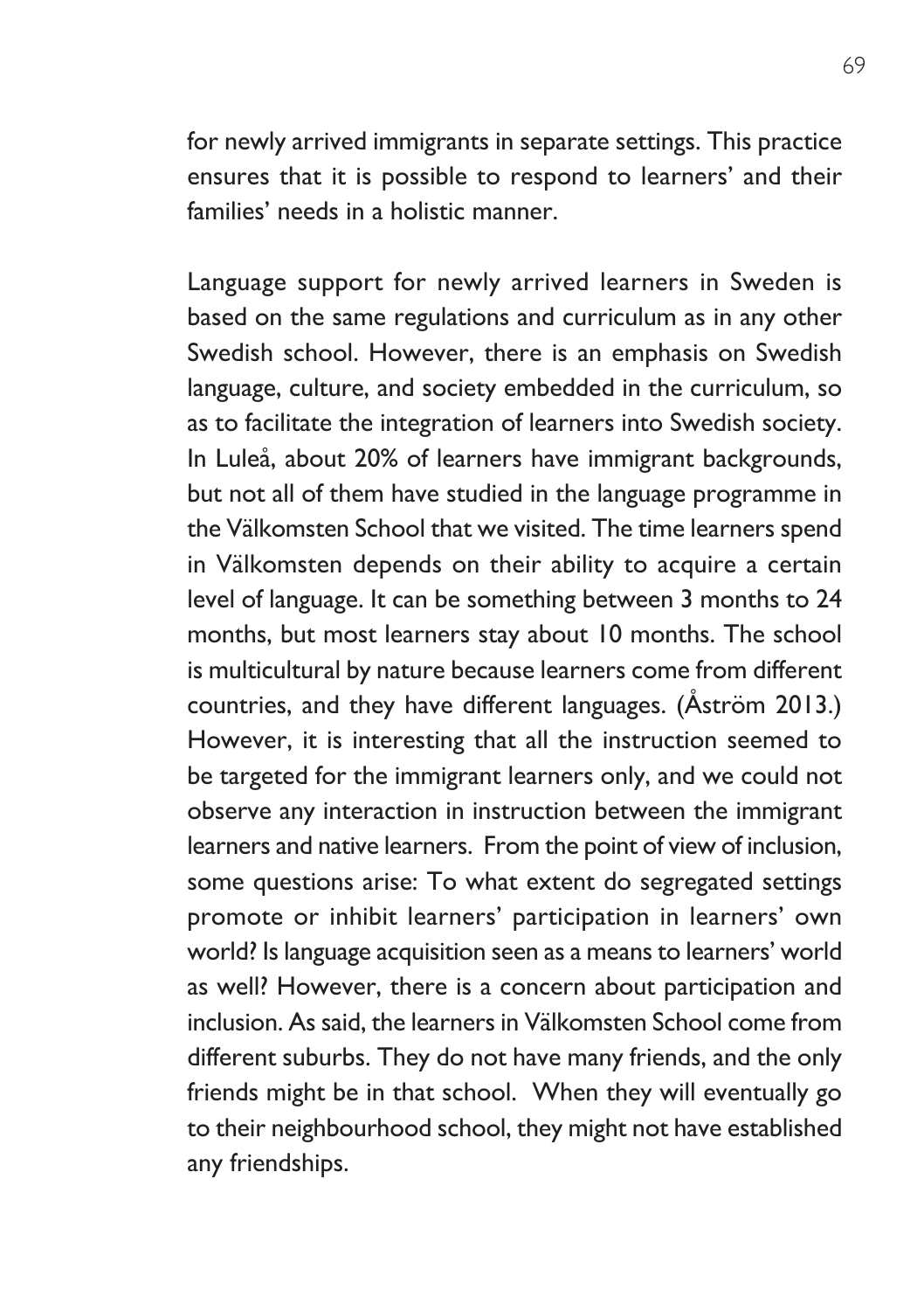for newly arrived immigrants in separate settings. This practice ensures that it is possible to respond to learners' and their families' needs in a holistic manner.

Language support for newly arrived learners in Sweden is based on the same regulations and curriculum as in any other Swedish school. However, there is an emphasis on Swedish language, culture, and society embedded in the curriculum, so as to facilitate the integration of learners into Swedish society. In Luleå, about 20% of learners have immigrant backgrounds, but not all of them have studied in the language programme in the Välkomsten School that we visited. The time learners spend in Välkomsten depends on their ability to acquire a certain level of language. It can be something between 3 months to 24 months, but most learners stay about 10 months. The school is multicultural by nature because learners come from different countries, and they have different languages. (Åström 2013.) However, it is interesting that all the instruction seemed to be targeted for the immigrant learners only, and we could not observe any interaction in instruction between the immigrant learners and native learners. From the point of view of inclusion, some questions arise: To what extent do segregated settings promote or inhibit learners' participation in learners' own world? Is language acquisition seen as a means to learners' world as well? However, there is a concern about participation and inclusion. As said, the learners in Välkomsten School come from different suburbs. They do not have many friends, and the only friends might be in that school. When they will eventually go to their neighbourhood school, they might not have established any friendships.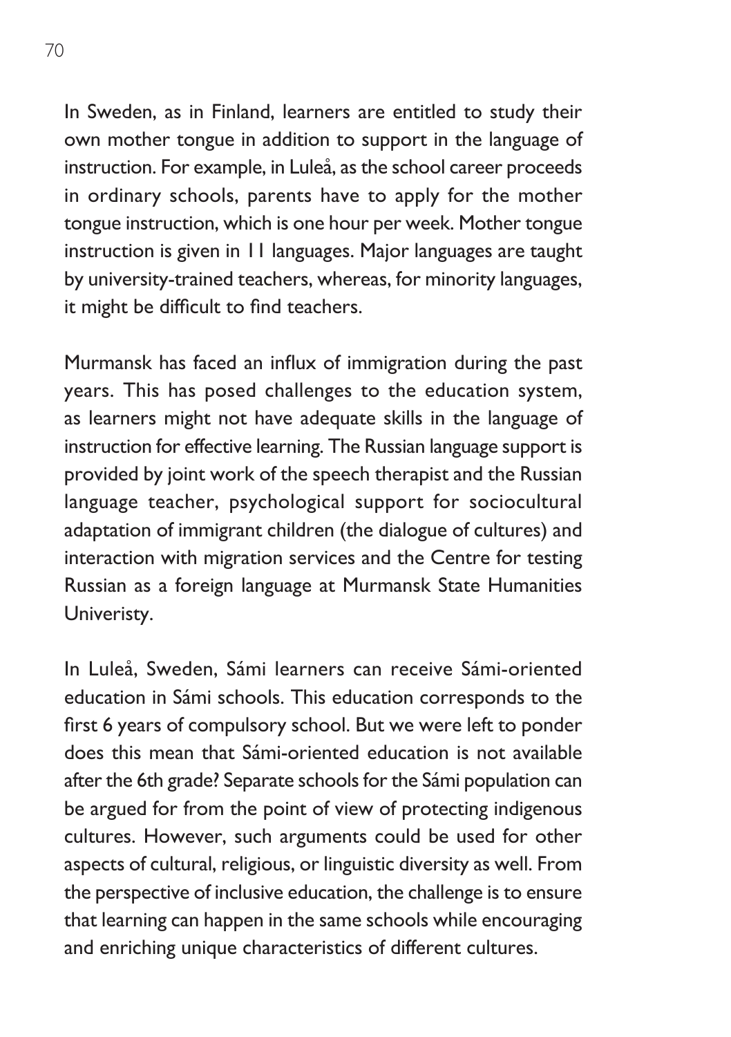In Sweden, as in Finland, learners are entitled to study their own mother tongue in addition to support in the language of instruction. For example, in Luleå, as the school career proceeds in ordinary schools, parents have to apply for the mother tongue instruction, which is one hour per week. Mother tongue instruction is given in 11 languages. Major languages are taught by university-trained teachers, whereas, for minority languages, it might be difficult to find teachers.

Murmansk has faced an influx of immigration during the past years. This has posed challenges to the education system, as learners might not have adequate skills in the language of instruction for effective learning. The Russian language support is provided by joint work of the speech therapist and the Russian language teacher, psychological support for sociocultural adaptation of immigrant children (the dialogue of cultures) and interaction with migration services and the Centre for testing Russian as a foreign language at Murmansk State Humanities Univeristy.

In Luleå, Sweden, Sámi learners can receive Sámi-oriented education in Sámi schools. This education corresponds to the first 6 years of compulsory school. But we were left to ponder does this mean that Sámi-oriented education is not available after the 6th grade? Separate schools for the Sámi population can be argued for from the point of view of protecting indigenous cultures. However, such arguments could be used for other aspects of cultural, religious, or linguistic diversity as well. From the perspective of inclusive education, the challenge is to ensure that learning can happen in the same schools while encouraging and enriching unique characteristics of different cultures.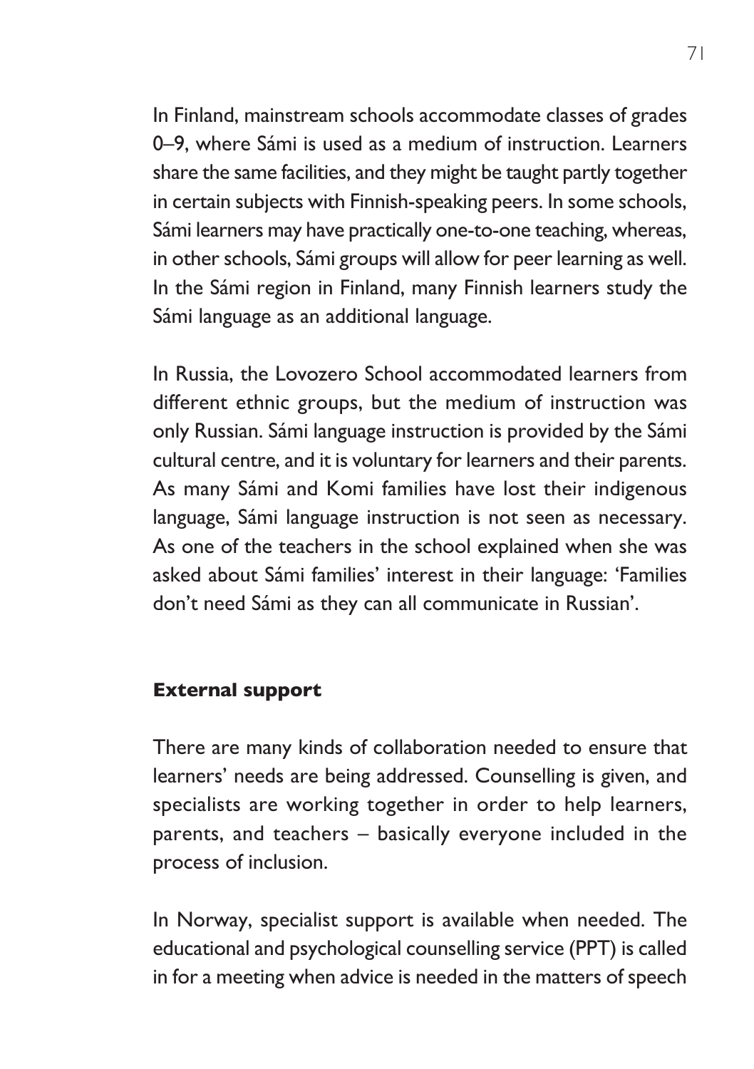In Finland, mainstream schools accommodate classes of grades 0–9, where Sámi is used as a medium of instruction. Learners share the same facilities, and they might be taught partly together in certain subjects with Finnish-speaking peers. In some schools, Sámi learners may have practically one-to-one teaching, whereas, in other schools, Sámi groups will allow for peer learning as well. In the Sámi region in Finland, many Finnish learners study the Sámi language as an additional language.

In Russia, the Lovozero School accommodated learners from different ethnic groups, but the medium of instruction was only Russian. Sámi language instruction is provided by the Sámi cultural centre, and it is voluntary for learners and their parents. As many Sámi and Komi families have lost their indigenous language, Sámi language instruction is not seen as necessary. As one of the teachers in the school explained when she was asked about Sámi families' interest in their language: 'Families don't need Sámi as they can all communicate in Russian'.

### External support

There are many kinds of collaboration needed to ensure that learners' needs are being addressed. Counselling is given, and specialists are working together in order to help learners, parents, and teachers – basically everyone included in the process of inclusion.

In Norway, specialist support is available when needed. The educational and psychological counselling service (PPT) is called in for a meeting when advice is needed in the matters of speech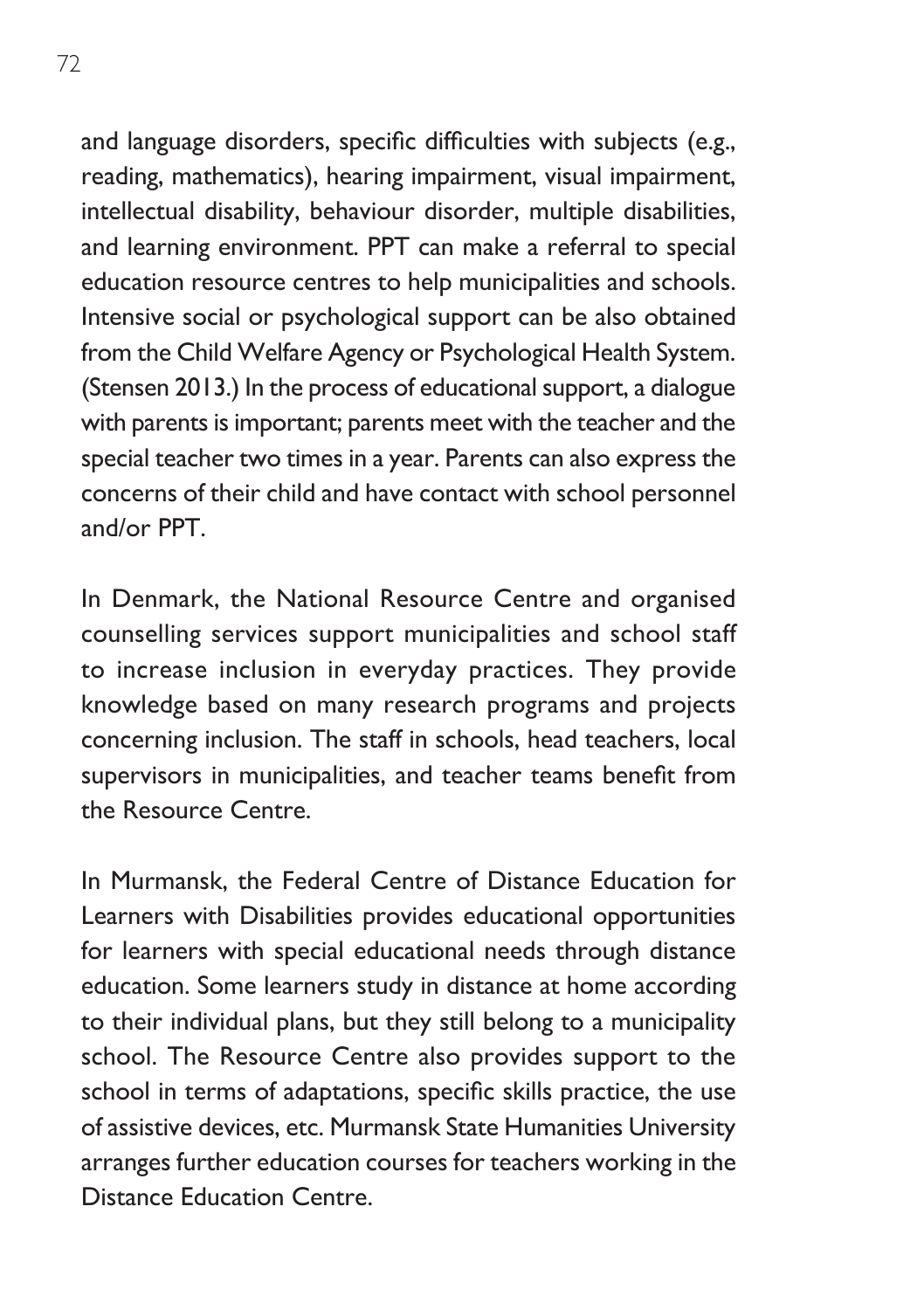and language disorders, specific difficulties with subjects (e.g., reading, mathematics), hearing impairment, visual impairment, intellectual disability, behaviour disorder, multiple disabilities, and learning environment. PPT can make a referral to special education resource centres to help municipalities and schools. Intensive social or psychological support can be also obtained from the Child Welfare Agency or Psychological Health System. (Stensen 2013.) In the process of educational support, a dialogue with parents is important; parents meet with the teacher and the special teacher two times in a year. Parents can also express the concerns of their child and have contact with school personnel and/or PPT.

In Denmark, the National Resource Centre and organised counselling services support municipalities and school staff to increase inclusion in everyday practices. They provide knowledge based on many research programs and projects concerning inclusion. The staff in schools, head teachers, local supervisors in municipalities, and teacher teams benefit from the Resource Centre.

In Murmansk, the Federal Centre of Distance Education for Learners with Disabilities provides educational opportunities for learners with special educational needs through distance education. Some learners study in distance at home according to their individual plans, but they still belong to a municipality school. The Resource Centre also provides support to the school in terms of adaptations, specific skills practice, the use of assistive devices, etc. Murmansk State Humanities University arranges further education courses for teachers working in the Distance Education Centre.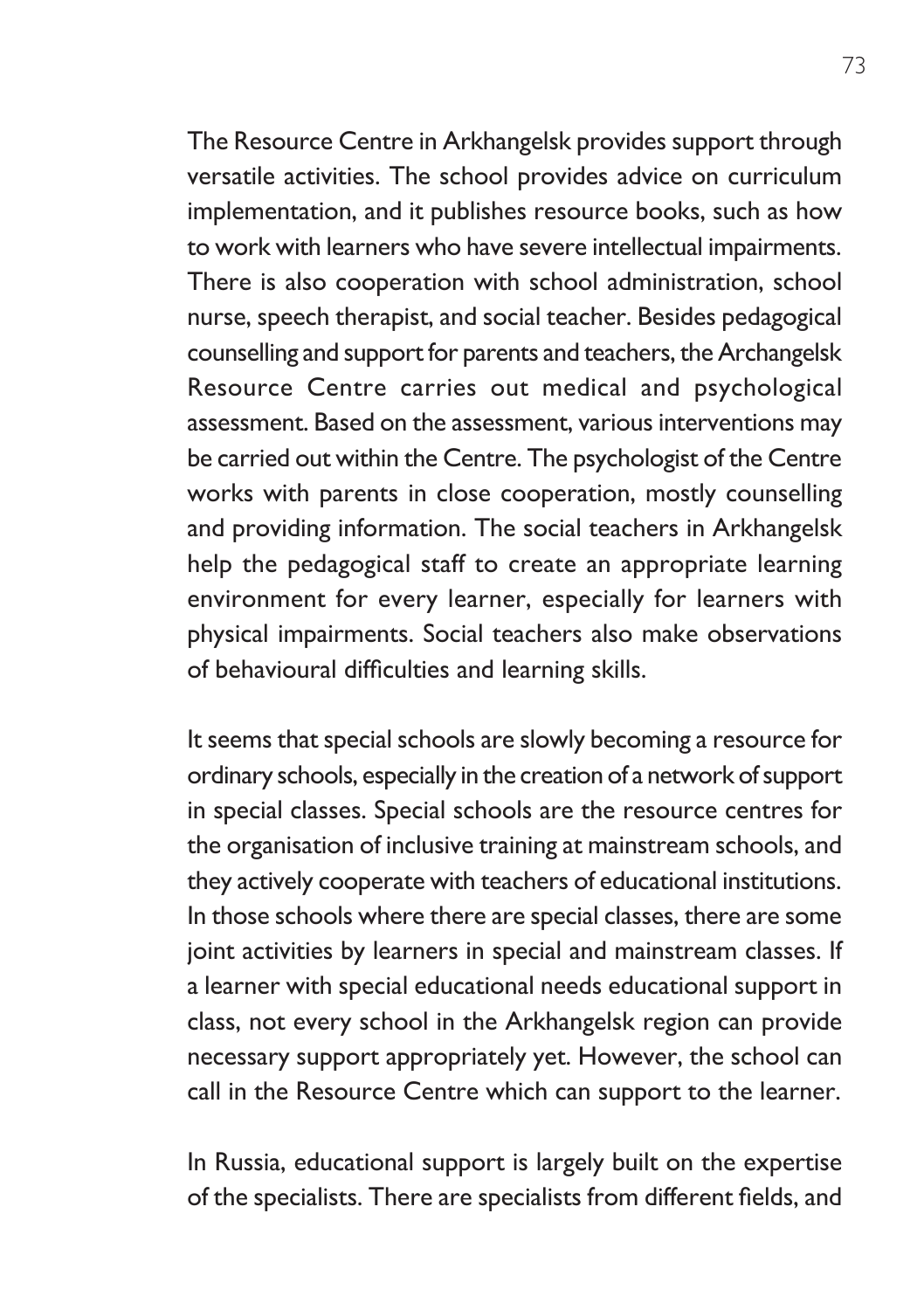The Resource Centre in Arkhangelsk provides support through versatile activities. The school provides advice on curriculum implementation, and it publishes resource books, such as how to work with learners who have severe intellectual impairments. There is also cooperation with school administration, school nurse, speech therapist, and social teacher. Besides pedagogical counselling and support for parents and teachers, the Archangelsk Resource Centre carries out medical and psychological assessment. Based on the assessment, various interventions may be carried out within the Centre. The psychologist of the Centre works with parents in close cooperation, mostly counselling and providing information. The social teachers in Arkhangelsk help the pedagogical staff to create an appropriate learning environment for every learner, especially for learners with physical impairments. Social teachers also make observations of behavioural difficulties and learning skills.

It seems that special schools are slowly becoming a resource for ordinary schools, especially in the creation of a network of support in special classes. Special schools are the resource centres for the organisation of inclusive training at mainstream schools, and they actively cooperate with teachers of educational institutions. In those schools where there are special classes, there are some joint activities by learners in special and mainstream classes. If a learner with special educational needs educational support in class, not every school in the Arkhangelsk region can provide necessary support appropriately yet. However, the school can call in the Resource Centre which can support to the learner.

In Russia, educational support is largely built on the expertise of the specialists. There are specialists from different fields, and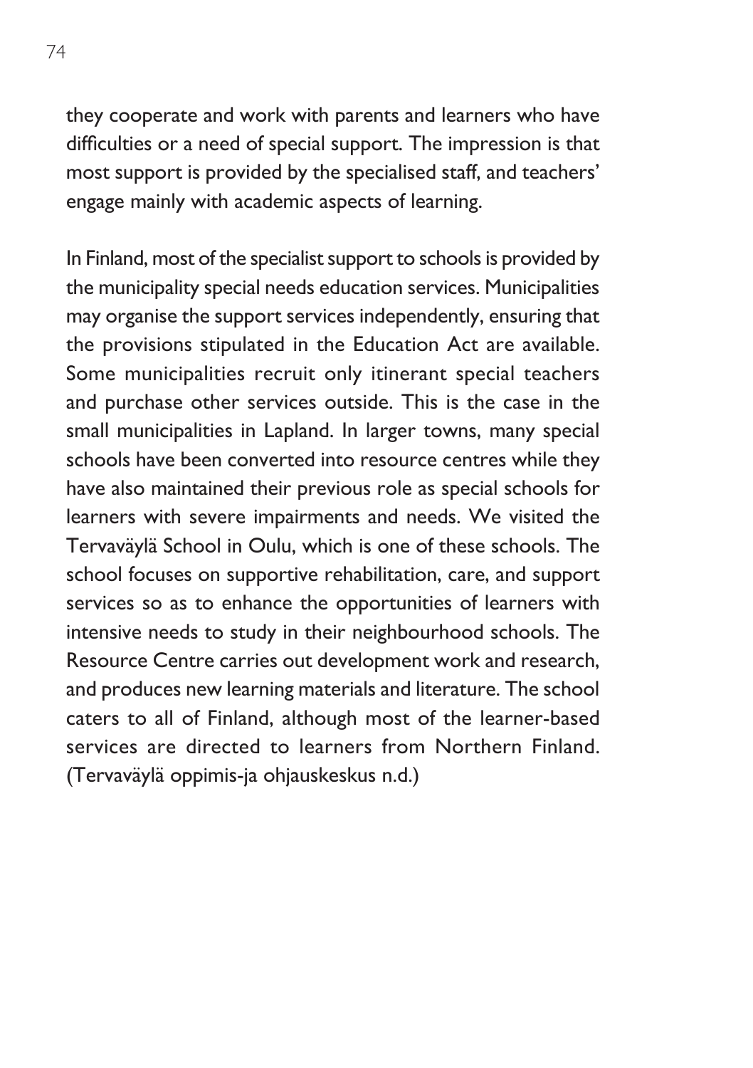they cooperate and work with parents and learners who have difficulties or a need of special support. The impression is that most support is provided by the specialised staff, and teachers' engage mainly with academic aspects of learning.

In Finland, most of the specialist support to schools is provided by the municipality special needs education services. Municipalities may organise the support services independently, ensuring that the provisions stipulated in the Education Act are available. Some municipalities recruit only itinerant special teachers and purchase other services outside. This is the case in the small municipalities in Lapland. In larger towns, many special schools have been converted into resource centres while they have also maintained their previous role as special schools for learners with severe impairments and needs. We visited the Tervaväylä School in Oulu, which is one of these schools. The school focuses on supportive rehabilitation, care, and support services so as to enhance the opportunities of learners with intensive needs to study in their neighbourhood schools. The Resource Centre carries out development work and research, and produces new learning materials and literature. The school caters to all of Finland, although most of the learner-based services are directed to learners from Northern Finland. (Tervaväylä oppimis-ja ohjauskeskus n.d.)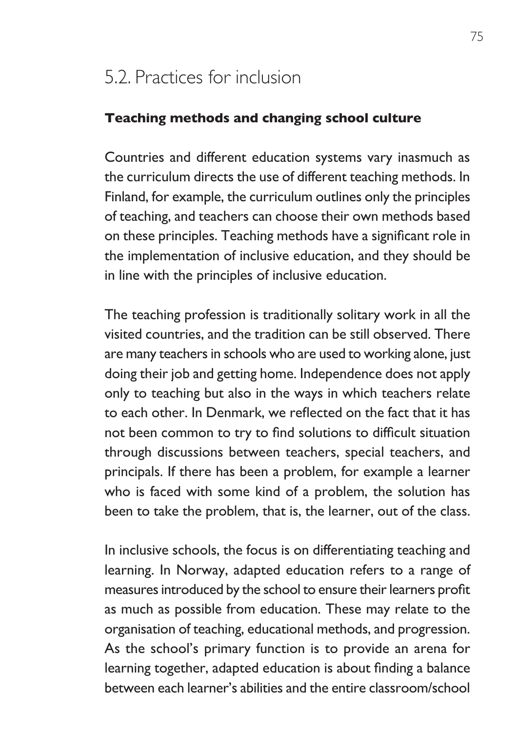## 5.2. Practices for inclusion

**Teaching methods and changing school culture**

Countries and different education systems vary inasmuch as the curriculum directs the use of different teaching methods. In Finland, for example, the curriculum outlines only the principles of teaching, and teachers can choose their own methods based on these principles. Teaching methods have a significant role in the implementation of inclusive education, and they should be in line with the principles of inclusive education.

The teaching profession is traditionally solitary work in all the visited countries, and the tradition can be still observed. There are many teachers in schools who are used to working alone, just doing their job and getting home. Independence does not apply only to teaching but also in the ways in which teachers relate to each other. In Denmark, we reflected on the fact that it has not been common to try to find solutions to difficult situation through discussions between teachers, special teachers, and principals. If there has been a problem, for example a learner who is faced with some kind of a problem, the solution has been to take the problem, that is, the learner, out of the class.

In inclusive schools, the focus is on differentiating teaching and learning. In Norway, adapted education refers to a range of measures introduced by the school to ensure their learners profit as much as possible from education. These may relate to the organisation of teaching, educational methods, and progression. As the school's primary function is to provide an arena for learning together, adapted education is about finding a balance between each learner's abilities and the entire classroom/school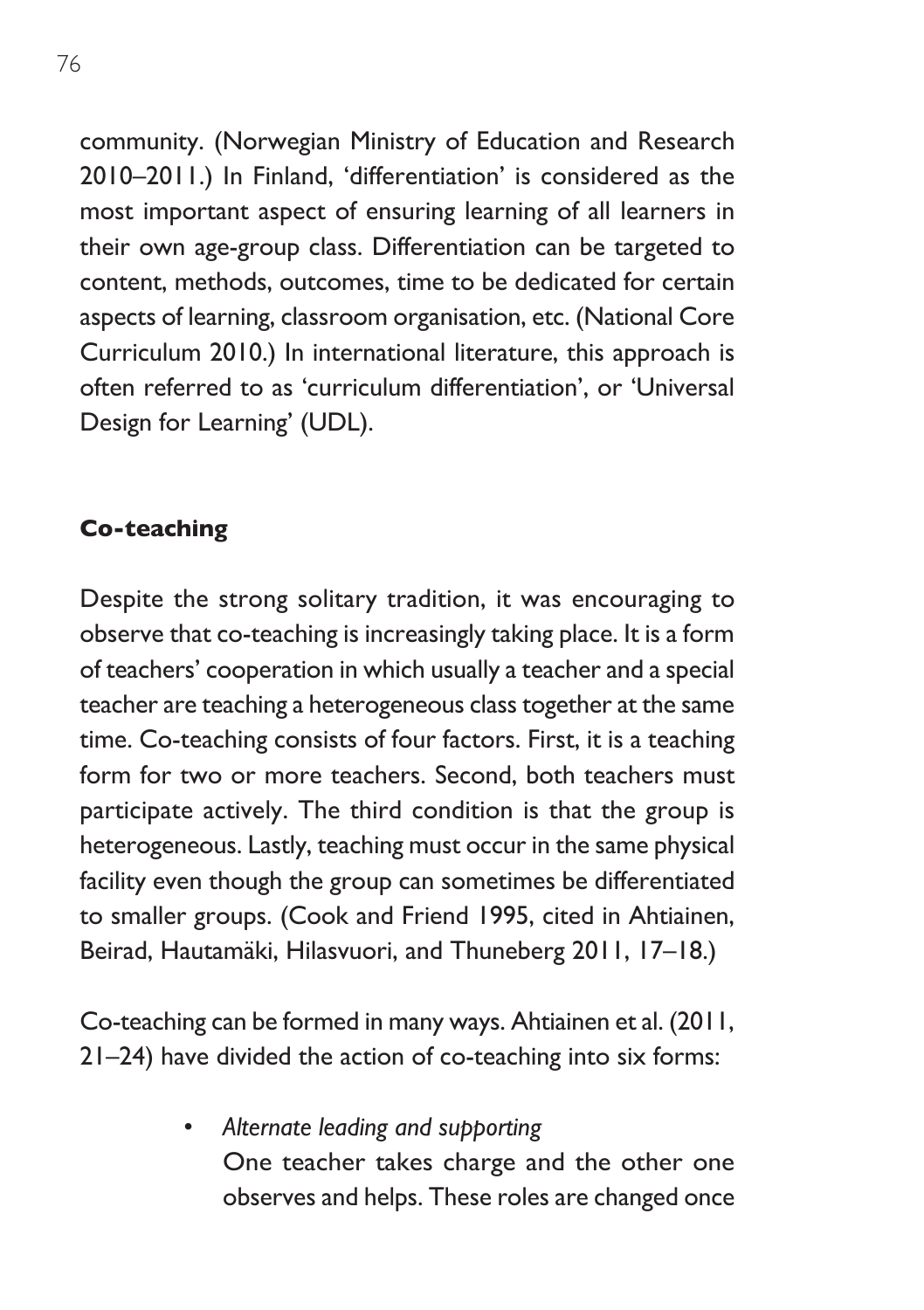community. (Norwegian Ministry of Education and Research 2010–2011.) In Finland, 'differentiation' is considered as the most important aspect of ensuring learning of all learners in their own age-group class. Differentiation can be targeted to content, methods, outcomes, time to be dedicated for certain aspects of learning, classroom organisation, etc. (National Core Curriculum 2010.) In international literature, this approach is often referred to as 'curriculum differentiation', or 'Universal Design for Learning' (UDL).

## Co-teaching

Despite the strong solitary tradition, it was encouraging to observe that co-teaching is increasingly taking place. It is a form of teachers' cooperation in which usually a teacher and a special teacher are teaching a heterogeneous class together at the same time. Co-teaching consists of four factors. First, it is a teaching form for two or more teachers. Second, both teachers must participate actively. The third condition is that the group is heterogeneous. Lastly, teaching must occur in the same physical facility even though the group can sometimes be differentiated to smaller groups. (Cook and Friend 1995, cited in Ahtiainen, Beirad, Hautamäki, Hilasvuori, and Thuneberg 2011, 17–18.)

Co-teaching can be formed in many ways. Ahtiainen et al. (2011, 21–24) have divided the action of co-teaching into six forms:

- *Alternate leading and supporting*
  One teacher takes charge and the other one observes and helps. These roles are changed once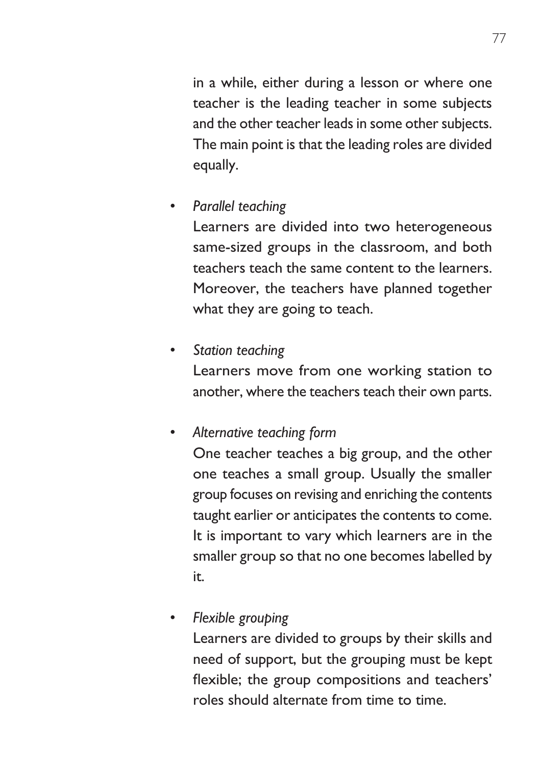in a while, either during a lesson or where one teacher is the leading teacher in some subjects and the other teacher leads in some other subjects. The main point is that the leading roles are divided equally.

- *Parallel teaching*
  Learners are divided into two heterogeneous same-sized groups in the classroom, and both teachers teach the same content to the learners. Moreover, the teachers have planned together what they are going to teach.

- *Station teaching*
  Learners move from one working station to another, where the teachers teach their own parts.

- *Alternative teaching form*
  One teacher teaches a big group, and the other one teaches a small group. Usually the smaller group focuses on revising and enriching the contents taught earlier or anticipates the contents to come. It is important to vary which learners are in the smaller group so that no one becomes labelled by it.

- *Flexible grouping*
  Learners are divided to groups by their skills and need of support, but the grouping must be kept flexible; the group compositions and teachers' roles should alternate from time to time.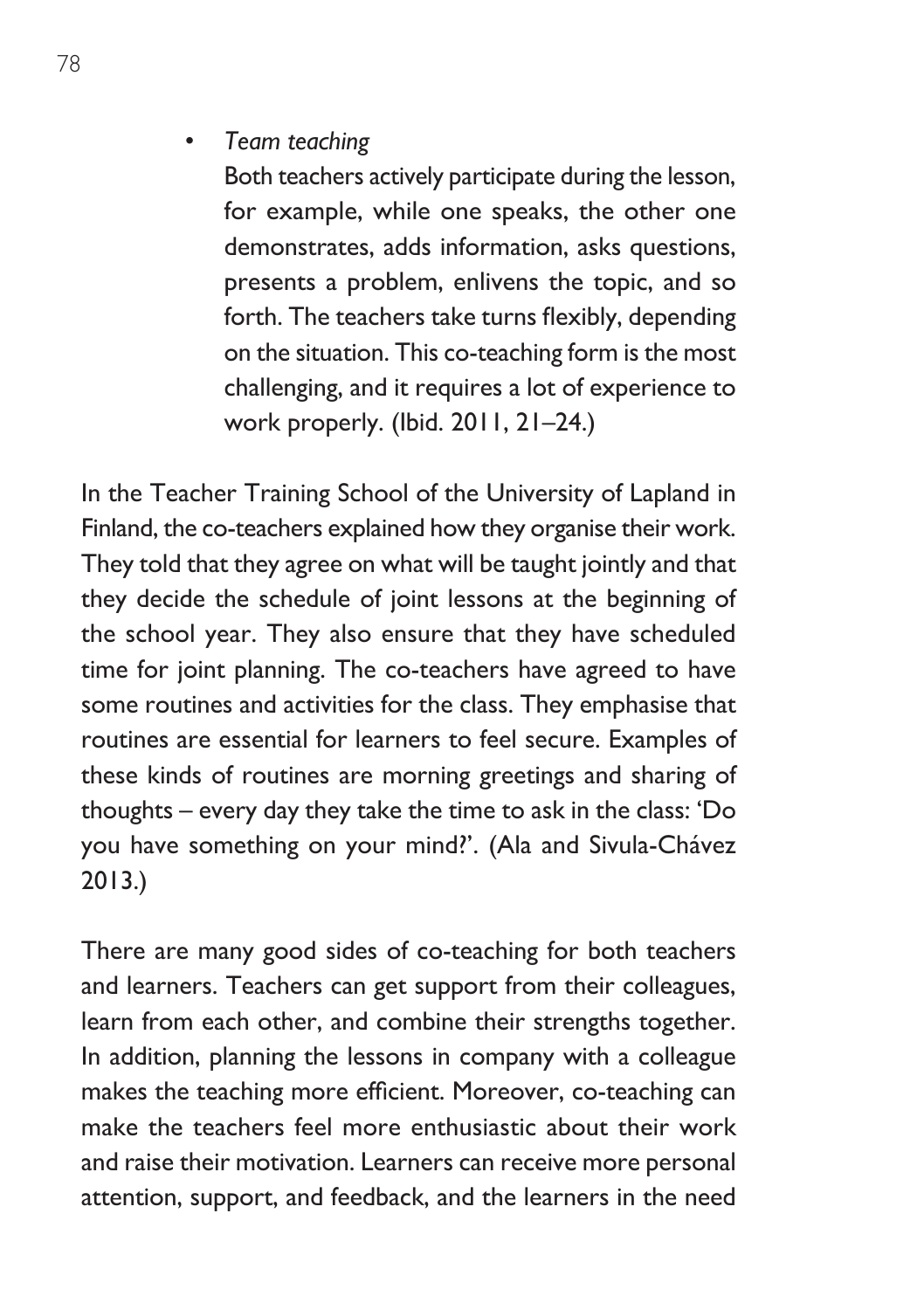- *Team teaching*

  Both teachers actively participate during the lesson, for example, while one speaks, the other one demonstrates, adds information, asks questions, presents a problem, enlivens the topic, and so forth. The teachers take turns flexibly, depending on the situation. This co-teaching form is the most challenging, and it requires a lot of experience to work properly. (Ibid. 2011, 21–24.)

In the Teacher Training School of the University of Lapland in Finland, the co-teachers explained how they organise their work. They told that they agree on what will be taught jointly and that they decide the schedule of joint lessons at the beginning of the school year. They also ensure that they have scheduled time for joint planning. The co-teachers have agreed to have some routines and activities for the class. They emphasise that routines are essential for learners to feel secure. Examples of these kinds of routines are morning greetings and sharing of thoughts – every day they take the time to ask in the class: 'Do you have something on your mind?'. (Ala and Sivula-Chávez 2013.)

There are many good sides of co-teaching for both teachers and learners. Teachers can get support from their colleagues, learn from each other, and combine their strengths together. In addition, planning the lessons in company with a colleague makes the teaching more efficient. Moreover, co-teaching can make the teachers feel more enthusiastic about their work and raise their motivation. Learners can receive more personal attention, support, and feedback, and the learners in the need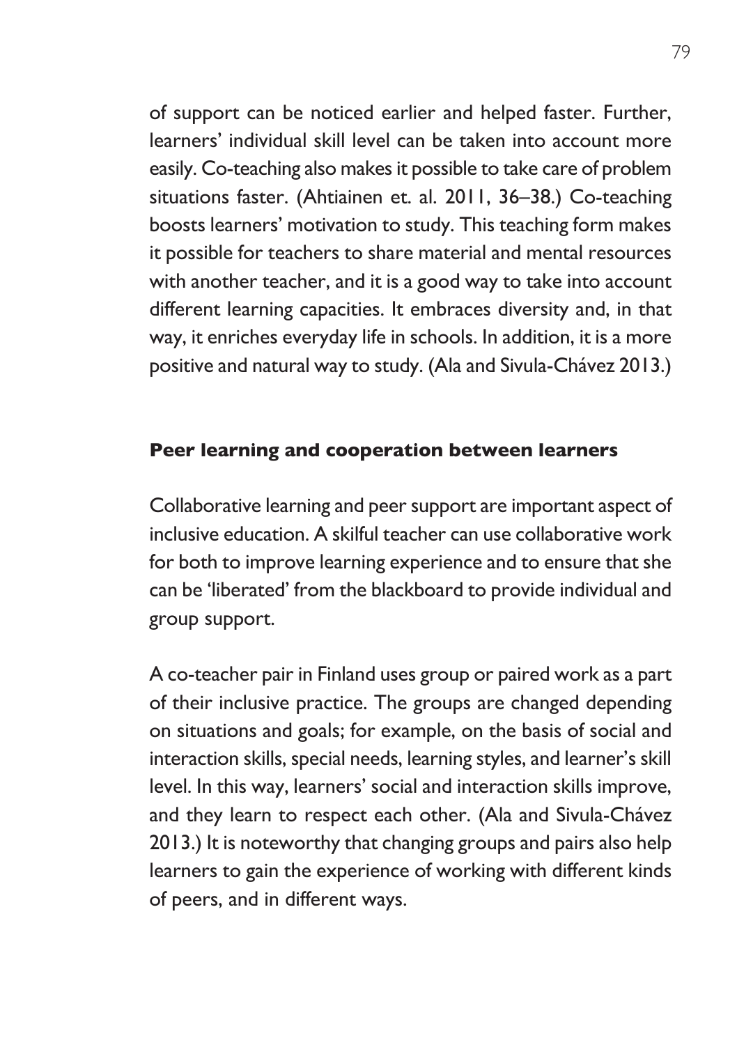of support can be noticed earlier and helped faster. Further, learners' individual skill level can be taken into account more easily. Co-teaching also makes it possible to take care of problem situations faster. (Ahtiainen et. al. 2011, 36–38.) Co-teaching boosts learners' motivation to study. This teaching form makes it possible for teachers to share material and mental resources with another teacher, and it is a good way to take into account different learning capacities. It embraces diversity and, in that way, it enriches everyday life in schools. In addition, it is a more positive and natural way to study. (Ala and Sivula-Chávez 2013.)

### Peer learning and cooperation between learners

Collaborative learning and peer support are important aspect of inclusive education. A skilful teacher can use collaborative work for both to improve learning experience and to ensure that she can be 'liberated' from the blackboard to provide individual and group support.

A co-teacher pair in Finland uses group or paired work as a part of their inclusive practice. The groups are changed depending on situations and goals; for example, on the basis of social and interaction skills, special needs, learning styles, and learner's skill level. In this way, learners' social and interaction skills improve, and they learn to respect each other. (Ala and Sivula-Chávez 2013.) It is noteworthy that changing groups and pairs also help learners to gain the experience of working with different kinds of peers, and in different ways.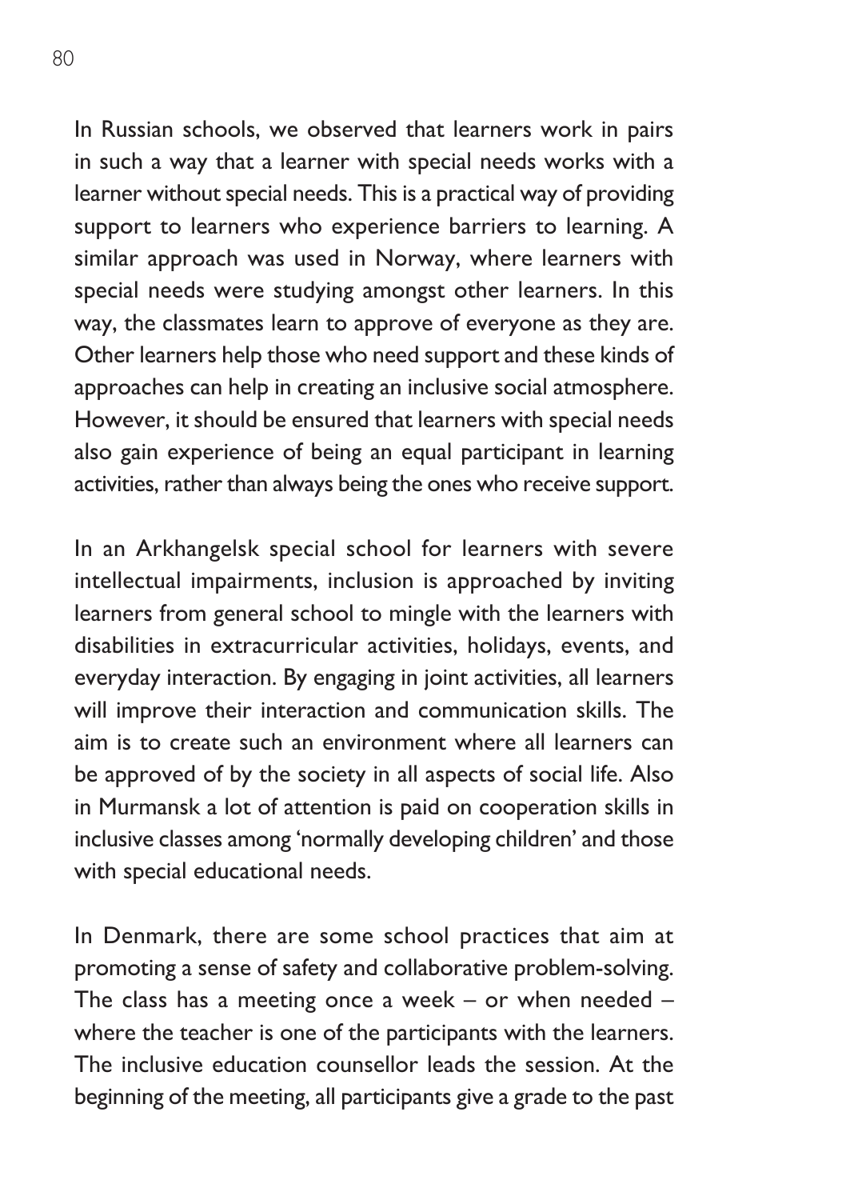In Russian schools, we observed that learners work in pairs in such a way that a learner with special needs works with a learner without special needs. This is a practical way of providing support to learners who experience barriers to learning. A similar approach was used in Norway, where learners with special needs were studying amongst other learners. In this way, the classmates learn to approve of everyone as they are. Other learners help those who need support and these kinds of approaches can help in creating an inclusive social atmosphere. However, it should be ensured that learners with special needs also gain experience of being an equal participant in learning activities, rather than always being the ones who receive support.

In an Arkhangelsk special school for learners with severe intellectual impairments, inclusion is approached by inviting learners from general school to mingle with the learners with disabilities in extracurricular activities, holidays, events, and everyday interaction. By engaging in joint activities, all learners will improve their interaction and communication skills. The aim is to create such an environment where all learners can be approved of by the society in all aspects of social life. Also in Murmansk a lot of attention is paid on cooperation skills in inclusive classes among 'normally developing children' and those with special educational needs.

In Denmark, there are some school practices that aim at promoting a sense of safety and collaborative problem-solving. The class has a meeting once a week – or when needed – where the teacher is one of the participants with the learners. The inclusive education counsellor leads the session. At the beginning of the meeting, all participants give a grade to the past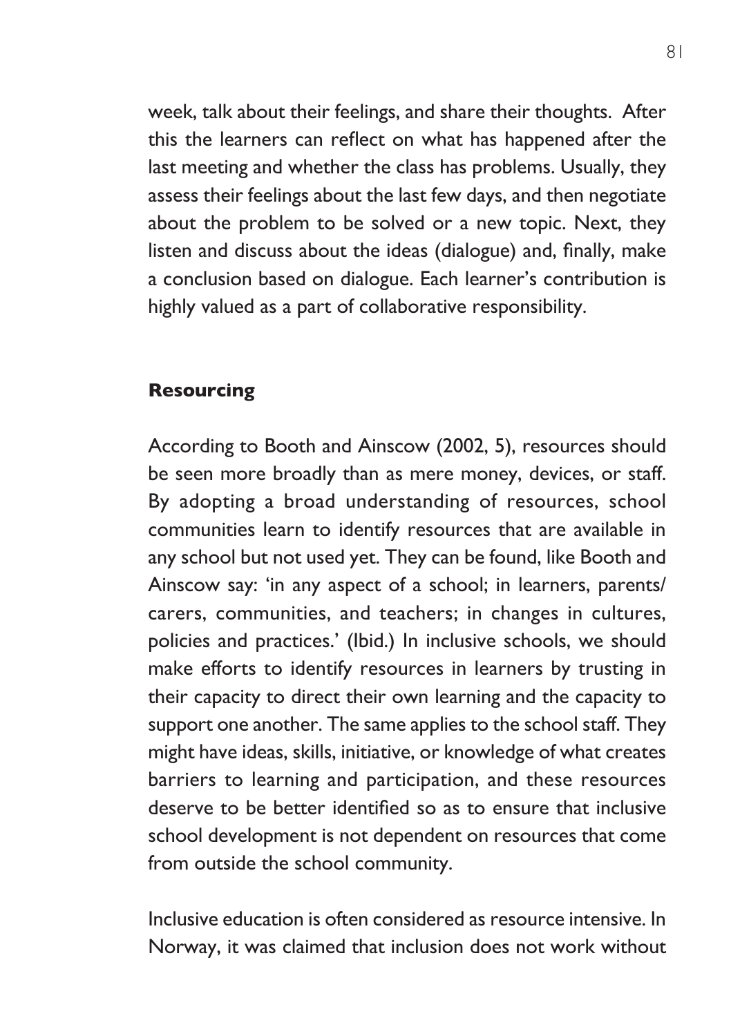week, talk about their feelings, and share their thoughts. After this the learners can reflect on what has happened after the last meeting and whether the class has problems. Usually, they assess their feelings about the last few days, and then negotiate about the problem to be solved or a new topic. Next, they listen and discuss about the ideas (dialogue) and, finally, make a conclusion based on dialogue. Each learner's contribution is highly valued as a part of collaborative responsibility.

**Resourcing**

According to Booth and Ainscow (2002, 5), resources should be seen more broadly than as mere money, devices, or staff. By adopting a broad understanding of resources, school communities learn to identify resources that are available in any school but not used yet. They can be found, like Booth and Ainscow say: 'in any aspect of a school; in learners, parents/carers, communities, and teachers; in changes in cultures, policies and practices.' (Ibid.) In inclusive schools, we should make efforts to identify resources in learners by trusting in their capacity to direct their own learning and the capacity to support one another. The same applies to the school staff. They might have ideas, skills, initiative, or knowledge of what creates barriers to learning and participation, and these resources deserve to be better identified so as to ensure that inclusive school development is not dependent on resources that come from outside the school community.

Inclusive education is often considered as resource intensive. In Norway, it was claimed that inclusion does not work without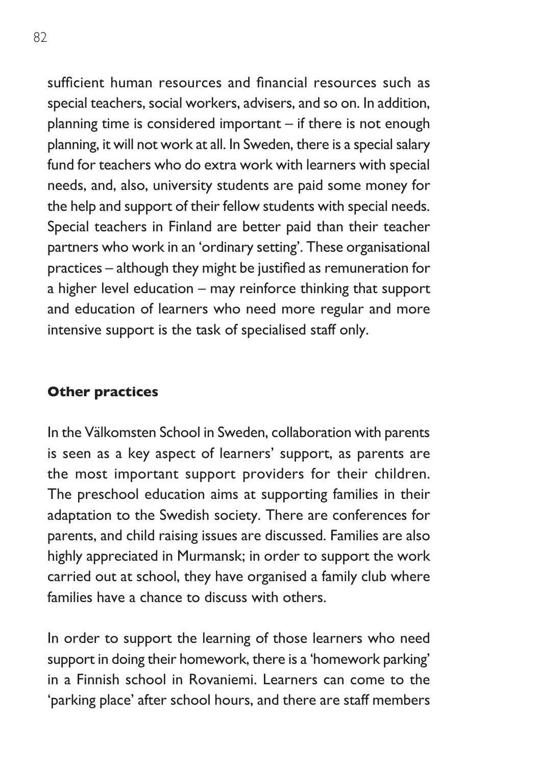sufficient human resources and financial resources such as special teachers, social workers, advisers, and so on. In addition, planning time is considered important – if there is not enough planning, it will not work at all. In Sweden, there is a special salary fund for teachers who do extra work with learners with special needs, and, also, university students are paid some money for the help and support of their fellow students with special needs. Special teachers in Finland are better paid than their teacher partners who work in an 'ordinary setting'. These organisational practices – although they might be justified as remuneration for a higher level education – may reinforce thinking that support and education of learners who need more regular and more intensive support is the task of specialised staff only.

**Other practices**

In the Välkomsten School in Sweden, collaboration with parents is seen as a key aspect of learners' support, as parents are the most important support providers for their children. The preschool education aims at supporting families in their adaptation to the Swedish society. There are conferences for parents, and child raising issues are discussed. Families are also highly appreciated in Murmansk; in order to support the work carried out at school, they have organised a family club where families have a chance to discuss with others.

In order to support the learning of those learners who need support in doing their homework, there is a 'homework parking' in a Finnish school in Rovaniemi. Learners can come to the 'parking place' after school hours, and there are staff members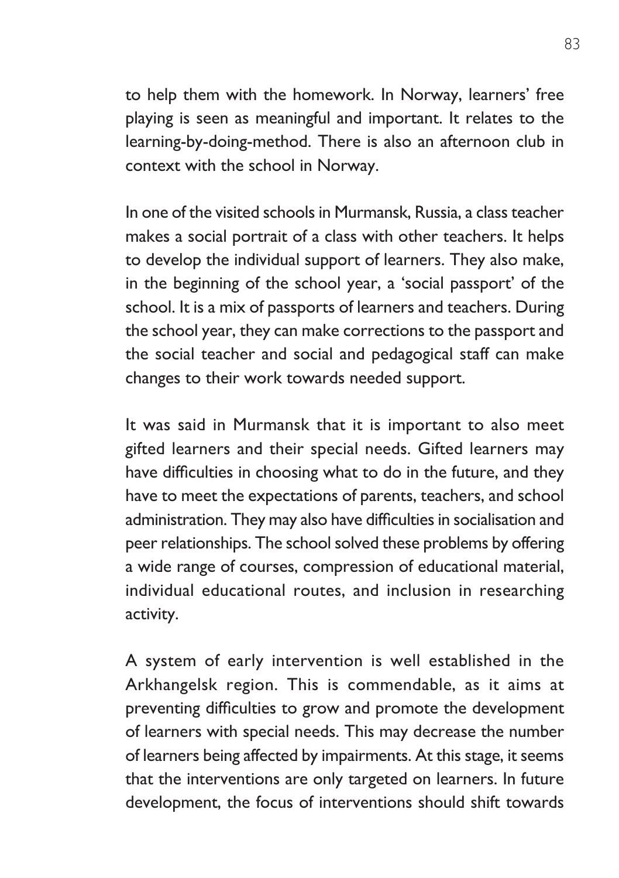to help them with the homework. In Norway, learners' free playing is seen as meaningful and important. It relates to the learning-by-doing-method. There is also an afternoon club in context with the school in Norway.

In one of the visited schools in Murmansk, Russia, a class teacher makes a social portrait of a class with other teachers. It helps to develop the individual support of learners. They also make, in the beginning of the school year, a 'social passport' of the school. It is a mix of passports of learners and teachers. During the school year, they can make corrections to the passport and the social teacher and social and pedagogical staff can make changes to their work towards needed support.

It was said in Murmansk that it is important to also meet gifted learners and their special needs. Gifted learners may have difficulties in choosing what to do in the future, and they have to meet the expectations of parents, teachers, and school administration. They may also have difficulties in socialisation and peer relationships. The school solved these problems by offering a wide range of courses, compression of educational material, individual educational routes, and inclusion in researching activity.

A system of early intervention is well established in the Arkhangelsk region. This is commendable, as it aims at preventing difficulties to grow and promote the development of learners with special needs. This may decrease the number of learners being affected by impairments. At this stage, it seems that the interventions are only targeted on learners. In future development, the focus of interventions should shift towards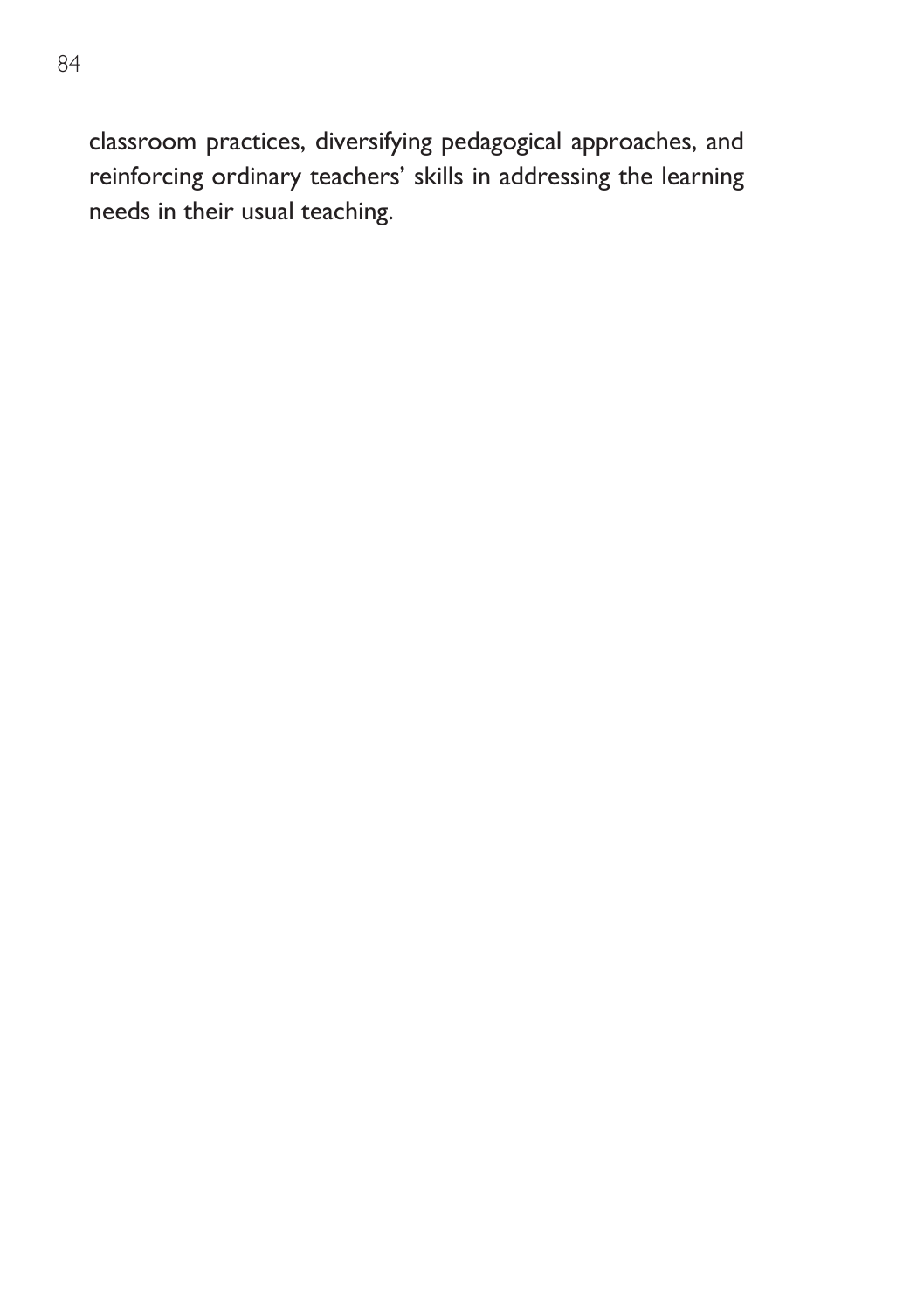classroom practices, diversifying pedagogical approaches, and reinforcing ordinary teachers' skills in addressing the learning needs in their usual teaching.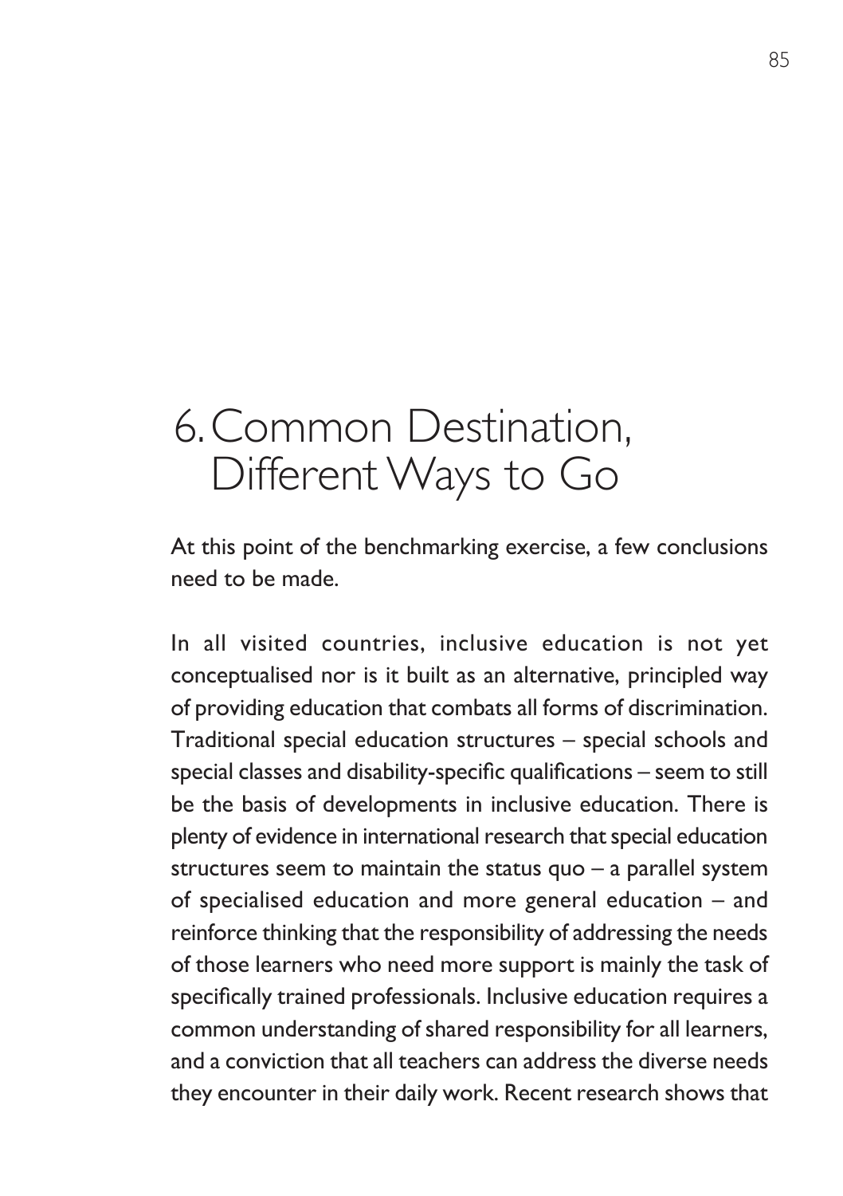# 6. Common Destination, Different Ways to Go

At this point of the benchmarking exercise, a few conclusions need to be made.

In all visited countries, inclusive education is not yet conceptualised nor is it built as an alternative, principled way of providing education that combats all forms of discrimination. Traditional special education structures – special schools and special classes and disability-specific qualifications – seem to still be the basis of developments in inclusive education. There is plenty of evidence in international research that special education structures seem to maintain the status quo – a parallel system of specialised education and more general education – and reinforce thinking that the responsibility of addressing the needs of those learners who need more support is mainly the task of specifically trained professionals. Inclusive education requires a common understanding of shared responsibility for all learners, and a conviction that all teachers can address the diverse needs they encounter in their daily work. Recent research shows that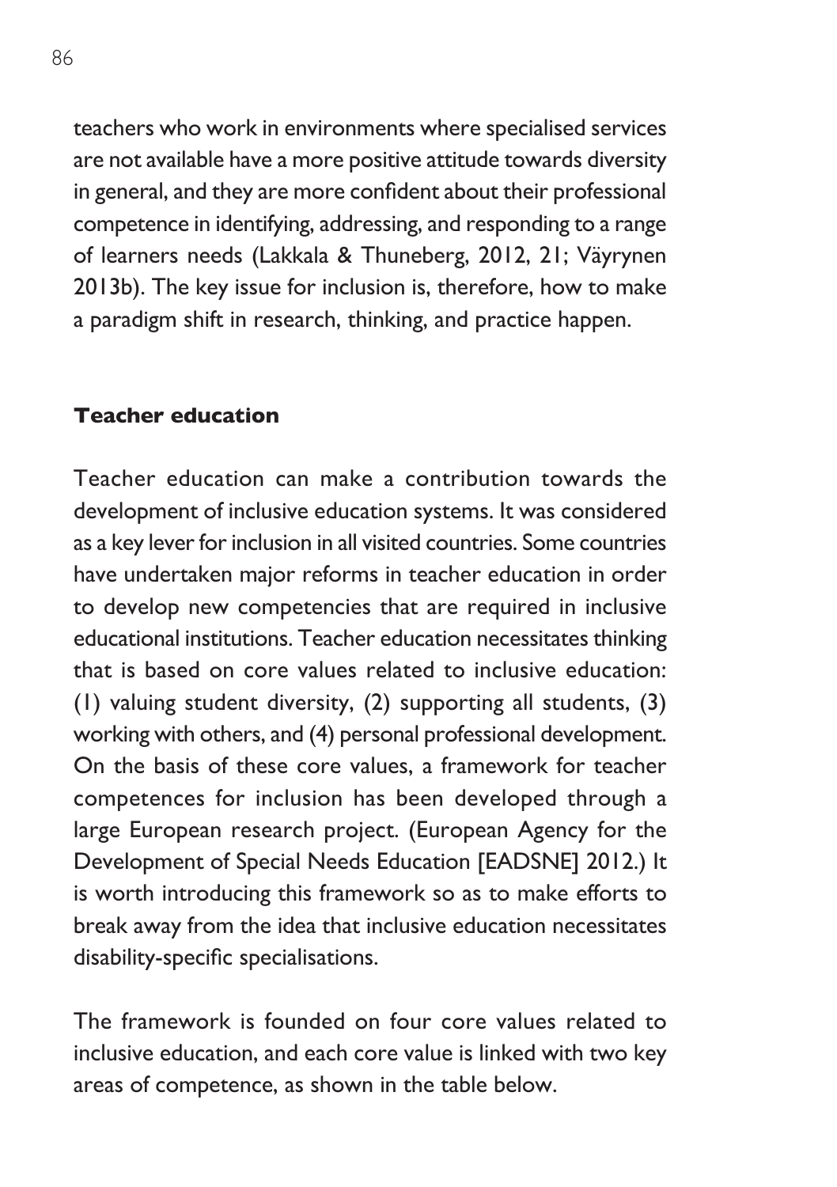teachers who work in environments where specialised services are not available have a more positive attitude towards diversity in general, and they are more confident about their professional competence in identifying, addressing, and responding to a range of learners needs (Lakkala & Thuneberg, 2012, 21; Väyrynen 2013b). The key issue for inclusion is, therefore, how to make a paradigm shift in research, thinking, and practice happen.

### Teacher education

Teacher education can make a contribution towards the development of inclusive education systems. It was considered as a key lever for inclusion in all visited countries. Some countries have undertaken major reforms in teacher education in order to develop new competencies that are required in inclusive educational institutions. Teacher education necessitates thinking that is based on core values related to inclusive education: (1) valuing student diversity, (2) supporting all students, (3) working with others, and (4) personal professional development. On the basis of these core values, a framework for teacher competences for inclusion has been developed through a large European research project. (European Agency for the Development of Special Needs Education [EADSNE] 2012.) It is worth introducing this framework so as to make efforts to break away from the idea that inclusive education necessitates disability-specific specialisations.

The framework is founded on four core values related to inclusive education, and each core value is linked with two key areas of competence, as shown in the table below.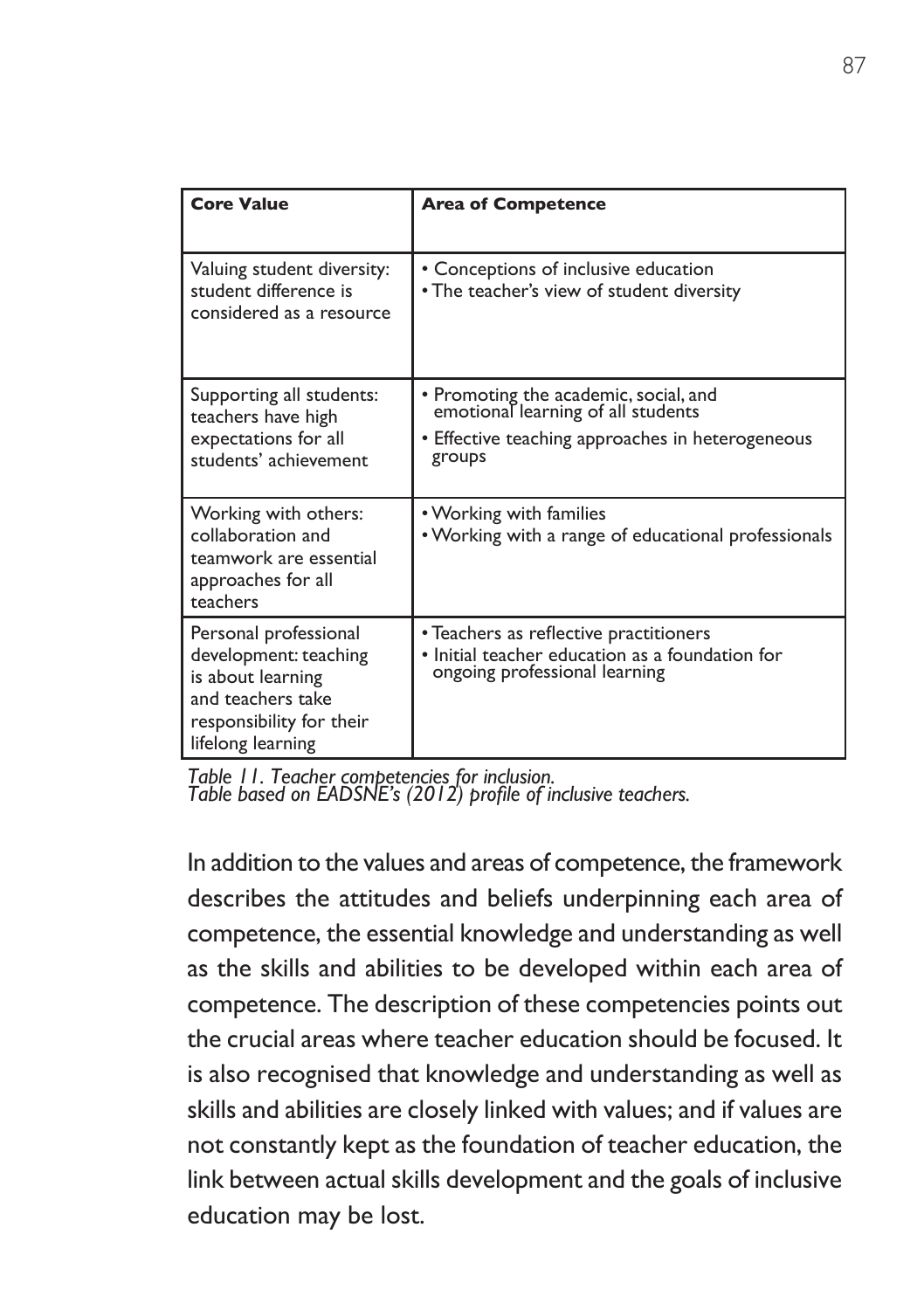| Core Value | Area of Competence |
|---|---|
| Valuing student diversity: student difference is considered as a resource | • Conceptions of inclusive education<br>• The teacher's view of student diversity |
| Supporting all students: teachers have high expectations for all students' achievement | • Promoting the academic, social, and emotional learning of all students<br>• Effective teaching approaches in heterogeneous groups |
| Working with others: collaboration and teamwork are essential approaches for all teachers | • Working with families<br>• Working with a range of educational professionals |
| Personal professional development: teaching is about learning and teachers take responsibility for their lifelong learning | • Teachers as reflective practitioners<br>• Initial teacher education as a foundation for ongoing professional learning |

*Table 11. Teacher competencies for inclusion.*
*Table based on EADSNE's (2012) profile of inclusive teachers.*

In addition to the values and areas of competence, the framework describes the attitudes and beliefs underpinning each area of competence, the essential knowledge and understanding as well as the skills and abilities to be developed within each area of competence. The description of these competencies points out the crucial areas where teacher education should be focused. It is also recognised that knowledge and understanding as well as skills and abilities are closely linked with values; and if values are not constantly kept as the foundation of teacher education, the link between actual skills development and the goals of inclusive education may be lost.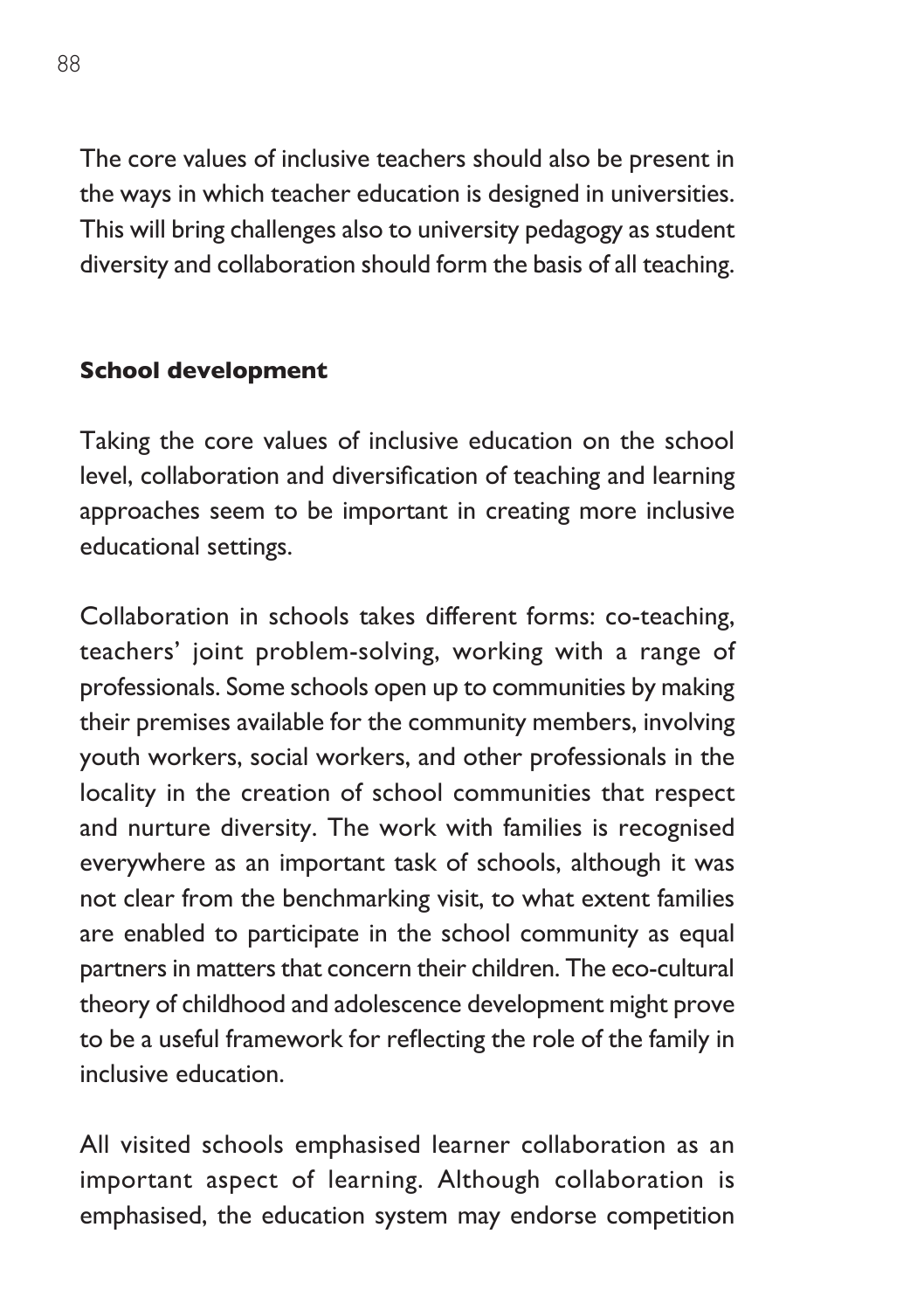The core values of inclusive teachers should also be present in the ways in which teacher education is designed in universities. This will bring challenges also to university pedagogy as student diversity and collaboration should form the basis of all teaching.

**School development**

Taking the core values of inclusive education on the school level, collaboration and diversification of teaching and learning approaches seem to be important in creating more inclusive educational settings.

Collaboration in schools takes different forms: co-teaching, teachers' joint problem-solving, working with a range of professionals. Some schools open up to communities by making their premises available for the community members, involving youth workers, social workers, and other professionals in the locality in the creation of school communities that respect and nurture diversity. The work with families is recognised everywhere as an important task of schools, although it was not clear from the benchmarking visit, to what extent families are enabled to participate in the school community as equal partners in matters that concern their children. The eco-cultural theory of childhood and adolescence development might prove to be a useful framework for reflecting the role of the family in inclusive education.

All visited schools emphasised learner collaboration as an important aspect of learning. Although collaboration is emphasised, the education system may endorse competition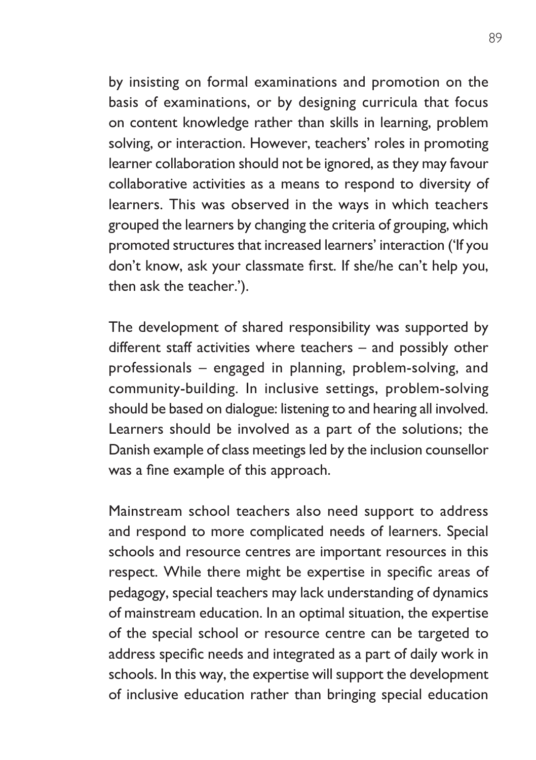by insisting on formal examinations and promotion on the basis of examinations, or by designing curricula that focus on content knowledge rather than skills in learning, problem solving, or interaction. However, teachers' roles in promoting learner collaboration should not be ignored, as they may favour collaborative activities as a means to respond to diversity of learners. This was observed in the ways in which teachers grouped the learners by changing the criteria of grouping, which promoted structures that increased learners' interaction ('If you don't know, ask your classmate first. If she/he can't help you, then ask the teacher.').

The development of shared responsibility was supported by different staff activities where teachers – and possibly other professionals – engaged in planning, problem-solving, and community-building. In inclusive settings, problem-solving should be based on dialogue: listening to and hearing all involved. Learners should be involved as a part of the solutions; the Danish example of class meetings led by the inclusion counsellor was a fine example of this approach.

Mainstream school teachers also need support to address and respond to more complicated needs of learners. Special schools and resource centres are important resources in this respect. While there might be expertise in specific areas of pedagogy, special teachers may lack understanding of dynamics of mainstream education. In an optimal situation, the expertise of the special school or resource centre can be targeted to address specific needs and integrated as a part of daily work in schools. In this way, the expertise will support the development of inclusive education rather than bringing special education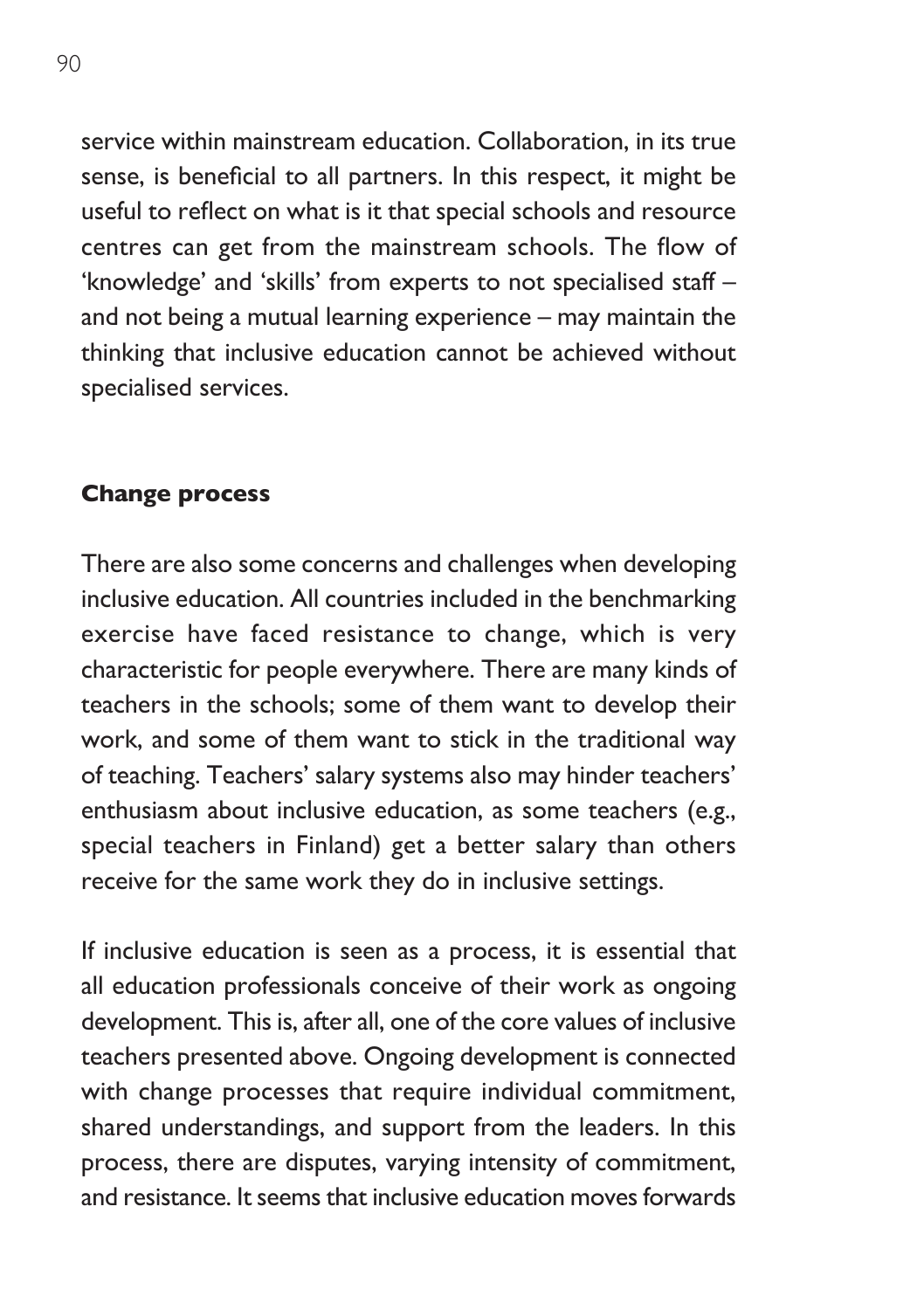service within mainstream education. Collaboration, in its true sense, is beneficial to all partners. In this respect, it might be useful to reflect on what is it that special schools and resource centres can get from the mainstream schools. The flow of 'knowledge' and 'skills' from experts to not specialised staff – and not being a mutual learning experience – may maintain the thinking that inclusive education cannot be achieved without specialised services.

### Change process

There are also some concerns and challenges when developing inclusive education. All countries included in the benchmarking exercise have faced resistance to change, which is very characteristic for people everywhere. There are many kinds of teachers in the schools; some of them want to develop their work, and some of them want to stick in the traditional way of teaching. Teachers' salary systems also may hinder teachers' enthusiasm about inclusive education, as some teachers (e.g., special teachers in Finland) get a better salary than others receive for the same work they do in inclusive settings.

If inclusive education is seen as a process, it is essential that all education professionals conceive of their work as ongoing development. This is, after all, one of the core values of inclusive teachers presented above. Ongoing development is connected with change processes that require individual commitment, shared understandings, and support from the leaders. In this process, there are disputes, varying intensity of commitment, and resistance. It seems that inclusive education moves forwards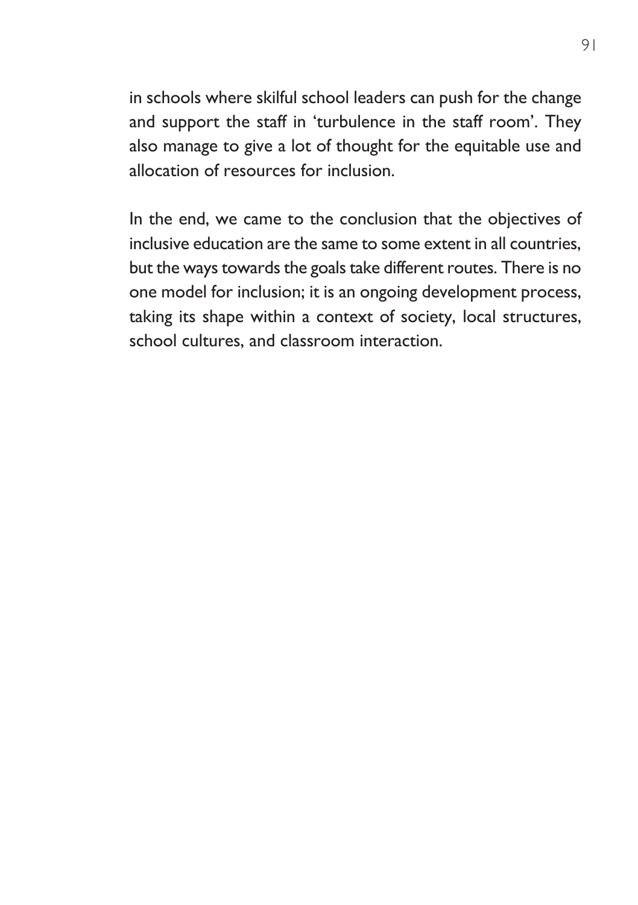in schools where skilful school leaders can push for the change and support the staff in 'turbulence in the staff room'. They also manage to give a lot of thought for the equitable use and allocation of resources for inclusion.

In the end, we came to the conclusion that the objectives of inclusive education are the same to some extent in all countries, but the ways towards the goals take different routes. There is no one model for inclusion; it is an ongoing development process, taking its shape within a context of society, local structures, school cultures, and classroom interaction.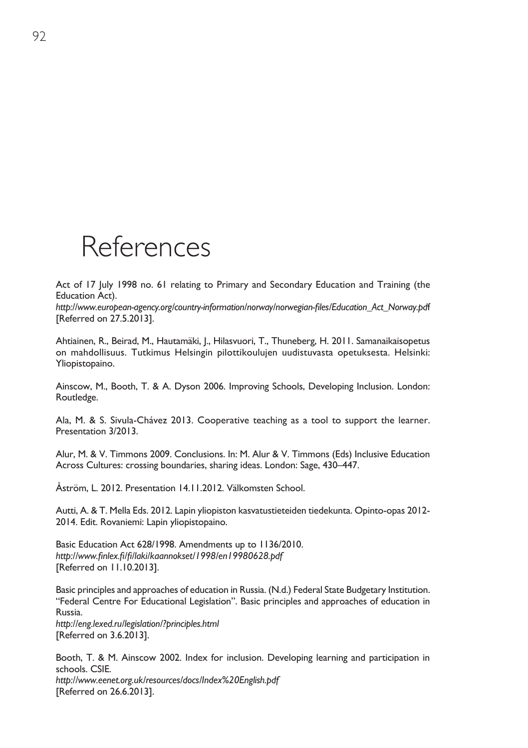# References

Act of 17 July 1998 no. 61 relating to Primary and Secondary Education and Training (the Education Act).
*http://www.european-agency.org/country-information/norway/norwegian-files/Education_Act_Norway.pdf*
[Referred on 27.5.2013].

Ahtiainen, R., Beirad, M., Hautamäki, J., Hilasvuori, T., Thuneberg, H. 2011. Samanaikaisopetus on mahdollisuus. Tutkimus Helsingin pilottikoulujen uudistuvasta opetuksesta. Helsinki: Yliopistopaino.

Ainscow, M., Booth, T. & A. Dyson 2006. Improving Schools, Developing Inclusion. London: Routledge.

Ala, M. & S. Sivula-Chávez 2013. Cooperative teaching as a tool to support the learner. Presentation 3/2013.

Alur, M. & V. Timmons 2009. Conclusions. In: M. Alur & V. Timmons (Eds) Inclusive Education Across Cultures: crossing boundaries, sharing ideas. London: Sage, 430–447.

Åström, L. 2012. Presentation 14.11.2012. Välkomsten School.

Autti, A. & T. Mella Eds. 2012. Lapin yliopiston kasvatustieteiden tiedekunta. Opinto-opas 2012-2014. Edit. Rovaniemi: Lapin yliopistopaino.

Basic Education Act 628/1998. Amendments up to 1136/2010.
*http://www.finlex.fi/fi/laki/kaannokset/1998/en19980628.pdf*
[Referred on 11.10.2013].

Basic principles and approaches of education in Russia. (N.d.) Federal State Budgetary Institution. "Federal Centre For Educational Legislation". Basic principles and approaches of education in Russia.
*http://eng.lexed.ru/legislation/?principles.html*
[Referred on 3.6.2013].

Booth, T. & M. Ainscow 2002. Index for inclusion. Developing learning and participation in schools. CSIE.
*http://www.eenet.org.uk/resources/docs/Index%20English.pdf*
[Referred on 26.6.2013].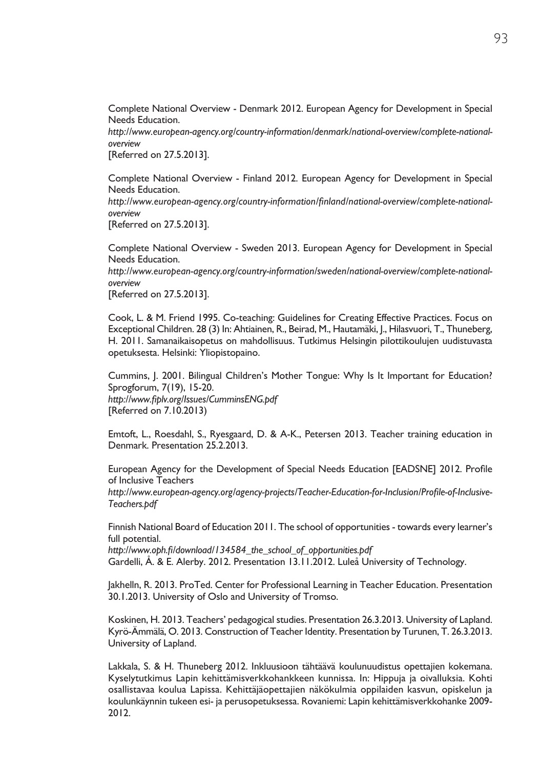Complete National Overview - Denmark 2012. European Agency for Development in Special Needs Education.
*http://www.european-agency.org/country-information/denmark/national-overview/complete-national-overview*
[Referred on 27.5.2013].

Complete National Overview - Finland 2012. European Agency for Development in Special Needs Education.
*http://www.european-agency.org/country-information/finland/national-overview/complete-national-overview*
[Referred on 27.5.2013].

Complete National Overview - Sweden 2013. European Agency for Development in Special Needs Education.
*http://www.european-agency.org/country-information/sweden/national-overview/complete-national-overview*
[Referred on 27.5.2013].

Cook, L. & M. Friend 1995. Co-teaching: Guidelines for Creating Effective Practices. Focus on Exceptional Children. 28 (3) In: Ahtiainen, R., Beirad, M., Hautamäki, J., Hilasvuori, T., Thuneberg, H. 2011. Samanaikaisopetus on mahdollisuus. Tutkimus Helsingin pilottikoulujen uudistuvasta opetuksesta. Helsinki: Yliopistopaino.

Cummins, J. 2001. Bilingual Children's Mother Tongue: Why Is It Important for Education? Sprogforum, 7(19), 15-20.
*http://www.fiplv.org/Issues/CumminsENG.pdf*
[Referred on 7.10.2013)

Emtoft, L., Roesdahl, S., Ryesgaard, D. & A-K., Petersen 2013. Teacher training education in Denmark. Presentation 25.2.2013.

European Agency for the Development of Special Needs Education [EADSNE] 2012. Profile of Inclusive Teachers
*http://www.european-agency.org/agency-projects/Teacher-Education-for-Inclusion/Profile-of-Inclusive-Teachers.pdf*

Finnish National Board of Education 2011. The school of opportunities - towards every learner's full potential.
*http://www.oph.fi/download/134584_the_school_of_opportunities.pdf*
Gardelli, Å. & E. Alerby. 2012. Presentation 13.11.2012. Luleå University of Technology.

Jakhelln, R. 2013. ProTed. Center for Professional Learning in Teacher Education. Presentation 30.1.2013. University of Oslo and University of Tromso.

Koskinen, H. 2013. Teachers' pedagogical studies. Presentation 26.3.2013. University of Lapland.
Kyrö-Ämmälä, O. 2013. Construction of Teacher Identity. Presentation by Turunen, T. 26.3.2013. University of Lapland.

Lakkala, S. & H. Thuneberg 2012. Inkluusioon tähtäävä koulunuudistus opettajien kokemana. Kyselytutkimus Lapin kehittämisverkkohankkeen kunnissa. In: Hippuja ja oivalluksia. Kohti osallistavaa koulua Lapissa. Kehittäjäopettajien näkökulmia oppilaiden kasvun, opiskelun ja koulunkäynnin tukeen esi- ja perusopetuksessa. Rovaniemi: Lapin kehittämisverkkohanke 2009-2012.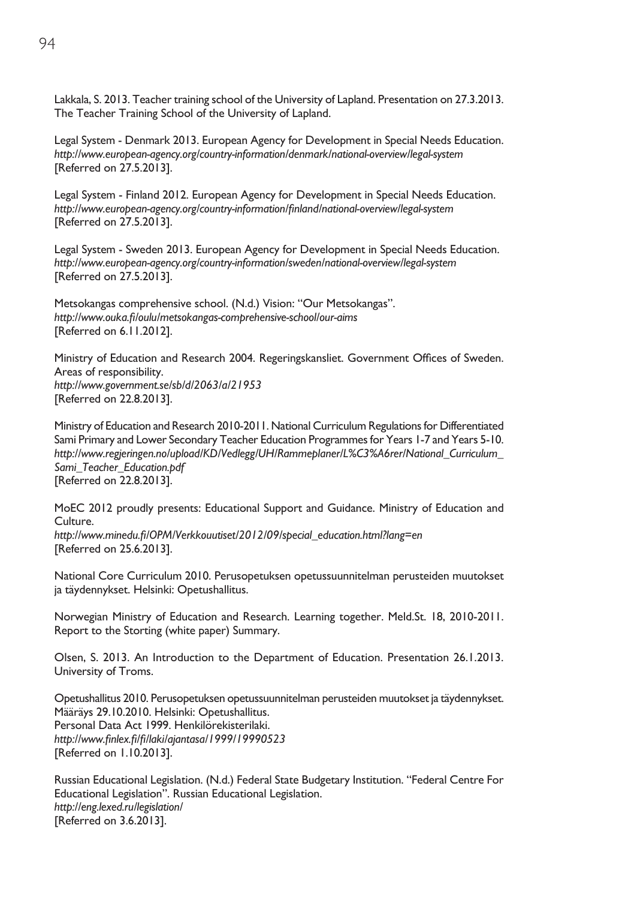Lakkala, S. 2013. Teacher training school of the University of Lapland. Presentation on 27.3.2013. The Teacher Training School of the University of Lapland.

Legal System - Denmark 2013. European Agency for Development in Special Needs Education. *http://www.european-agency.org/country-information/denmark/national-overview/legal-system* [Referred on 27.5.2013].

Legal System - Finland 2012. European Agency for Development in Special Needs Education. *http://www.european-agency.org/country-information/finland/national-overview/legal-system* [Referred on 27.5.2013].

Legal System - Sweden 2013. European Agency for Development in Special Needs Education. *http://www.european-agency.org/country-information/sweden/national-overview/legal-system* [Referred on 27.5.2013].

Metsokangas comprehensive school. (N.d.) Vision: "Our Metsokangas". *http://www.ouka.fi/oulu/metsokangas-comprehensive-school/our-aims* [Referred on 6.11.2012].

Ministry of Education and Research 2004. Regeringskansliet. Government Offices of Sweden. Areas of responsibility. *http://www.government.se/sb/d/2063/a/21953* [Referred on 22.8.2013].

Ministry of Education and Research 2010-2011. National Curriculum Regulations for Differentiated Sami Primary and Lower Secondary Teacher Education Programmes for Years 1-7 and Years 5-10. *http://www.regjeringen.no/upload/KD/Vedlegg/UH/Rammeplaner/L%C3%A6rer/National_Curriculum_Sami_Teacher_Education.pdf* [Referred on 22.8.2013].

MoEC 2012 proudly presents: Educational Support and Guidance. Ministry of Education and Culture. *http://www.minedu.fi/OPM/Verkkouutiset/2012/09/special_education.html?lang=en* [Referred on 25.6.2013].

National Core Curriculum 2010. Perusopetuksen opetussuunnitelman perusteiden muutokset ja täydennykset. Helsinki: Opetushallitus.

Norwegian Ministry of Education and Research. Learning together. Meld.St. 18, 2010-2011. Report to the Storting (white paper) Summary.

Olsen, S. 2013. An Introduction to the Department of Education. Presentation 26.1.2013. University of Troms.

Opetushallitus 2010. Perusopetuksen opetussuunnitelman perusteiden muutokset ja täydennykset. Määräys 29.10.2010. Helsinki: Opetushallitus.
Personal Data Act 1999. Henkilörekisterilaki. *http://www.finlex.fi/fi/laki/ajantasa/1999/19990523* [Referred on 1.10.2013].

Russian Educational Legislation. (N.d.) Federal State Budgetary Institution. "Federal Centre For Educational Legislation". Russian Educational Legislation. *http://eng.lexed.ru/legislation/* [Referred on 3.6.2013].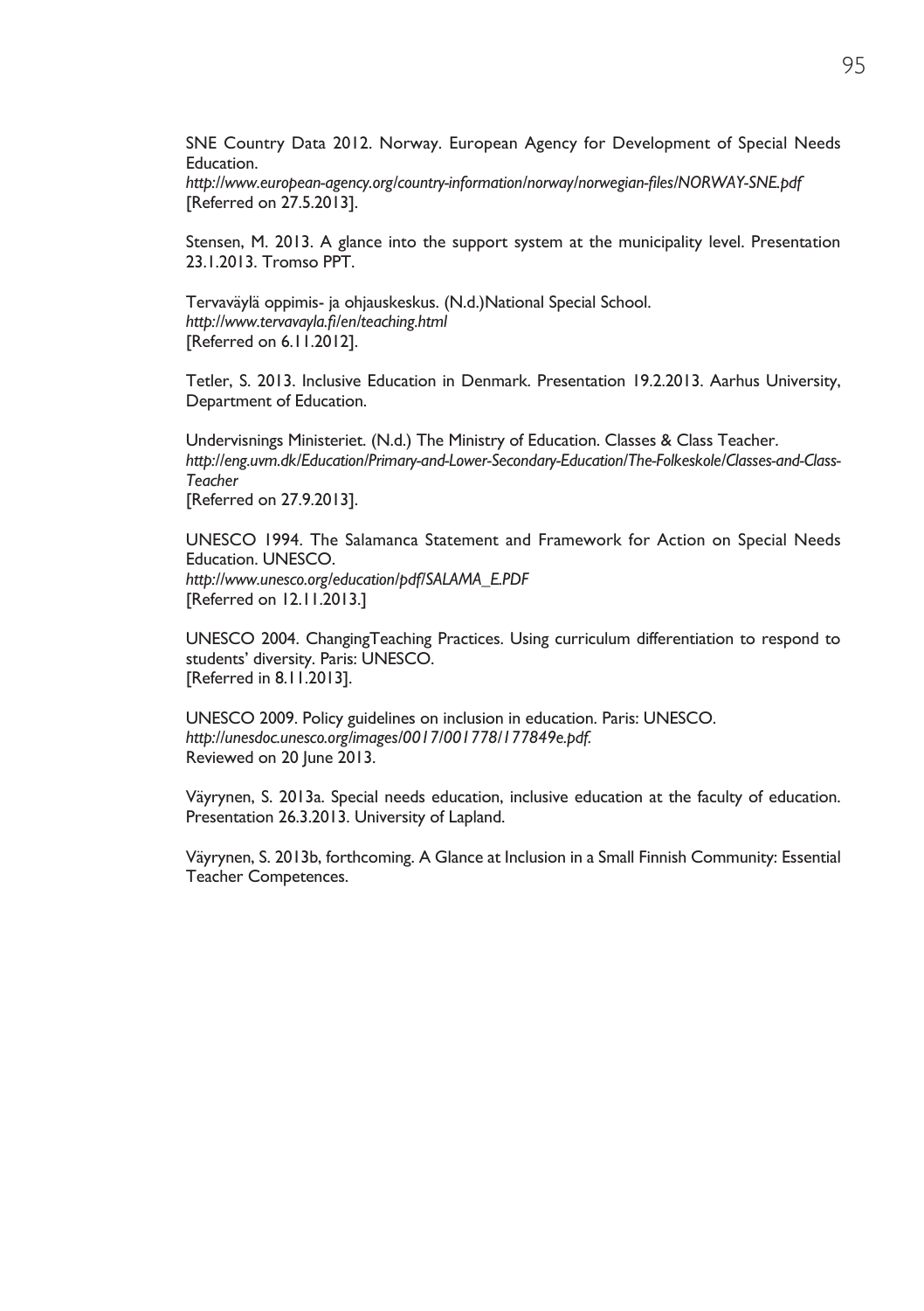SNE Country Data 2012. Norway. European Agency for Development of Special Needs Education.
*http://www.european-agency.org/country-information/norway/norwegian-files/NORWAY-SNE.pdf*
[Referred on 27.5.2013].

Stensen, M. 2013. A glance into the support system at the municipality level. Presentation 23.1.2013. Tromso PPT.

Tervaväylä oppimis- ja ohjauskeskus. (N.d.)National Special School.
*http://www.tervavayla.fi/en/teaching.html*
[Referred on 6.11.2012].

Tetler, S. 2013. Inclusive Education in Denmark. Presentation 19.2.2013. Aarhus University, Department of Education.

Undervisnings Ministeriet. (N.d.) The Ministry of Education. Classes & Class Teacher.
*http://eng.uvm.dk/Education/Primary-and-Lower-Secondary-Education/The-Folkeskole/Classes-and-Class-Teacher*
[Referred on 27.9.2013].

UNESCO 1994. The Salamanca Statement and Framework for Action on Special Needs Education. UNESCO.
*http://www.unesco.org/education/pdf/SALAMA_E.PDF*
[Referred on 12.11.2013.]

UNESCO 2004. ChangingTeaching Practices. Using curriculum differentiation to respond to students' diversity. Paris: UNESCO.
[Referred in 8.11.2013].

UNESCO 2009. Policy guidelines on inclusion in education. Paris: UNESCO.
*http://unesdoc.unesco.org/images/0017/001778/177849e.pdf.*
Reviewed on 20 June 2013.

Väyrynen, S. 2013a. Special needs education, inclusive education at the faculty of education. Presentation 26.3.2013. University of Lapland.

Väyrynen, S. 2013b, forthcoming. A Glance at Inclusion in a Small Finnish Community: Essential Teacher Competences.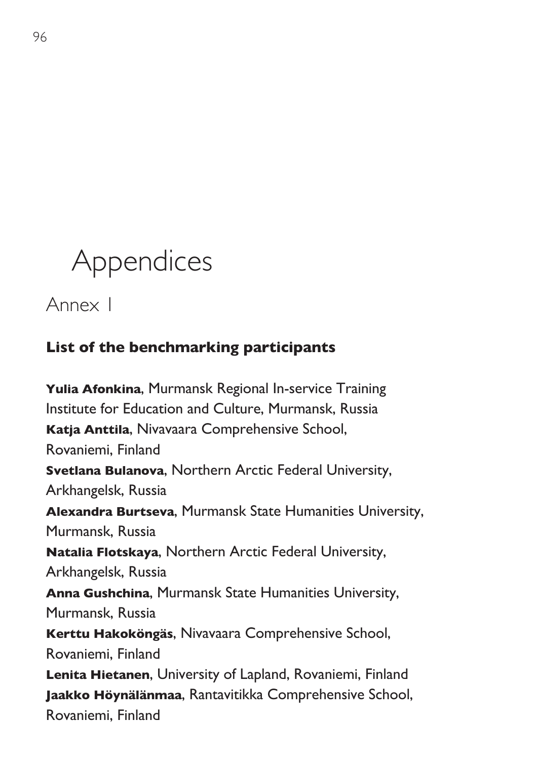# Appendices

## Annex 1

### List of the benchmarking participants

**Yulia Afonkina**, Murmansk Regional In-service Training Institute for Education and Culture, Murmansk, Russia
**Katja Anttila**, Nivavaara Comprehensive School, Rovaniemi, Finland
**Svetlana Bulanova**, Northern Arctic Federal University, Arkhangelsk, Russia
**Alexandra Burtseva**, Murmansk State Humanities University, Murmansk, Russia
**Natalia Flotskaya**, Northern Arctic Federal University, Arkhangelsk, Russia
**Anna Gushchina**, Murmansk State Humanities University, Murmansk, Russia
**Kerttu Hakoköngäs**, Nivavaara Comprehensive School, Rovaniemi, Finland
**Lenita Hietanen**, University of Lapland, Rovaniemi, Finland
**Jaakko Höynälänmaa**, Rantavitikka Comprehensive School, Rovaniemi, Finland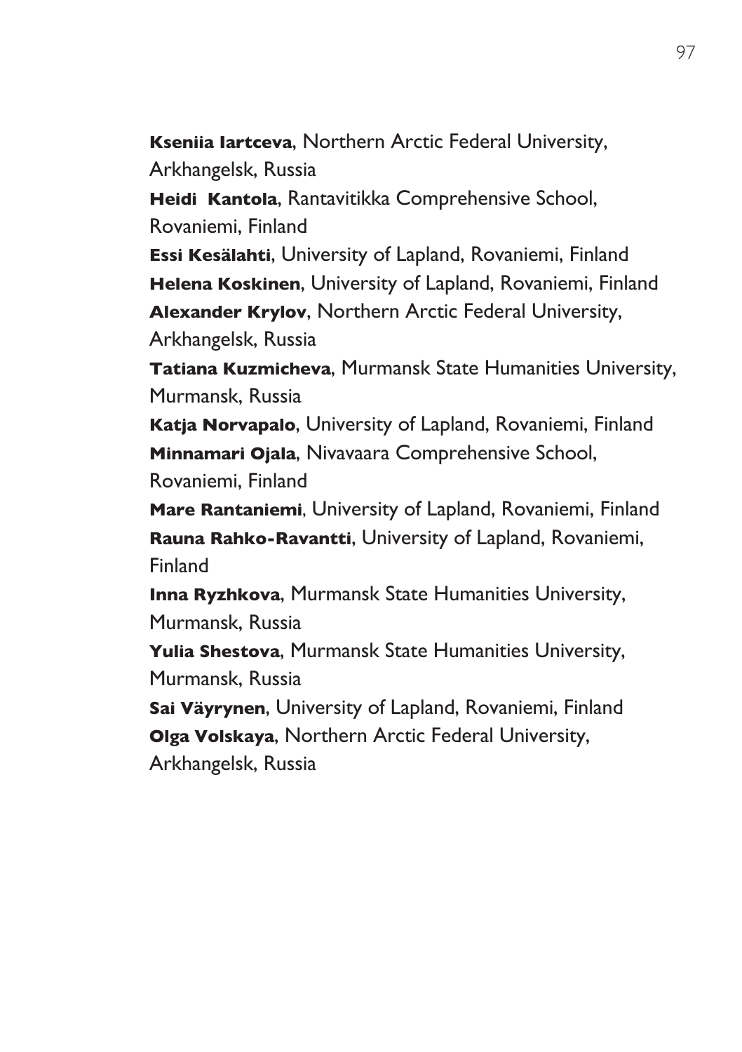**Kseniia Iartceva**, Northern Arctic Federal University, Arkhangelsk, Russia

**Heidi Kantola**, Rantavitikka Comprehensive School, Rovaniemi, Finland

**Essi Kesälahti**, University of Lapland, Rovaniemi, Finland

**Helena Koskinen**, University of Lapland, Rovaniemi, Finland

**Alexander Krylov**, Northern Arctic Federal University, Arkhangelsk, Russia

**Tatiana Kuzmicheva**, Murmansk State Humanities University, Murmansk, Russia

**Katja Norvapalo**, University of Lapland, Rovaniemi, Finland

**Minnamari Ojala**, Nivavaara Comprehensive School, Rovaniemi, Finland

**Mare Rantaniemi**, University of Lapland, Rovaniemi, Finland

**Rauna Rahko-Ravantti**, University of Lapland, Rovaniemi, Finland

**Inna Ryzhkova**, Murmansk State Humanities University, Murmansk, Russia

**Yulia Shestova**, Murmansk State Humanities University, Murmansk, Russia

**Sai Väyrynen**, University of Lapland, Rovaniemi, Finland

**Olga Volskaya**, Northern Arctic Federal University, Arkhangelsk, Russia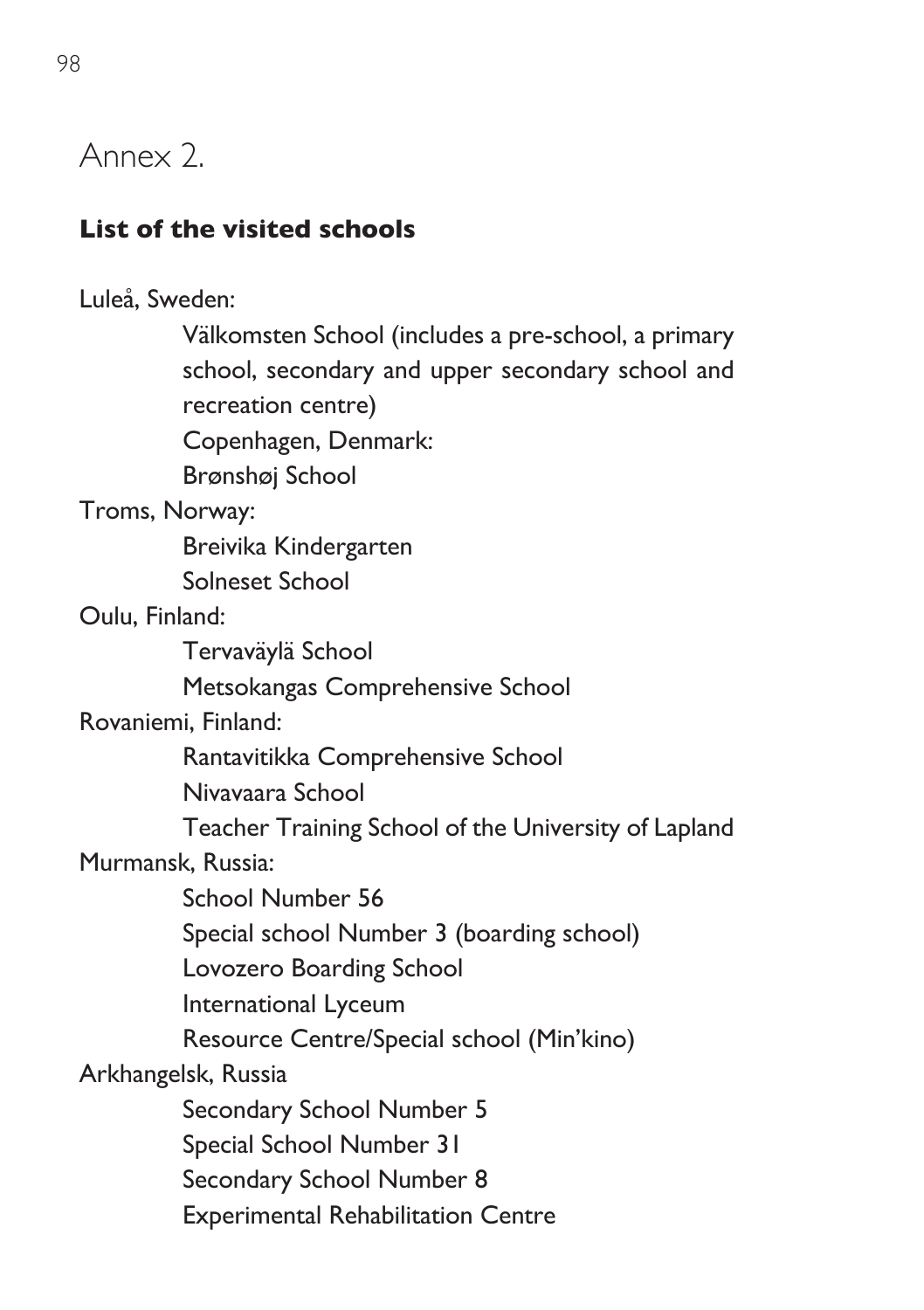# Annex 2.

## List of the visited schools

Luleå, Sweden:

- Välkomsten School (includes a pre-school, a primary school, secondary and upper secondary school and recreation centre)
- Copenhagen, Denmark:
- Brønshøj School

Troms, Norway:

- Breivika Kindergarten
- Solneset School

Oulu, Finland:

- Tervaväylä School
- Metsokangas Comprehensive School

Rovaniemi, Finland:

- Rantavitikka Comprehensive School
- Nivavaara School
- Teacher Training School of the University of Lapland

Murmansk, Russia:

- School Number 56
- Special school Number 3 (boarding school)
- Lovozero Boarding School
- International Lyceum
- Resource Centre/Special school (Min'kino)

Arkhangelsk, Russia

- Secondary School Number 5
- Special School Number 31
- Secondary School Number 8
- Experimental Rehabilitation Centre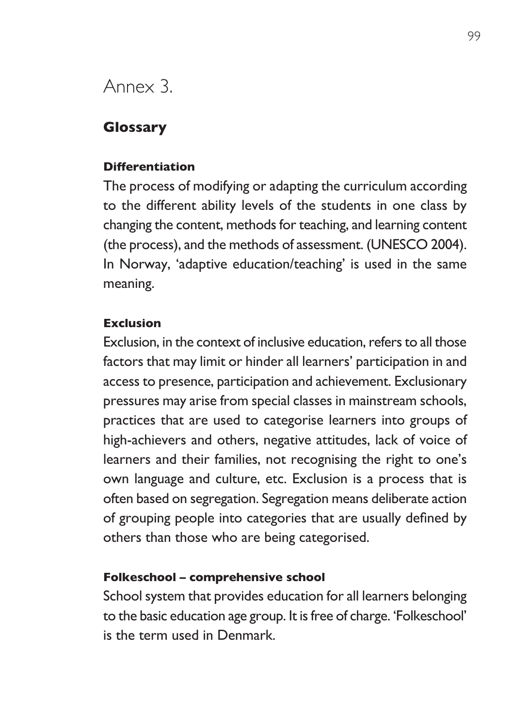# Annex 3.

## Glossary

### Differentiation

The process of modifying or adapting the curriculum according to the different ability levels of the students in one class by changing the content, methods for teaching, and learning content (the process), and the methods of assessment. (UNESCO 2004). In Norway, 'adaptive education/teaching' is used in the same meaning.

### Exclusion

Exclusion, in the context of inclusive education, refers to all those factors that may limit or hinder all learners' participation in and access to presence, participation and achievement. Exclusionary pressures may arise from special classes in mainstream schools, practices that are used to categorise learners into groups of high-achievers and others, negative attitudes, lack of voice of learners and their families, not recognising the right to one's own language and culture, etc. Exclusion is a process that is often based on segregation. Segregation means deliberate action of grouping people into categories that are usually defined by others than those who are being categorised.

### Folkeschool – comprehensive school

School system that provides education for all learners belonging to the basic education age group. It is free of charge. 'Folkeschool' is the term used in Denmark.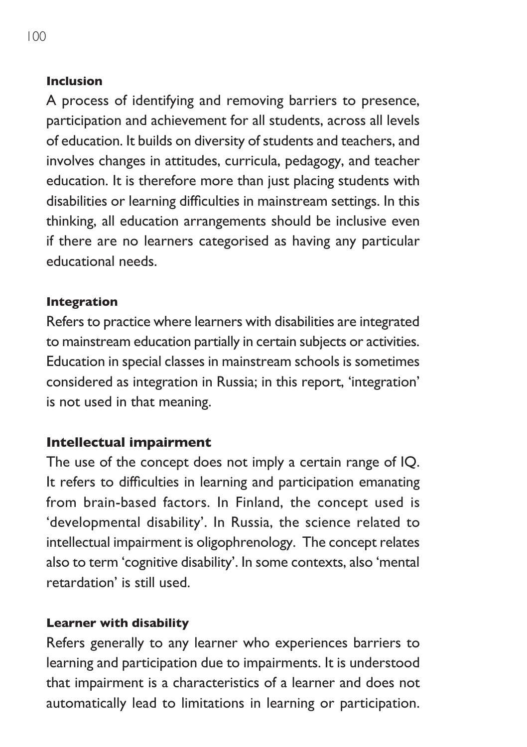**Inclusion**

A process of identifying and removing barriers to presence, participation and achievement for all students, across all levels of education. It builds on diversity of students and teachers, and involves changes in attitudes, curricula, pedagogy, and teacher education. It is therefore more than just placing students with disabilities or learning difficulties in mainstream settings. In this thinking, all education arrangements should be inclusive even if there are no learners categorised as having any particular educational needs.

**Integration**

Refers to practice where learners with disabilities are integrated to mainstream education partially in certain subjects or activities. Education in special classes in mainstream schools is sometimes considered as integration in Russia; in this report, 'integration' is not used in that meaning.

**Intellectual impairment**

The use of the concept does not imply a certain range of IQ. It refers to difficulties in learning and participation emanating from brain-based factors. In Finland, the concept used is 'developmental disability'. In Russia, the science related to intellectual impairment is oligophrenology. The concept relates also to term 'cognitive disability'. In some contexts, also 'mental retardation' is still used.

**Learner with disability**

Refers generally to any learner who experiences barriers to learning and participation due to impairments. It is understood that impairment is a characteristics of a learner and does not automatically lead to limitations in learning or participation.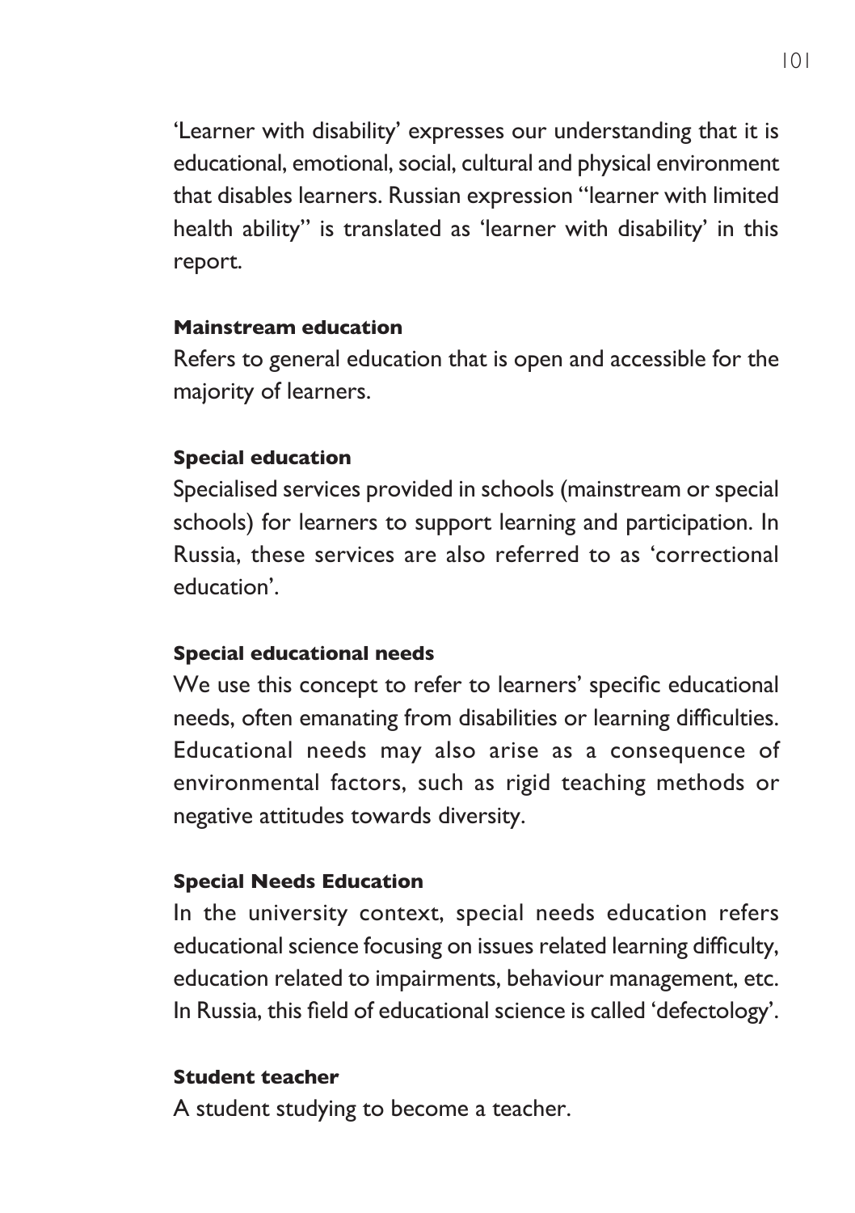'Learner with disability' expresses our understanding that it is educational, emotional, social, cultural and physical environment that disables learners. Russian expression "learner with limited health ability" is translated as 'learner with disability' in this report.

**Mainstream education**

Refers to general education that is open and accessible for the majority of learners.

**Special education**

Specialised services provided in schools (mainstream or special schools) for learners to support learning and participation. In Russia, these services are also referred to as 'correctional education'.

**Special educational needs**

We use this concept to refer to learners' specific educational needs, often emanating from disabilities or learning difficulties. Educational needs may also arise as a consequence of environmental factors, such as rigid teaching methods or negative attitudes towards diversity.

**Special Needs Education**

In the university context, special needs education refers educational science focusing on issues related learning difficulty, education related to impairments, behaviour management, etc. In Russia, this field of educational science is called 'defectology'.

**Student teacher**

A student studying to become a teacher.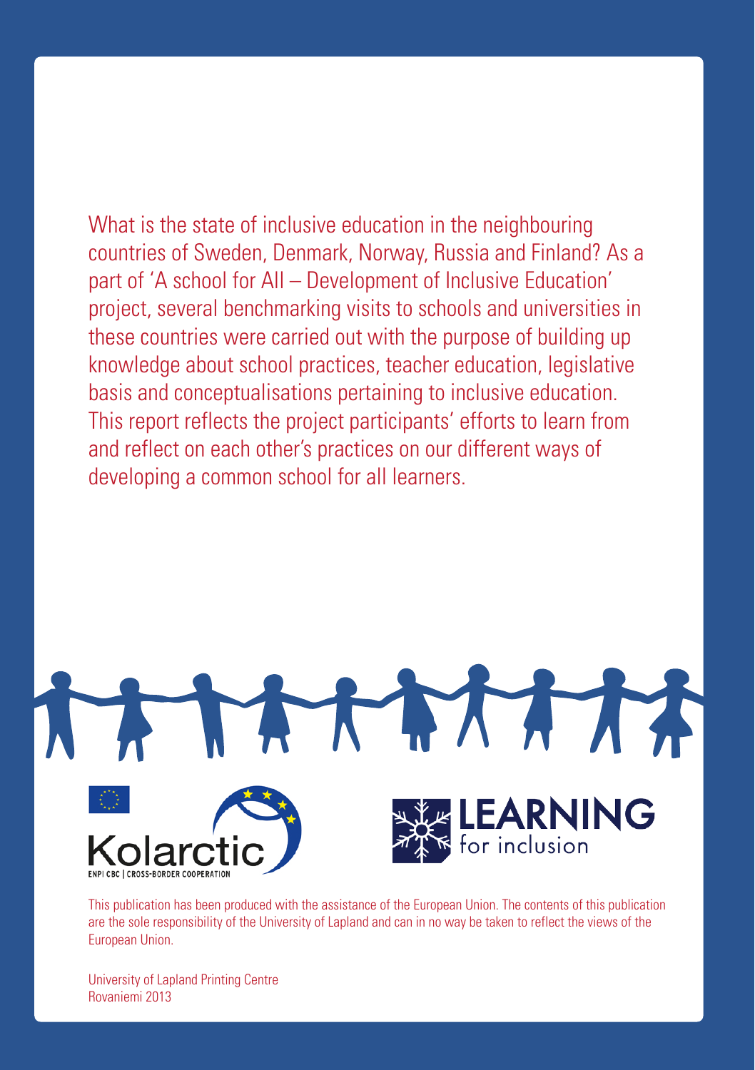What is the state of inclusive education in the neighbouring countries of Sweden, Denmark, Norway, Russia and Finland? As a part of 'A school for All – Development of Inclusive Education' project, several benchmarking visits to schools and universities in these countries were carried out with the purpose of building up knowledge about school practices, teacher education, legislative basis and conceptualisations pertaining to inclusive education. This report reflects the project participants' efforts to learn from and reflect on each other's practices on our different ways of developing a common school for all learners.

Kolarctic
ENPI CBC | CROSS-BORDER COOPERATION

LEARNING
for inclusion

This publication has been produced with the assistance of the European Union. The contents of this publication are the sole responsibility of the University of Lapland and can in no way be taken to reflect the views of the European Union.

University of Lapland Printing Centre
Rovaniemi 2013